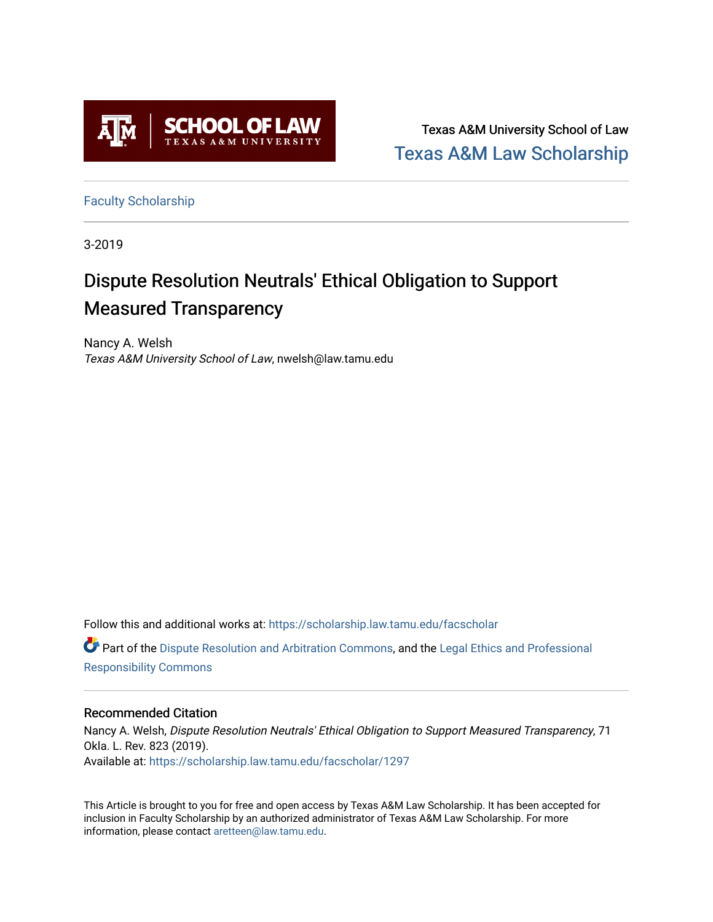Texas A&M University School of Law

Texas A&M Law Scholarship

Faculty Scholarship

3-2019

# Dispute Resolution Neutrals' Ethical Obligation to Support Measured Transparency

Nancy A. Welsh
*Texas A&M University School of Law*, nwelsh@law.tamu.edu

Follow this and additional works at: https://scholarship.law.tamu.edu/facscholar

Part of the Dispute Resolution and Arbitration Commons, and the Legal Ethics and Professional Responsibility Commons

## Recommended Citation

Nancy A. Welsh, *Dispute Resolution Neutrals' Ethical Obligation to Support Measured Transparency*, 71 Okla. L. Rev. 823 (2019).
Available at: https://scholarship.law.tamu.edu/facscholar/1297

This Article is brought to you for free and open access by Texas A&M Law Scholarship. It has been accepted for inclusion in Faculty Scholarship by an authorized administrator of Texas A&M Law Scholarship. For more information, please contact aretteen@law.tamu.edu.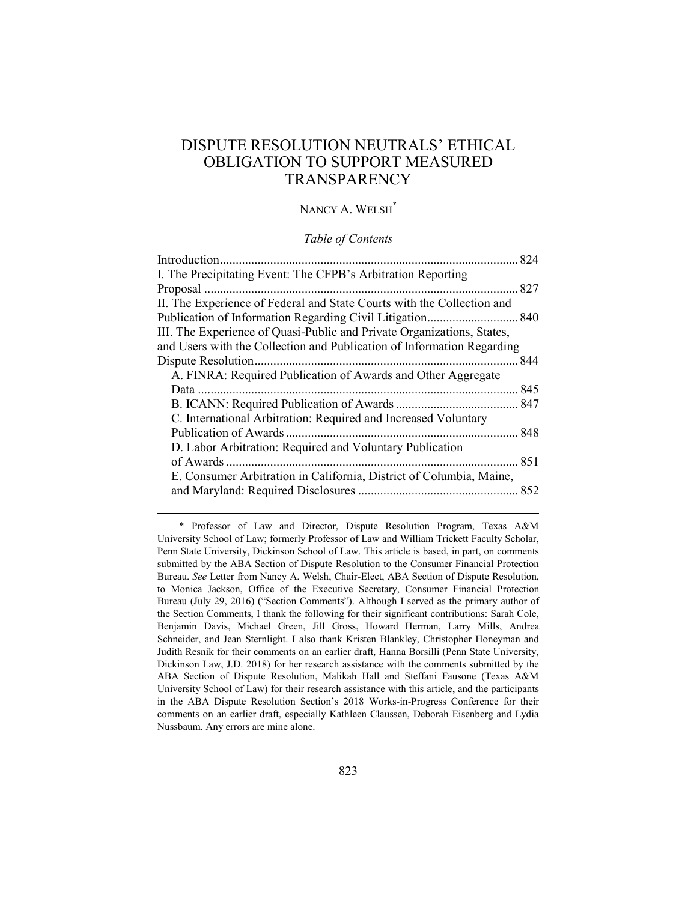# DISPUTE RESOLUTION NEUTRALS' ETHICAL OBLIGATION TO SUPPORT MEASURED TRANSPARENCY

NANCY A. WELSH[*]

*Table of Contents*

Introduction ... 824
I. The Precipitating Event: The CFPB's Arbitration Reporting Proposal ... 827
II. The Experience of Federal and State Courts with the Collection and Publication of Information Regarding Civil Litigation ... 840
III. The Experience of Quasi-Public and Private Organizations, States, and Users with the Collection and Publication of Information Regarding Dispute Resolution ... 844
- A. FINRA: Required Publication of Awards and Other Aggregate Data ... 845
- B. ICANN: Required Publication of Awards ... 847
- C. International Arbitration: Required and Increased Voluntary Publication of Awards ... 848
- D. Labor Arbitration: Required and Voluntary Publication of Awards ... 851
- E. Consumer Arbitration in California, District of Columbia, Maine, and Maryland: Required Disclosures ... 852

---

[*] Professor of Law and Director, Dispute Resolution Program, Texas A&M University School of Law; formerly Professor of Law and William Trickett Faculty Scholar, Penn State University, Dickinson School of Law. This article is based, in part, on comments submitted by the ABA Section of Dispute Resolution to the Consumer Financial Protection Bureau. *See* Letter from Nancy A. Welsh, Chair-Elect, ABA Section of Dispute Resolution, to Monica Jackson, Office of the Executive Secretary, Consumer Financial Protection Bureau (July 29, 2016) ("Section Comments"). Although I served as the primary author of the Section Comments, I thank the following for their significant contributions: Sarah Cole, Benjamin Davis, Michael Green, Jill Gross, Howard Herman, Larry Mills, Andrea Schneider, and Jean Sternlight. I also thank Kristen Blankley, Christopher Honeyman and Judith Resnik for their comments on an earlier draft, Hanna Borsilli (Penn State University, Dickinson Law, J.D. 2018) for her research assistance with the comments submitted by the ABA Section of Dispute Resolution, Malikah Hall and Steffani Fausone (Texas A&M University School of Law) for their research assistance with this article, and the participants in the ABA Dispute Resolution Section's 2018 Works-in-Progress Conference for their comments on an earlier draft, especially Kathleen Claussen, Deborah Eisenberg and Lydia Nussbaum. Any errors are mine alone.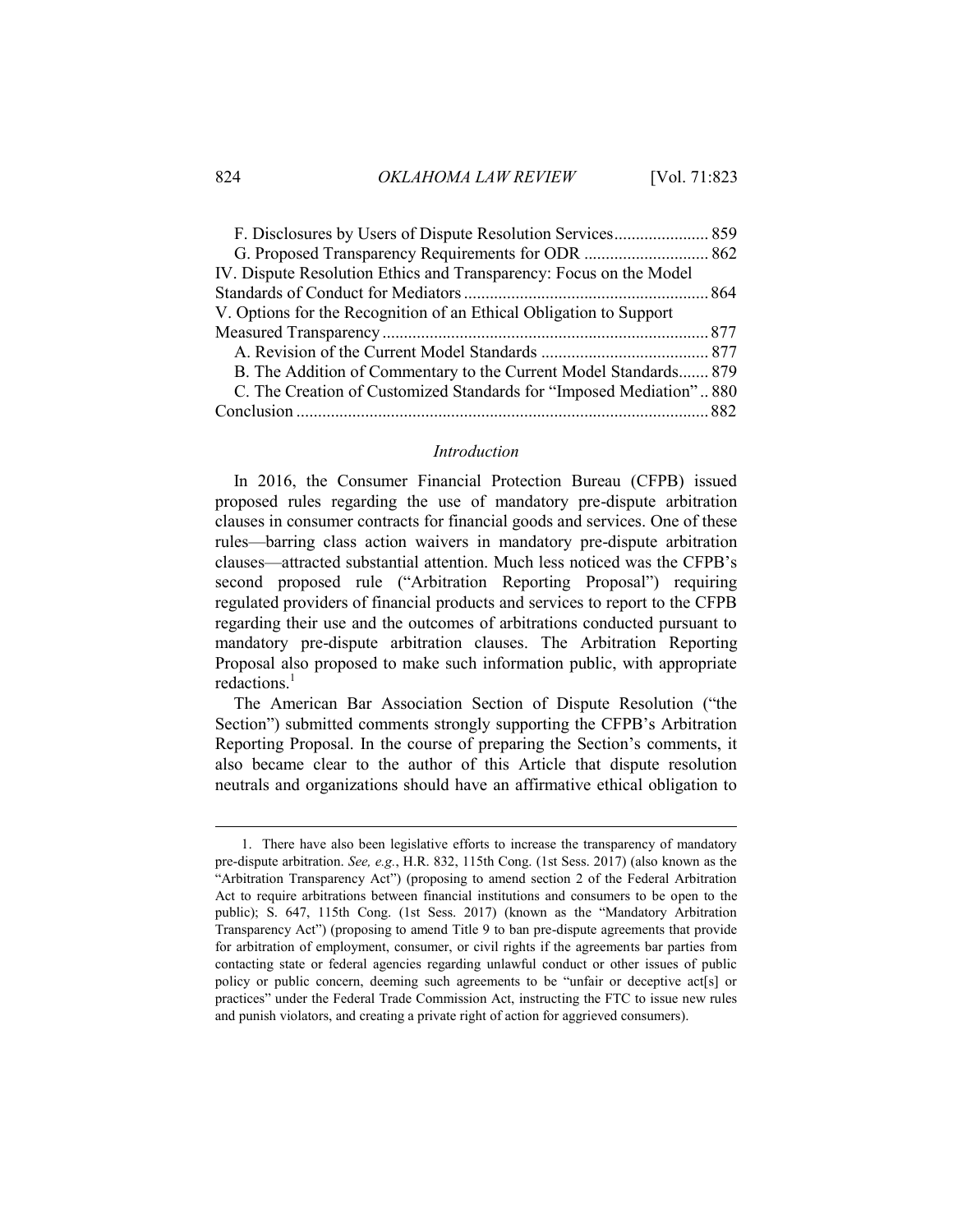F. Disclosures by Users of Dispute Resolution Services ...................... 859
G. Proposed Transparency Requirements for ODR ............................ 862
IV. Dispute Resolution Ethics and Transparency: Focus on the Model Standards of Conduct for Mediators ........................................................ 864
V. Options for the Recognition of an Ethical Obligation to Support Measured Transparency ........................................................................... 877
A. Revision of the Current Model Standards ....................................... 877
B. The Addition of Commentary to the Current Model Standards....... 879
C. The Creation of Customized Standards for "Imposed Mediation" .. 880
Conclusion ............................................................................................... 882

## *Introduction*

In 2016, the Consumer Financial Protection Bureau (CFPB) issued proposed rules regarding the use of mandatory pre-dispute arbitration clauses in consumer contracts for financial goods and services. One of these rules—barring class action waivers in mandatory pre-dispute arbitration clauses—attracted substantial attention. Much less noticed was the CFPB's second proposed rule ("Arbitration Reporting Proposal") requiring regulated providers of financial products and services to report to the CFPB regarding their use and the outcomes of arbitrations conducted pursuant to mandatory pre-dispute arbitration clauses. The Arbitration Reporting Proposal also proposed to make such information public, with appropriate redactions.[1]

The American Bar Association Section of Dispute Resolution ("the Section") submitted comments strongly supporting the CFPB's Arbitration Reporting Proposal. In the course of preparing the Section's comments, it also became clear to the author of this Article that dispute resolution neutrals and organizations should have an affirmative ethical obligation to

---

1. There have also been legislative efforts to increase the transparency of mandatory pre-dispute arbitration. *See, e.g.*, H.R. 832, 115th Cong. (1st Sess. 2017) (also known as the "Arbitration Transparency Act") (proposing to amend section 2 of the Federal Arbitration Act to require arbitrations between financial institutions and consumers to be open to the public); S. 647, 115th Cong. (1st Sess. 2017) (known as the "Mandatory Arbitration Transparency Act") (proposing to amend Title 9 to ban pre-dispute agreements that provide for arbitration of employment, consumer, or civil rights if the agreements bar parties from contacting state or federal agencies regarding unlawful conduct or other issues of public policy or public concern, deeming such agreements to be "unfair or deceptive act[s] or practices" under the Federal Trade Commission Act, instructing the FTC to issue new rules and punish violators, and creating a private right of action for aggrieved consumers).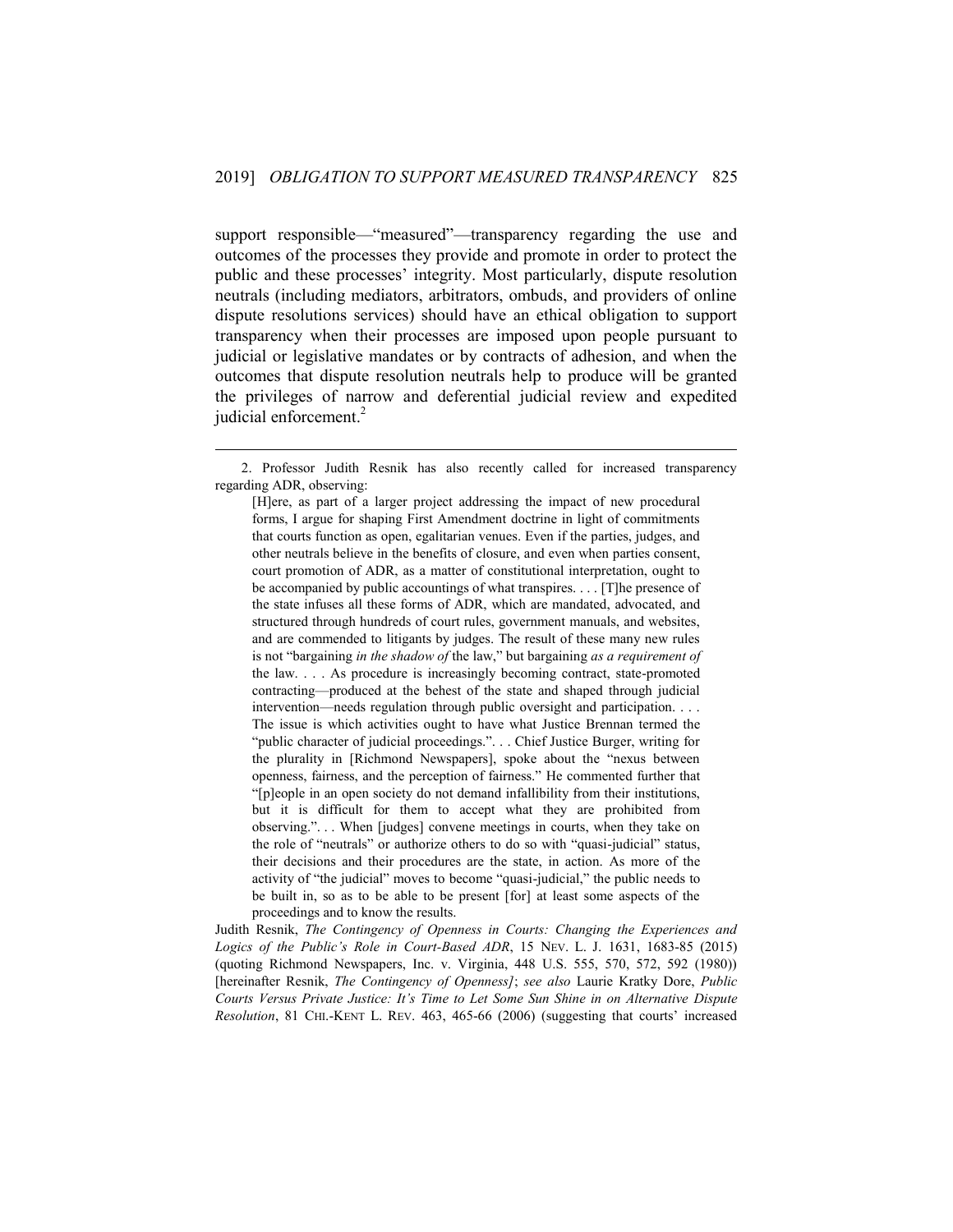support responsible—"measured"—transparency regarding the use and outcomes of the processes they provide and promote in order to protect the public and these processes' integrity. Most particularly, dispute resolution neutrals (including mediators, arbitrators, ombuds, and providers of online dispute resolutions services) should have an ethical obligation to support transparency when their processes are imposed upon people pursuant to judicial or legislative mandates or by contracts of adhesion, and when the outcomes that dispute resolution neutrals help to produce will be granted the privileges of narrow and deferential judicial review and expedited judicial enforcement.[2]

---

2. Professor Judith Resnik has also recently called for increased transparency regarding ADR, observing:

> [H]ere, as part of a larger project addressing the impact of new procedural forms, I argue for shaping First Amendment doctrine in light of commitments that courts function as open, egalitarian venues. Even if the parties, judges, and other neutrals believe in the benefits of closure, and even when parties consent, court promotion of ADR, as a matter of constitutional interpretation, ought to be accompanied by public accountings of what transpires. . . . [T]he presence of the state infuses all these forms of ADR, which are mandated, advocated, and structured through hundreds of court rules, government manuals, and websites, and are commended to litigants by judges. The result of these many new rules is not "bargaining *in the shadow of* the law," but bargaining *as a requirement of* the law. . . . As procedure is increasingly becoming contract, state-promoted contracting—produced at the behest of the state and shaped through judicial intervention—needs regulation through public oversight and participation. . . . The issue is which activities ought to have what Justice Brennan termed the "public character of judicial proceedings.". . . Chief Justice Burger, writing for the plurality in [Richmond Newspapers], spoke about the "nexus between openness, fairness, and the perception of fairness." He commented further that "[p]eople in an open society do not demand infallibility from their institutions, but it is difficult for them to accept what they are prohibited from observing.". . . When [judges] convene meetings in courts, when they take on the role of "neutrals" or authorize others to do so with "quasi-judicial" status, their decisions and their procedures are the state, in action. As more of the activity of "the judicial" moves to become "quasi-judicial," the public needs to be built in, so as to be able to be present [for] at least some aspects of the proceedings and to know the results.

Judith Resnik, *The Contingency of Openness in Courts: Changing the Experiences and Logics of the Public's Role in Court-Based ADR*, 15 NEV. L. J. 1631, 1683-85 (2015) (quoting Richmond Newspapers, Inc. v. Virginia, 448 U.S. 555, 570, 572, 592 (1980)) [hereinafter Resnik, *The Contingency of Openness]*; *see also* Laurie Kratky Dore, *Public Courts Versus Private Justice: It's Time to Let Some Sun Shine in on Alternative Dispute Resolution*, 81 CHI.-KENT L. REV. 463, 465-66 (2006) (suggesting that courts' increased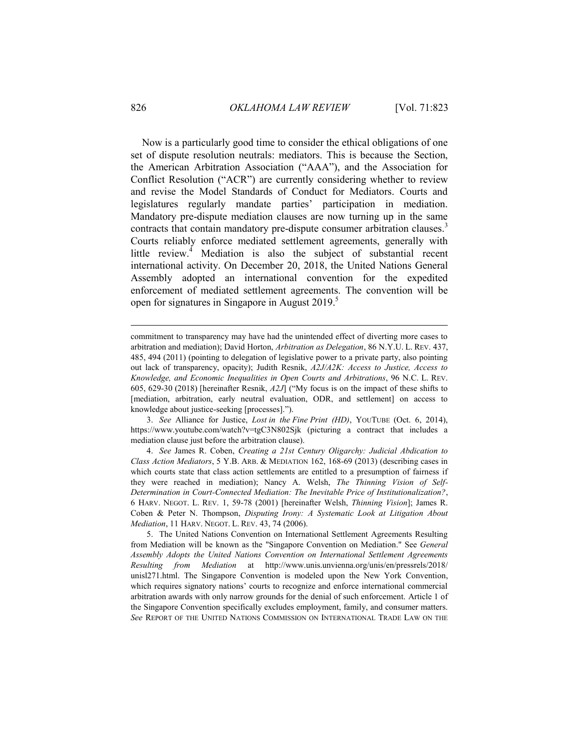Now is a particularly good time to consider the ethical obligations of one set of dispute resolution neutrals: mediators. This is because the Section, the American Arbitration Association ("AAA"), and the Association for Conflict Resolution ("ACR") are currently considering whether to review and revise the Model Standards of Conduct for Mediators. Courts and legislatures regularly mandate parties' participation in mediation. Mandatory pre-dispute mediation clauses are now turning up in the same contracts that contain mandatory pre-dispute consumer arbitration clauses.[3] Courts reliably enforce mediated settlement agreements, generally with little review.[4] Mediation is also the subject of substantial recent international activity. On December 20, 2018, the United Nations General Assembly adopted an international convention for the expedited enforcement of mediated settlement agreements. The convention will be open for signatures in Singapore in August 2019.[5]

---

commitment to transparency may have had the unintended effect of diverting more cases to arbitration and mediation); David Horton, *Arbitration as Delegation*, 86 N.Y.U. L. REV. 437, 485, 494 (2011) (pointing to delegation of legislative power to a private party, also pointing out lack of transparency, opacity); Judith Resnik, *A2J/A2K: Access to Justice, Access to Knowledge, and Economic Inequalities in Open Courts and Arbitrations*, 96 N.C. L. REV. 605, 629-30 (2018) [hereinafter Resnik, *A2J*] ("My focus is on the impact of these shifts to [mediation, arbitration, early neutral evaluation, ODR, and settlement] on access to knowledge about justice-seeking [processes].").

3. *See* Alliance for Justice, *Lost in the Fine Print (HD)*, YOUTUBE (Oct. 6, 2014), https://www.youtube.com/watch?v=tgC3N802Sjk (picturing a contract that includes a mediation clause just before the arbitration clause).

4. *See* James R. Coben, *Creating a 21st Century Oligarchy: Judicial Abdication to Class Action Mediators*, 5 Y.B. ARB. & MEDIATION 162, 168-69 (2013) (describing cases in which courts state that class action settlements are entitled to a presumption of fairness if they were reached in mediation); Nancy A. Welsh, *The Thinning Vision of Self-Determination in Court-Connected Mediation: The Inevitable Price of Institutionalization?*, 6 HARV. NEGOT. L. REV. 1, 59-78 (2001) [hereinafter Welsh, *Thinning Vision*]; James R. Coben & Peter N. Thompson, *Disputing Irony: A Systematic Look at Litigation About Mediation*, 11 HARV. NEGOT. L. REV. 43, 74 (2006).

5. The United Nations Convention on International Settlement Agreements Resulting from Mediation will be known as the "Singapore Convention on Mediation." See *General Assembly Adopts the United Nations Convention on International Settlement Agreements Resulting from Mediation* at http://www.unis.unvienna.org/unis/en/pressrels/2018/unisl271.html. The Singapore Convention is modeled upon the New York Convention, which requires signatory nations' courts to recognize and enforce international commercial arbitration awards with only narrow grounds for the denial of such enforcement. Article 1 of the Singapore Convention specifically excludes employment, family, and consumer matters. *See* REPORT OF THE UNITED NATIONS COMMISSION ON INTERNATIONAL TRADE LAW ON THE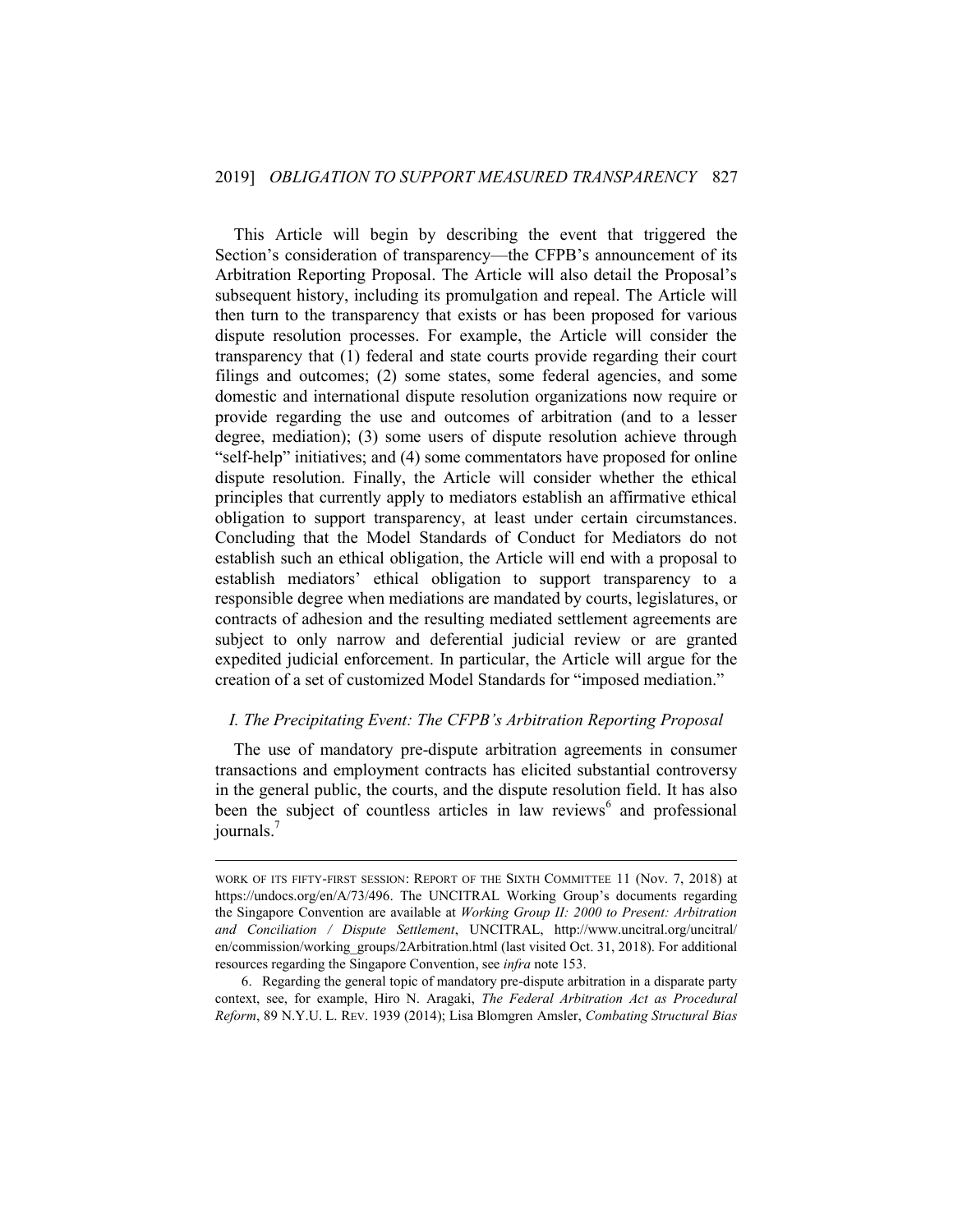This Article will begin by describing the event that triggered the Section's consideration of transparency—the CFPB's announcement of its Arbitration Reporting Proposal. The Article will also detail the Proposal's subsequent history, including its promulgation and repeal. The Article will then turn to the transparency that exists or has been proposed for various dispute resolution processes. For example, the Article will consider the transparency that (1) federal and state courts provide regarding their court filings and outcomes; (2) some states, some federal agencies, and some domestic and international dispute resolution organizations now require or provide regarding the use and outcomes of arbitration (and to a lesser degree, mediation); (3) some users of dispute resolution achieve through "self-help" initiatives; and (4) some commentators have proposed for online dispute resolution. Finally, the Article will consider whether the ethical principles that currently apply to mediators establish an affirmative ethical obligation to support transparency, at least under certain circumstances. Concluding that the Model Standards of Conduct for Mediators do not establish such an ethical obligation, the Article will end with a proposal to establish mediators' ethical obligation to support transparency to a responsible degree when mediations are mandated by courts, legislatures, or contracts of adhesion and the resulting mediated settlement agreements are subject to only narrow and deferential judicial review or are granted expedited judicial enforcement. In particular, the Article will argue for the creation of a set of customized Model Standards for "imposed mediation."

### *I. The Precipitating Event: The CFPB's Arbitration Reporting Proposal*

The use of mandatory pre-dispute arbitration agreements in consumer transactions and employment contracts has elicited substantial controversy in the general public, the courts, and the dispute resolution field. It has also been the subject of countless articles in law reviews[6] and professional journals.[7]

---

WORK OF ITS FIFTY-FIRST SESSION: REPORT OF THE SIXTH COMMITTEE 11 (Nov. 7, 2018) at https://undocs.org/en/A/73/496. The UNCITRAL Working Group's documents regarding the Singapore Convention are available at *Working Group II: 2000 to Present: Arbitration and Conciliation / Dispute Settlement*, UNCITRAL, http://www.uncitral.org/uncitral/en/commission/working_groups/2Arbitration.html (last visited Oct. 31, 2018). For additional resources regarding the Singapore Convention, see *infra* note 153.

6. Regarding the general topic of mandatory pre-dispute arbitration in a disparate party context, see, for example, Hiro N. Aragaki, *The Federal Arbitration Act as Procedural Reform*, 89 N.Y.U. L. REV. 1939 (2014); Lisa Blomgren Amsler, *Combating Structural Bias*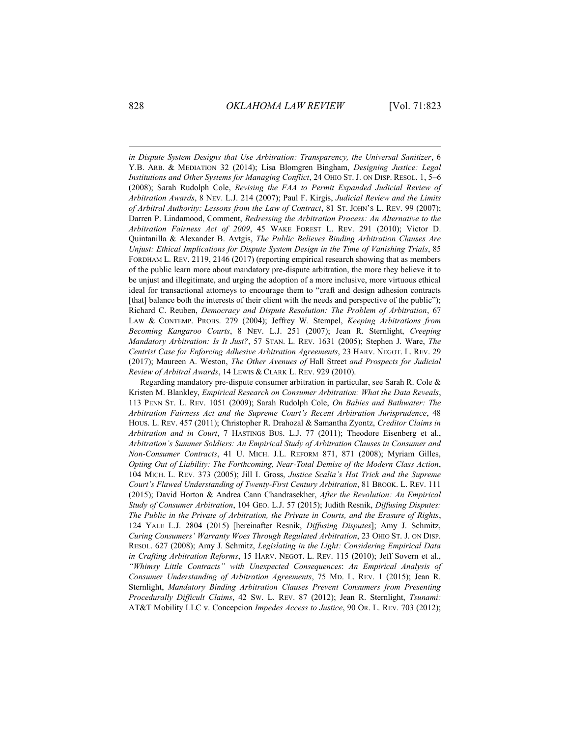*in Dispute System Designs that Use Arbitration: Transparency, the Universal Sanitizer*, 6 Y.B. ARB. & MEDIATION 32 (2014); Lisa Blomgren Bingham, *Designing Justice: Legal Institutions and Other Systems for Managing Conflict*, 24 OHIO ST. J. ON DISP. RESOL. 1, 5–6 (2008); Sarah Rudolph Cole, *Revising the FAA to Permit Expanded Judicial Review of Arbitration Awards*, 8 NEV. L.J. 214 (2007); Paul F. Kirgis, *Judicial Review and the Limits of Arbitral Authority: Lessons from the Law of Contract*, 81 ST. JOHN'S L. REV. 99 (2007); Darren P. Lindamood, Comment, *Redressing the Arbitration Process: An Alternative to the Arbitration Fairness Act of 2009*, 45 WAKE FOREST L. REV. 291 (2010); Victor D. Quintanilla & Alexander B. Avtgis, *The Public Believes Binding Arbitration Clauses Are Unjust: Ethical Implications for Dispute System Design in the Time of Vanishing Trials*, 85 FORDHAM L. REV. 2119, 2146 (2017) (reporting empirical research showing that as members of the public learn more about mandatory pre-dispute arbitration, the more they believe it to be unjust and illegitimate, and urging the adoption of a more inclusive, more virtuous ethical ideal for transactional attorneys to encourage them to "craft and design adhesion contracts [that] balance both the interests of their client with the needs and perspective of the public"); Richard C. Reuben, *Democracy and Dispute Resolution: The Problem of Arbitration*, 67 LAW & CONTEMP. PROBS. 279 (2004); Jeffrey W. Stempel, *Keeping Arbitrations from Becoming Kangaroo Courts*, 8 NEV. L.J. 251 (2007); Jean R. Sternlight, *Creeping Mandatory Arbitration: Is It Just?*, 57 STAN. L. REV. 1631 (2005); Stephen J. Ware, *The Centrist Case for Enforcing Adhesive Arbitration Agreements*, 23 HARV. NEGOT. L. REV. 29 (2017); Maureen A. Weston, *The Other Avenues of* Hall Street *and Prospects for Judicial Review of Arbitral Awards*, 14 LEWIS & CLARK L. REV. 929 (2010).

Regarding mandatory pre-dispute consumer arbitration in particular, see Sarah R. Cole & Kristen M. Blankley, *Empirical Research on Consumer Arbitration: What the Data Reveals*, 113 PENN ST. L. REV. 1051 (2009); Sarah Rudolph Cole, *On Babies and Bathwater: The Arbitration Fairness Act and the Supreme Court's Recent Arbitration Jurisprudence*, 48 HOUS. L. REV. 457 (2011); Christopher R. Drahozal & Samantha Zyontz, *Creditor Claims in Arbitration and in Court*, 7 HASTINGS BUS. L.J. 77 (2011); Theodore Eisenberg et al., *Arbitration's Summer Soldiers: An Empirical Study of Arbitration Clauses in Consumer and Non-Consumer Contracts*, 41 U. MICH. J.L. REFORM 871, 871 (2008); Myriam Gilles, *Opting Out of Liability: The Forthcoming, Near-Total Demise of the Modern Class Action*, 104 MICH. L. REV. 373 (2005); Jill I. Gross, *Justice Scalia's Hat Trick and the Supreme Court's Flawed Understanding of Twenty-First Century Arbitration*, 81 BROOK. L. REV. 111 (2015); David Horton & Andrea Cann Chandrasekher, *After the Revolution: An Empirical Study of Consumer Arbitration*, 104 GEO. L.J. 57 (2015); Judith Resnik, *Diffusing Disputes: The Public in the Private of Arbitration, the Private in Courts, and the Erasure of Rights*, 124 YALE L.J. 2804 (2015) [hereinafter Resnik, *Diffusing Disputes*]; Amy J. Schmitz, *Curing Consumers' Warranty Woes Through Regulated Arbitration*, 23 OHIO ST. J. ON DISP. RESOL. 627 (2008); Amy J. Schmitz, *Legislating in the Light: Considering Empirical Data in Crafting Arbitration Reforms*, 15 HARV. NEGOT. L. REV. 115 (2010); Jeff Sovern et al., *"Whimsy Little Contracts" with Unexpected Consequences*: *An Empirical Analysis of Consumer Understanding of Arbitration Agreements*, 75 MD. L. REV. 1 (2015); Jean R. Sternlight, *Mandatory Binding Arbitration Clauses Prevent Consumers from Presenting Procedurally Difficult Claims*, 42 SW. L. REV. 87 (2012); Jean R. Sternlight, *Tsunami:* AT&T Mobility LLC v. Concepcion *Impedes Access to Justice*, 90 OR. L. REV. 703 (2012);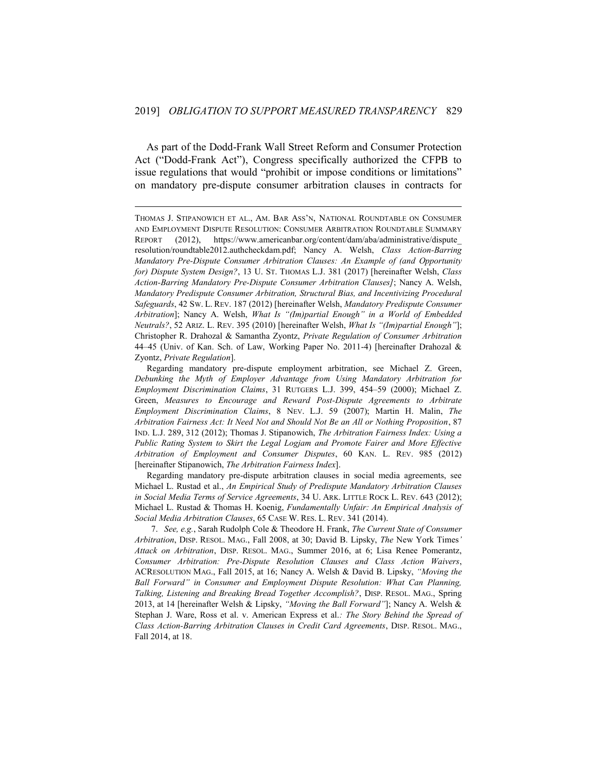As part of the Dodd-Frank Wall Street Reform and Consumer Protection Act ("Dodd-Frank Act"), Congress specifically authorized the CFPB to issue regulations that would "prohibit or impose conditions or limitations" on mandatory pre-dispute consumer arbitration clauses in contracts for

---

THOMAS J. STIPANOWICH ET AL., AM. BAR ASS'N, NATIONAL ROUNDTABLE ON CONSUMER AND EMPLOYMENT DISPUTE RESOLUTION: CONSUMER ARBITRATION ROUNDTABLE SUMMARY REPORT (2012), https://www.americanbar.org/content/dam/aba/administrative/dispute_resolution/roundtable2012.authcheckdam.pdf; Nancy A. Welsh, *Class Action-Barring Mandatory Pre-Dispute Consumer Arbitration Clauses: An Example of (and Opportunity for) Dispute System Design?*, 13 U. ST. THOMAS L.J. 381 (2017) [hereinafter Welsh, *Class Action-Barring Mandatory Pre-Dispute Consumer Arbitration Clauses]*; Nancy A. Welsh, *Mandatory Predispute Consumer Arbitration, Structural Bias, and Incentivizing Procedural Safeguards*, 42 SW. L. REV. 187 (2012) [hereinafter Welsh, *Mandatory Predispute Consumer Arbitration*]; Nancy A. Welsh, *What Is "(Im)partial Enough" in a World of Embedded Neutrals?*, 52 ARIZ. L. REV. 395 (2010) [hereinafter Welsh, *What Is "(Im)partial Enough"*]; Christopher R. Drahozal & Samantha Zyontz, *Private Regulation of Consumer Arbitration* 44–45 (Univ. of Kan. Sch. of Law, Working Paper No. 2011-4) [hereinafter Drahozal & Zyontz, *Private Regulation*].

Regarding mandatory pre-dispute employment arbitration, see Michael Z. Green, *Debunking the Myth of Employer Advantage from Using Mandatory Arbitration for Employment Discrimination Claims*, 31 RUTGERS L.J. 399, 454–59 (2000); Michael Z. Green, *Measures to Encourage and Reward Post-Dispute Agreements to Arbitrate Employment Discrimination Claims*, 8 NEV. L.J. 59 (2007); Martin H. Malin, *The Arbitration Fairness Act: It Need Not and Should Not Be an All or Nothing Proposition*, 87 IND. L.J. 289, 312 (2012); Thomas J. Stipanowich, *The Arbitration Fairness Index: Using a Public Rating System to Skirt the Legal Logjam and Promote Fairer and More Effective Arbitration of Employment and Consumer Disputes*, 60 KAN. L. REV. 985 (2012) [hereinafter Stipanowich, *The Arbitration Fairness Index*].

Regarding mandatory pre-dispute arbitration clauses in social media agreements, see Michael L. Rustad et al., *An Empirical Study of Predispute Mandatory Arbitration Clauses in Social Media Terms of Service Agreements*, 34 U. ARK. LITTLE ROCK L. REV. 643 (2012); Michael L. Rustad & Thomas H. Koenig, *Fundamentally Unfair: An Empirical Analysis of Social Media Arbitration Clauses*, 65 CASE W. RES. L. REV. 341 (2014).

7. *See, e.g.*, Sarah Rudolph Cole & Theodore H. Frank, *The Current State of Consumer Arbitration*, DISP. RESOL. MAG., Fall 2008, at 30; David B. Lipsky, *The* New York Times*' Attack on Arbitration*, DISP. RESOL. MAG., Summer 2016, at 6; Lisa Renee Pomerantz, *Consumer Arbitration: Pre-Dispute Resolution Clauses and Class Action Waivers*, ACRESOLUTION MAG., Fall 2015, at 16; Nancy A. Welsh & David B. Lipsky, *"Moving the Ball Forward" in Consumer and Employment Dispute Resolution: What Can Planning, Talking, Listening and Breaking Bread Together Accomplish?*, DISP. RESOL. MAG., Spring 2013, at 14 [hereinafter Welsh & Lipsky, *"Moving the Ball Forward"*]; Nancy A. Welsh & Stephan J. Ware, Ross et al. v. American Express et al.*: The Story Behind the Spread of Class Action-Barring Arbitration Clauses in Credit Card Agreements*, DISP. RESOL. MAG., Fall 2014, at 18.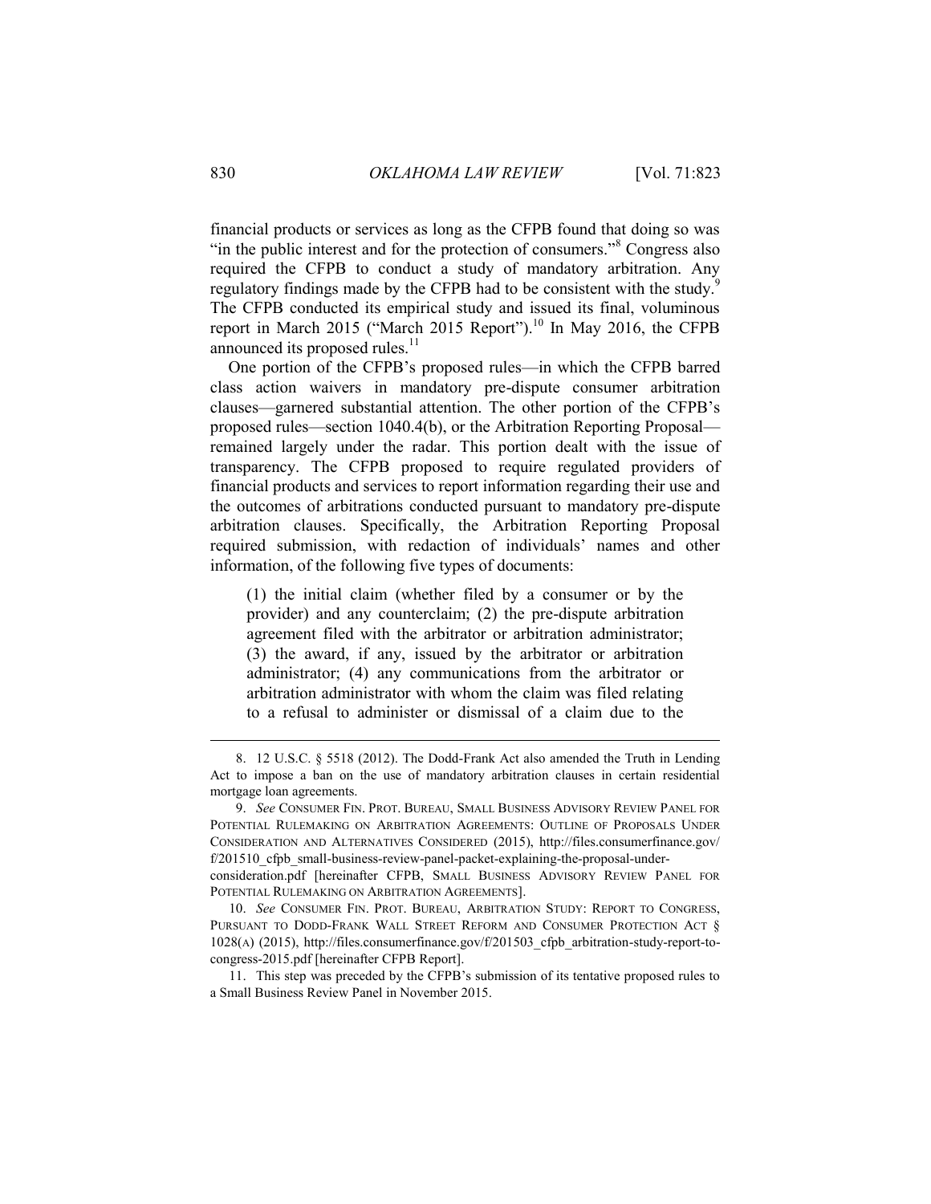financial products or services as long as the CFPB found that doing so was "in the public interest and for the protection of consumers."[8] Congress also required the CFPB to conduct a study of mandatory arbitration. Any regulatory findings made by the CFPB had to be consistent with the study.[9] The CFPB conducted its empirical study and issued its final, voluminous report in March 2015 ("March 2015 Report").[10] In May 2016, the CFPB announced its proposed rules.[11]

One portion of the CFPB's proposed rules—in which the CFPB barred class action waivers in mandatory pre-dispute consumer arbitration clauses—garnered substantial attention. The other portion of the CFPB's proposed rules—section 1040.4(b), or the Arbitration Reporting Proposal—remained largely under the radar. This portion dealt with the issue of transparency. The CFPB proposed to require regulated providers of financial products and services to report information regarding their use and the outcomes of arbitrations conducted pursuant to mandatory pre-dispute arbitration clauses. Specifically, the Arbitration Reporting Proposal required submission, with redaction of individuals' names and other information, of the following five types of documents:

> (1) the initial claim (whether filed by a consumer or by the provider) and any counterclaim; (2) the pre-dispute arbitration agreement filed with the arbitrator or arbitration administrator; (3) the award, if any, issued by the arbitrator or arbitration administrator; (4) any communications from the arbitrator or arbitration administrator with whom the claim was filed relating to a refusal to administer or dismissal of a claim due to the

---

8. 12 U.S.C. § 5518 (2012). The Dodd-Frank Act also amended the Truth in Lending Act to impose a ban on the use of mandatory arbitration clauses in certain residential mortgage loan agreements.

9. *See* CONSUMER FIN. PROT. BUREAU, SMALL BUSINESS ADVISORY REVIEW PANEL FOR POTENTIAL RULEMAKING ON ARBITRATION AGREEMENTS: OUTLINE OF PROPOSALS UNDER CONSIDERATION AND ALTERNATIVES CONSIDERED (2015), http://files.consumerfinance.gov/f/201510_cfpb_small-business-review-panel-packet-explaining-the-proposal-under-consideration.pdf [hereinafter CFPB, SMALL BUSINESS ADVISORY REVIEW PANEL FOR POTENTIAL RULEMAKING ON ARBITRATION AGREEMENTS].

10. *See* CONSUMER FIN. PROT. BUREAU, ARBITRATION STUDY: REPORT TO CONGRESS, PURSUANT TO DODD-FRANK WALL STREET REFORM AND CONSUMER PROTECTION ACT § 1028(A) (2015), http://files.consumerfinance.gov/f/201503_cfpb_arbitration-study-report-to-congress-2015.pdf [hereinafter CFPB Report].

11. This step was preceded by the CFPB's submission of its tentative proposed rules to a Small Business Review Panel in November 2015.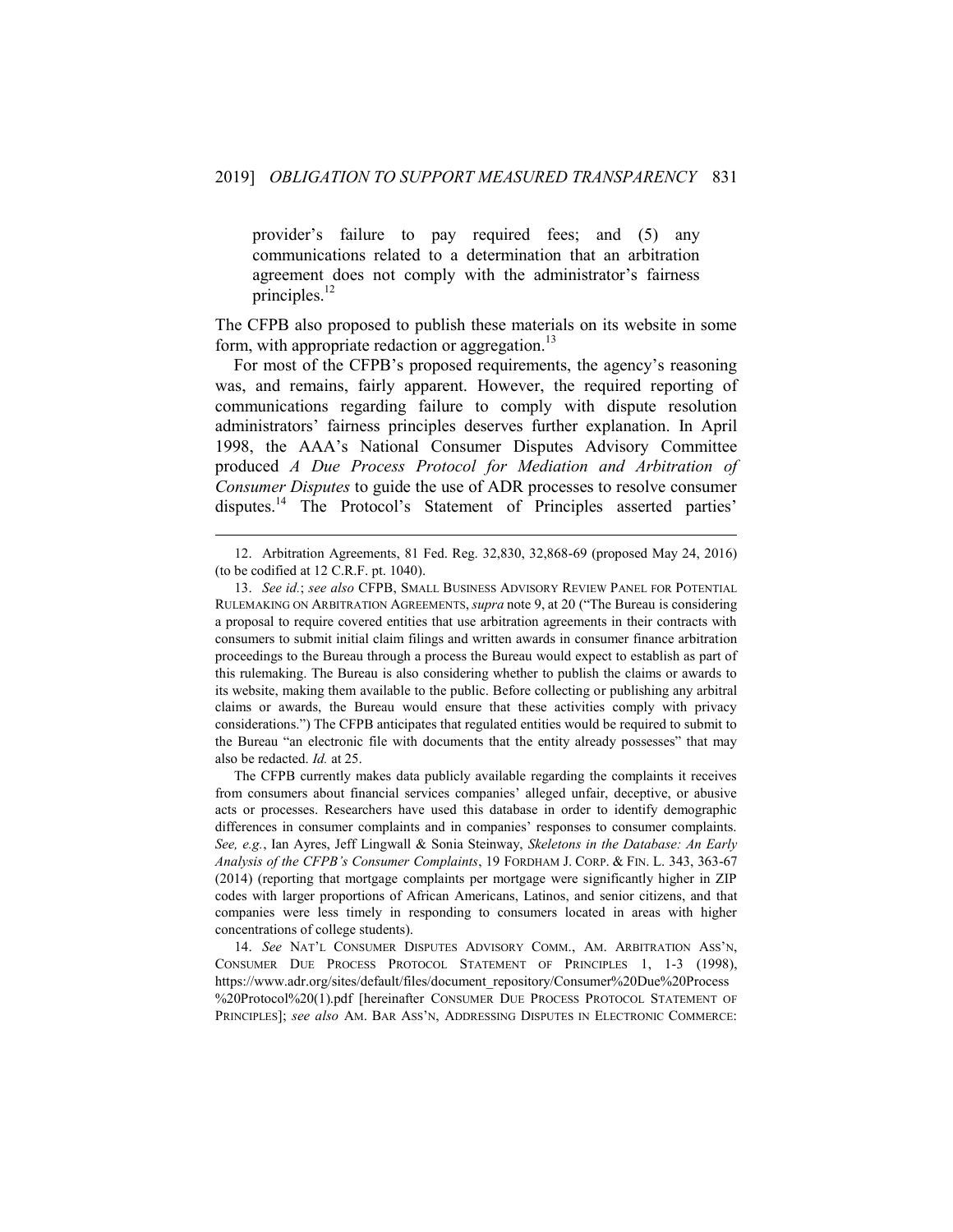provider's failure to pay required fees; and (5) any communications related to a determination that an arbitration agreement does not comply with the administrator's fairness principles.[12]

The CFPB also proposed to publish these materials on its website in some form, with appropriate redaction or aggregation.[13]

For most of the CFPB's proposed requirements, the agency's reasoning was, and remains, fairly apparent. However, the required reporting of communications regarding failure to comply with dispute resolution administrators' fairness principles deserves further explanation. In April 1998, the AAA's National Consumer Disputes Advisory Committee produced *A Due Process Protocol for Mediation and Arbitration of Consumer Disputes* to guide the use of ADR processes to resolve consumer disputes.[14] The Protocol's Statement of Principles asserted parties'

---

12. Arbitration Agreements, 81 Fed. Reg. 32,830, 32,868-69 (proposed May 24, 2016) (to be codified at 12 C.R.F. pt. 1040).

13. *See id.*; *see also* CFPB, SMALL BUSINESS ADVISORY REVIEW PANEL FOR POTENTIAL RULEMAKING ON ARBITRATION AGREEMENTS, *supra* note 9, at 20 ("The Bureau is considering a proposal to require covered entities that use arbitration agreements in their contracts with consumers to submit initial claim filings and written awards in consumer finance arbitration proceedings to the Bureau through a process the Bureau would expect to establish as part of this rulemaking. The Bureau is also considering whether to publish the claims or awards to its website, making them available to the public. Before collecting or publishing any arbitral claims or awards, the Bureau would ensure that these activities comply with privacy considerations.") The CFPB anticipates that regulated entities would be required to submit to the Bureau "an electronic file with documents that the entity already possesses" that may also be redacted. *Id.* at 25.

The CFPB currently makes data publicly available regarding the complaints it receives from consumers about financial services companies' alleged unfair, deceptive, or abusive acts or processes. Researchers have used this database in order to identify demographic differences in consumer complaints and in companies' responses to consumer complaints. *See, e.g.*, Ian Ayres, Jeff Lingwall & Sonia Steinway, *Skeletons in the Database: An Early Analysis of the CFPB's Consumer Complaints*, 19 FORDHAM J. CORP. & FIN. L. 343, 363-67 (2014) (reporting that mortgage complaints per mortgage were significantly higher in ZIP codes with larger proportions of African Americans, Latinos, and senior citizens, and that companies were less timely in responding to consumers located in areas with higher concentrations of college students).

14. *See* NAT'L CONSUMER DISPUTES ADVISORY COMM., AM. ARBITRATION ASS'N, CONSUMER DUE PROCESS PROTOCOL STATEMENT OF PRINCIPLES 1, 1-3 (1998), https://www.adr.org/sites/default/files/document_repository/Consumer%20Due%20Process%20Protocol%20(1).pdf [hereinafter CONSUMER DUE PROCESS PROTOCOL STATEMENT OF PRINCIPLES]; *see also* AM. BAR ASS'N, ADDRESSING DISPUTES IN ELECTRONIC COMMERCE: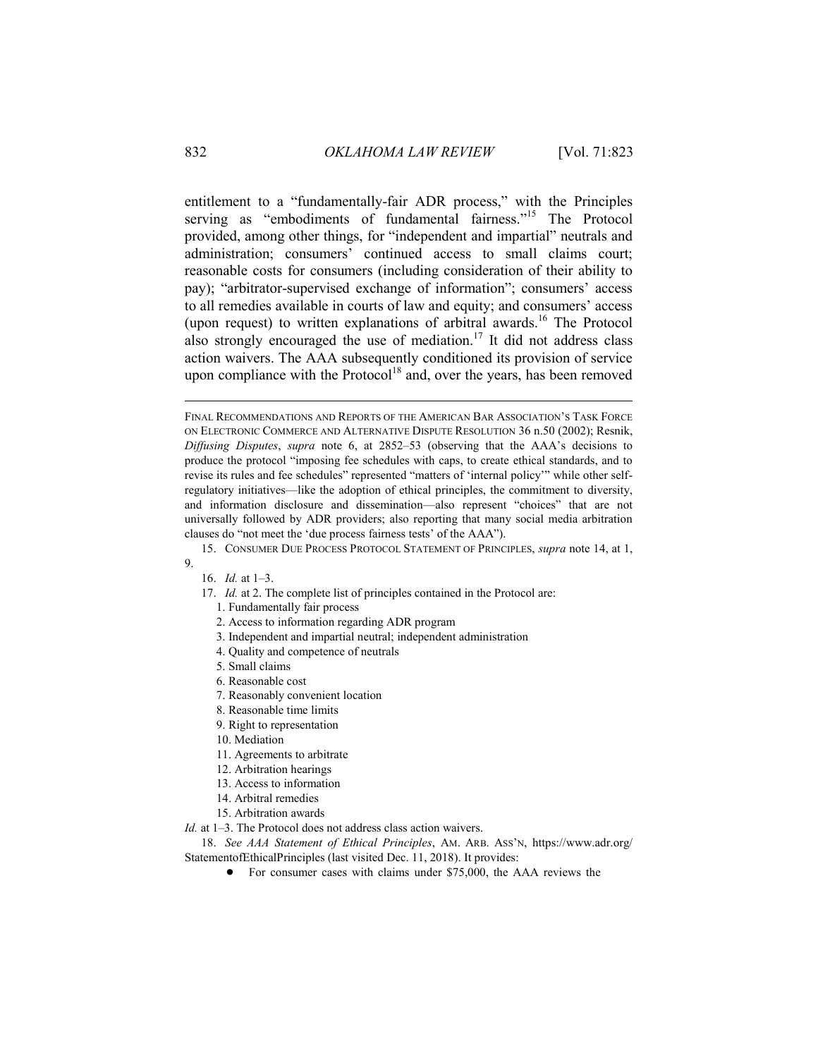entitlement to a "fundamentally-fair ADR process," with the Principles serving as "embodiments of fundamental fairness."[15] The Protocol provided, among other things, for "independent and impartial" neutrals and administration; consumers' continued access to small claims court; reasonable costs for consumers (including consideration of their ability to pay); "arbitrator-supervised exchange of information"; consumers' access to all remedies available in courts of law and equity; and consumers' access (upon request) to written explanations of arbitral awards.[16] The Protocol also strongly encouraged the use of mediation.[17] It did not address class action waivers. The AAA subsequently conditioned its provision of service upon compliance with the Protocol[18] and, over the years, has been removed

---

FINAL RECOMMENDATIONS AND REPORTS OF THE AMERICAN BAR ASSOCIATION'S TASK FORCE ON ELECTRONIC COMMERCE AND ALTERNATIVE DISPUTE RESOLUTION 36 n.50 (2002); Resnik, *Diffusing Disputes*, *supra* note 6, at 2852–53 (observing that the AAA's decisions to produce the protocol "imposing fee schedules with caps, to create ethical standards, and to revise its rules and fee schedules" represented "matters of 'internal policy'" while other self-regulatory initiatives—like the adoption of ethical principles, the commitment to diversity, and information disclosure and dissemination—also represent "choices" that are not universally followed by ADR providers; also reporting that many social media arbitration clauses do "not meet the 'due process fairness tests' of the AAA").

15. CONSUMER DUE PROCESS PROTOCOL STATEMENT OF PRINCIPLES, *supra* note 14, at 1, 9.

16. *Id.* at 1–3.

17. *Id.* at 2. The complete list of principles contained in the Protocol are:

1. Fundamentally fair process
2. Access to information regarding ADR program
3. Independent and impartial neutral; independent administration
4. Quality and competence of neutrals
5. Small claims
6. Reasonable cost
7. Reasonably convenient location
8. Reasonable time limits
9. Right to representation
10. Mediation
11. Agreements to arbitrate
12. Arbitration hearings
13. Access to information
14. Arbitral remedies
15. Arbitration awards

*Id.* at 1–3. The Protocol does not address class action waivers.

18. *See AAA Statement of Ethical Principles*, AM. ARB. ASS'N, https://www.adr.org/StatementofEthicalPrinciples (last visited Dec. 11, 2018). It provides:

- For consumer cases with claims under $75,000, the AAA reviews the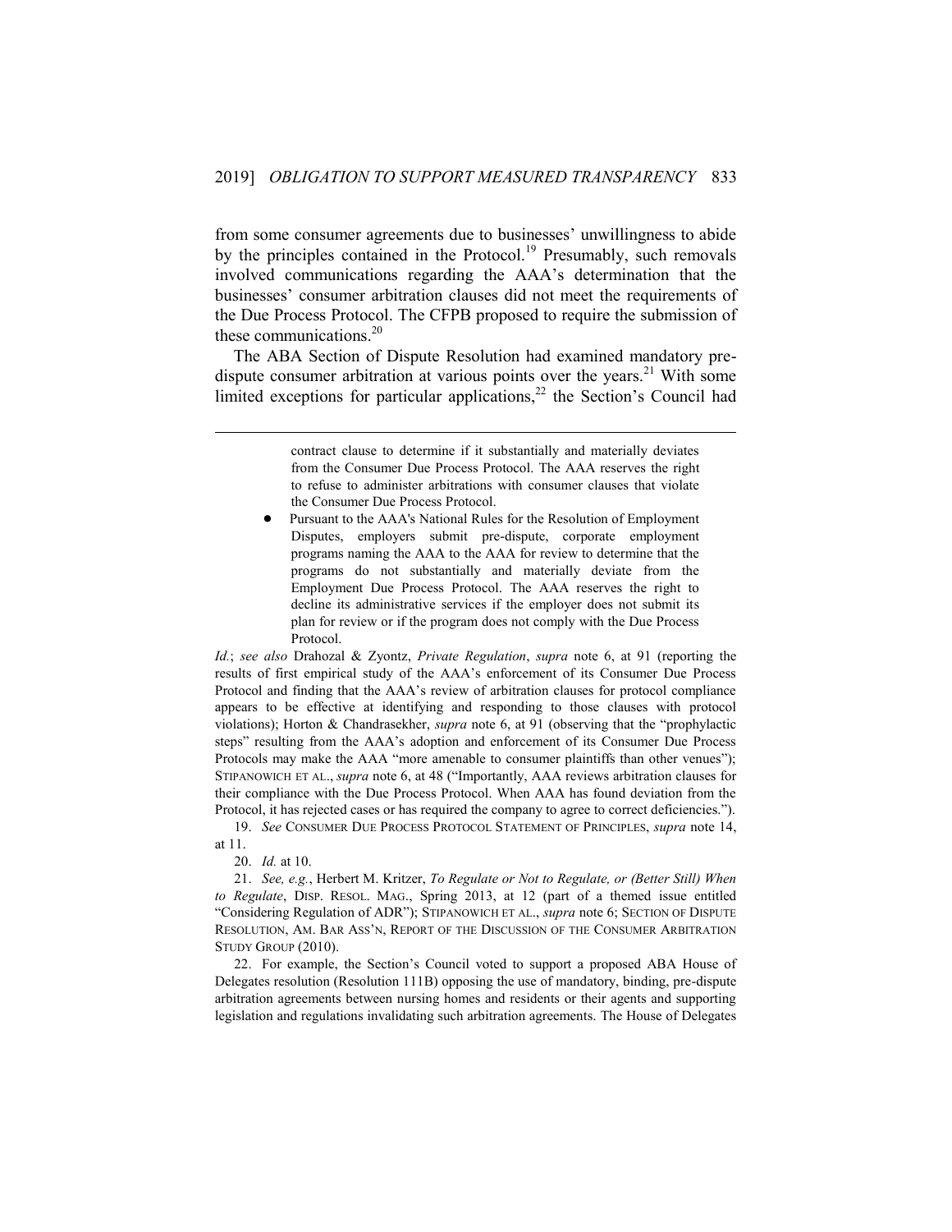from some consumer agreements due to businesses' unwillingness to abide by the principles contained in the Protocol.[19] Presumably, such removals involved communications regarding the AAA's determination that the businesses' consumer arbitration clauses did not meet the requirements of the Due Process Protocol. The CFPB proposed to require the submission of these communications.[20]

The ABA Section of Dispute Resolution had examined mandatory pre-dispute consumer arbitration at various points over the years.[21] With some limited exceptions for particular applications,[22] the Section's Council had

---

> contract clause to determine if it substantially and materially deviates from the Consumer Due Process Protocol. The AAA reserves the right to refuse to administer arbitrations with consumer clauses that violate the Consumer Due Process Protocol.
>
> - Pursuant to the AAA's National Rules for the Resolution of Employment Disputes, employers submit pre-dispute, corporate employment programs naming the AAA to the AAA for review to determine that the programs do not substantially and materially deviate from the Employment Due Process Protocol. The AAA reserves the right to decline its administrative services if the employer does not submit its plan for review or if the program does not comply with the Due Process Protocol.

*Id.*; *see also* Drahozal & Zyontz, *Private Regulation*, *supra* note 6, at 91 (reporting the results of first empirical study of the AAA's enforcement of its Consumer Due Process Protocol and finding that the AAA's review of arbitration clauses for protocol compliance appears to be effective at identifying and responding to those clauses with protocol violations); Horton & Chandrasekher, *supra* note 6, at 91 (observing that the "prophylactic steps" resulting from the AAA's adoption and enforcement of its Consumer Due Process Protocols may make the AAA "more amenable to consumer plaintiffs than other venues"); STIPANOWICH ET AL., *supra* note 6, at 48 ("Importantly, AAA reviews arbitration clauses for their compliance with the Due Process Protocol. When AAA has found deviation from the Protocol, it has rejected cases or has required the company to agree to correct deficiencies.").

19. *See* CONSUMER DUE PROCESS PROTOCOL STATEMENT OF PRINCIPLES, *supra* note 14, at 11.

20. *Id.* at 10.

21. *See, e.g.*, Herbert M. Kritzer, *To Regulate or Not to Regulate, or (Better Still) When to Regulate*, DISP. RESOL. MAG., Spring 2013, at 12 (part of a themed issue entitled "Considering Regulation of ADR"); STIPANOWICH ET AL., *supra* note 6; SECTION OF DISPUTE RESOLUTION, AM. BAR ASS'N, REPORT OF THE DISCUSSION OF THE CONSUMER ARBITRATION STUDY GROUP (2010).

22. For example, the Section's Council voted to support a proposed ABA House of Delegates resolution (Resolution 111B) opposing the use of mandatory, binding, pre-dispute arbitration agreements between nursing homes and residents or their agents and supporting legislation and regulations invalidating such arbitration agreements. The House of Delegates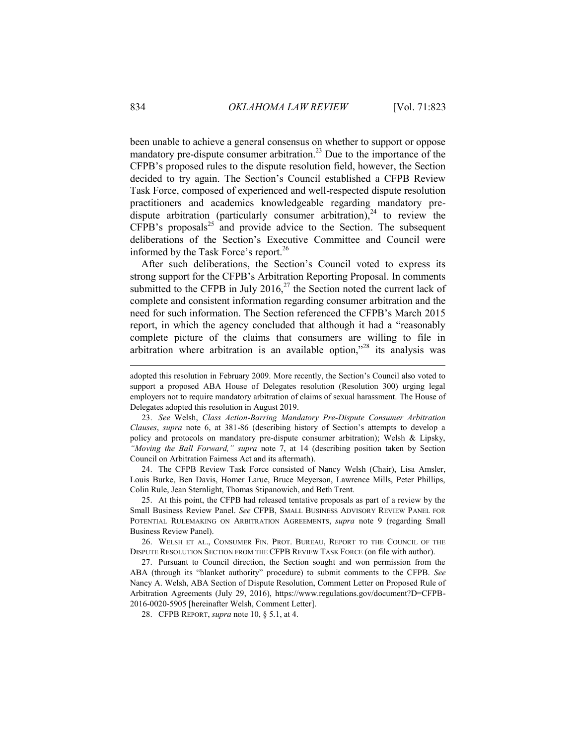been unable to achieve a general consensus on whether to support or oppose mandatory pre-dispute consumer arbitration.[23] Due to the importance of the CFPB's proposed rules to the dispute resolution field, however, the Section decided to try again. The Section's Council established a CFPB Review Task Force, composed of experienced and well-respected dispute resolution practitioners and academics knowledgeable regarding mandatory pre-dispute arbitration (particularly consumer arbitration),[24] to review the CFPB's proposals[25] and provide advice to the Section. The subsequent deliberations of the Section's Executive Committee and Council were informed by the Task Force's report.[26]

After such deliberations, the Section's Council voted to express its strong support for the CFPB's Arbitration Reporting Proposal. In comments submitted to the CFPB in July 2016,[27] the Section noted the current lack of complete and consistent information regarding consumer arbitration and the need for such information. The Section referenced the CFPB's March 2015 report, in which the agency concluded that although it had a "reasonably complete picture of the claims that consumers are willing to file in arbitration where arbitration is an available option,"[28] its analysis was

---

adopted this resolution in February 2009. More recently, the Section's Council also voted to support a proposed ABA House of Delegates resolution (Resolution 300) urging legal employers not to require mandatory arbitration of claims of sexual harassment. The House of Delegates adopted this resolution in August 2019.

23. *See* Welsh, *Class Action-Barring Mandatory Pre-Dispute Consumer Arbitration Clauses*, *supra* note 6, at 381-86 (describing history of Section's attempts to develop a policy and protocols on mandatory pre-dispute consumer arbitration); Welsh & Lipsky, *"Moving the Ball Forward," supra* note 7, at 14 (describing position taken by Section Council on Arbitration Fairness Act and its aftermath).

24. The CFPB Review Task Force consisted of Nancy Welsh (Chair), Lisa Amsler, Louis Burke, Ben Davis, Homer Larue, Bruce Meyerson, Lawrence Mills, Peter Phillips, Colin Rule, Jean Sternlight, Thomas Stipanowich, and Beth Trent.

25. At this point, the CFPB had released tentative proposals as part of a review by the Small Business Review Panel. *See* CFPB, SMALL BUSINESS ADVISORY REVIEW PANEL FOR POTENTIAL RULEMAKING ON ARBITRATION AGREEMENTS, *supra* note 9 (regarding Small Business Review Panel).

26. WELSH ET AL., CONSUMER FIN. PROT. BUREAU, REPORT TO THE COUNCIL OF THE DISPUTE RESOLUTION SECTION FROM THE CFPB REVIEW TASK FORCE (on file with author).

27. Pursuant to Council direction, the Section sought and won permission from the ABA (through its "blanket authority" procedure) to submit comments to the CFPB. *See* Nancy A. Welsh, ABA Section of Dispute Resolution, Comment Letter on Proposed Rule of Arbitration Agreements (July 29, 2016), https://www.regulations.gov/document?D=CFPB-2016-0020-5905 [hereinafter Welsh, Comment Letter].

28. CFPB REPORT, *supra* note 10, § 5.1, at 4.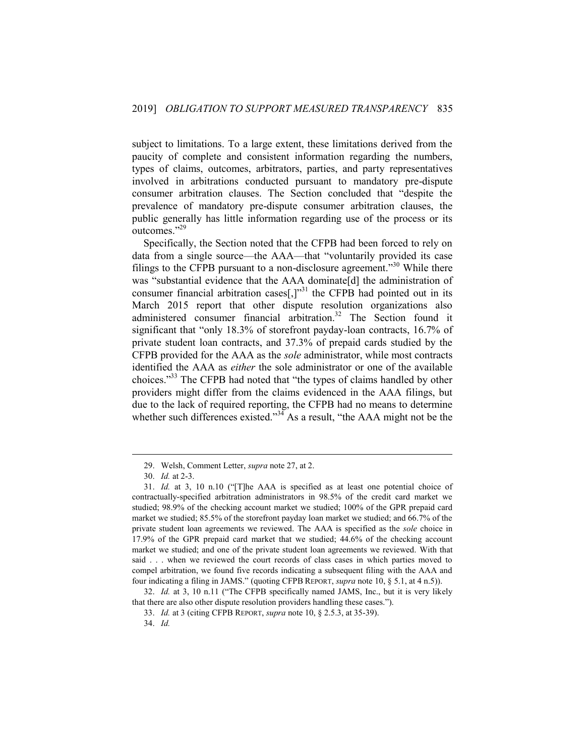subject to limitations. To a large extent, these limitations derived from the paucity of complete and consistent information regarding the numbers, types of claims, outcomes, arbitrators, parties, and party representatives involved in arbitrations conducted pursuant to mandatory pre-dispute consumer arbitration clauses. The Section concluded that "despite the prevalence of mandatory pre-dispute consumer arbitration clauses, the public generally has little information regarding use of the process or its outcomes."[29]

Specifically, the Section noted that the CFPB had been forced to rely on data from a single source—the AAA—that "voluntarily provided its case filings to the CFPB pursuant to a non-disclosure agreement."[30] While there was "substantial evidence that the AAA dominate[d] the administration of consumer financial arbitration cases[,]"[31] the CFPB had pointed out in its March 2015 report that other dispute resolution organizations also administered consumer financial arbitration.[32] The Section found it significant that "only 18.3% of storefront payday-loan contracts, 16.7% of private student loan contracts, and 37.3% of prepaid cards studied by the CFPB provided for the AAA as the *sole* administrator, while most contracts identified the AAA as *either* the sole administrator or one of the available choices."[33] The CFPB had noted that "the types of claims handled by other providers might differ from the claims evidenced in the AAA filings, but due to the lack of required reporting, the CFPB had no means to determine whether such differences existed."[34] As a result, "the AAA might not be the

---

29. Welsh, Comment Letter, *supra* note 27, at 2.

30. *Id.* at 2-3.

31. *Id.* at 3, 10 n.10 ("[T]he AAA is specified as at least one potential choice of contractually-specified arbitration administrators in 98.5% of the credit card market we studied; 98.9% of the checking account market we studied; 100% of the GPR prepaid card market we studied; 85.5% of the storefront payday loan market we studied; and 66.7% of the private student loan agreements we reviewed. The AAA is specified as the *sole* choice in 17.9% of the GPR prepaid card market that we studied; 44.6% of the checking account market we studied; and one of the private student loan agreements we reviewed. With that said . . . when we reviewed the court records of class cases in which parties moved to compel arbitration, we found five records indicating a subsequent filing with the AAA and four indicating a filing in JAMS." (quoting CFPB REPORT, *supra* note 10, § 5.1, at 4 n.5)).

32. *Id.* at 3, 10 n.11 ("The CFPB specifically named JAMS, Inc., but it is very likely that there are also other dispute resolution providers handling these cases.").

33. *Id.* at 3 (citing CFPB REPORT, *supra* note 10, § 2.5.3, at 35-39).

34. *Id.*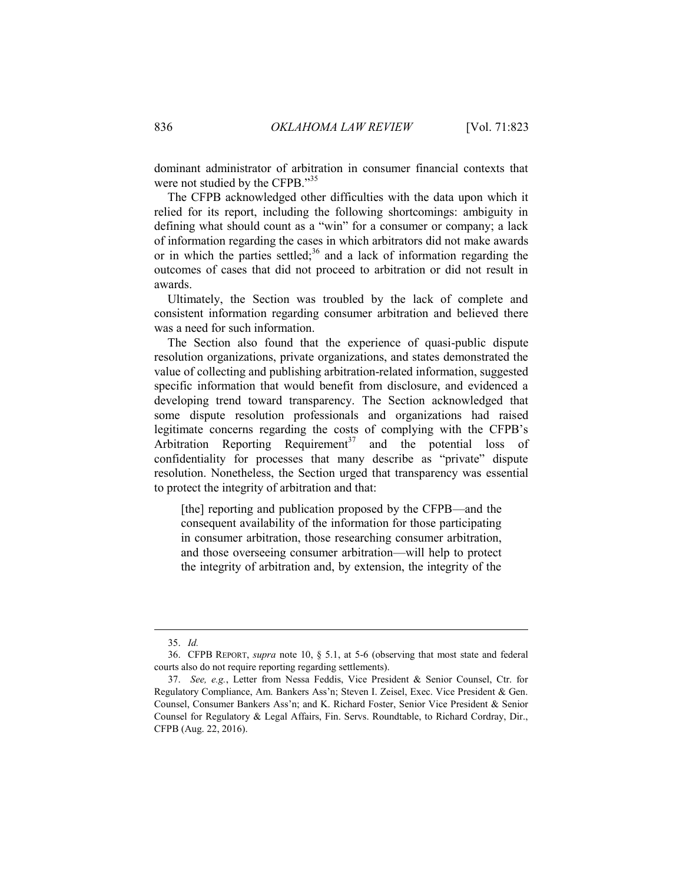dominant administrator of arbitration in consumer financial contexts that were not studied by the CFPB."[35]

The CFPB acknowledged other difficulties with the data upon which it relied for its report, including the following shortcomings: ambiguity in defining what should count as a "win" for a consumer or company; a lack of information regarding the cases in which arbitrators did not make awards or in which the parties settled;[36] and a lack of information regarding the outcomes of cases that did not proceed to arbitration or did not result in awards.

Ultimately, the Section was troubled by the lack of complete and consistent information regarding consumer arbitration and believed there was a need for such information.

The Section also found that the experience of quasi-public dispute resolution organizations, private organizations, and states demonstrated the value of collecting and publishing arbitration-related information, suggested specific information that would benefit from disclosure, and evidenced a developing trend toward transparency. The Section acknowledged that some dispute resolution professionals and organizations had raised legitimate concerns regarding the costs of complying with the CFPB's Arbitration Reporting Requirement[37] and the potential loss of confidentiality for processes that many describe as "private" dispute resolution. Nonetheless, the Section urged that transparency was essential to protect the integrity of arbitration and that:

> [the] reporting and publication proposed by the CFPB—and the consequent availability of the information for those participating in consumer arbitration, those researching consumer arbitration, and those overseeing consumer arbitration—will help to protect the integrity of arbitration and, by extension, the integrity of the

---

35. *Id.*

36. CFPB REPORT, *supra* note 10, § 5.1, at 5-6 (observing that most state and federal courts also do not require reporting regarding settlements).

37. *See, e.g.*, Letter from Nessa Feddis, Vice President & Senior Counsel, Ctr. for Regulatory Compliance, Am. Bankers Ass'n; Steven I. Zeisel, Exec. Vice President & Gen. Counsel, Consumer Bankers Ass'n; and K. Richard Foster, Senior Vice President & Senior Counsel for Regulatory & Legal Affairs, Fin. Servs. Roundtable, to Richard Cordray, Dir., CFPB (Aug. 22, 2016).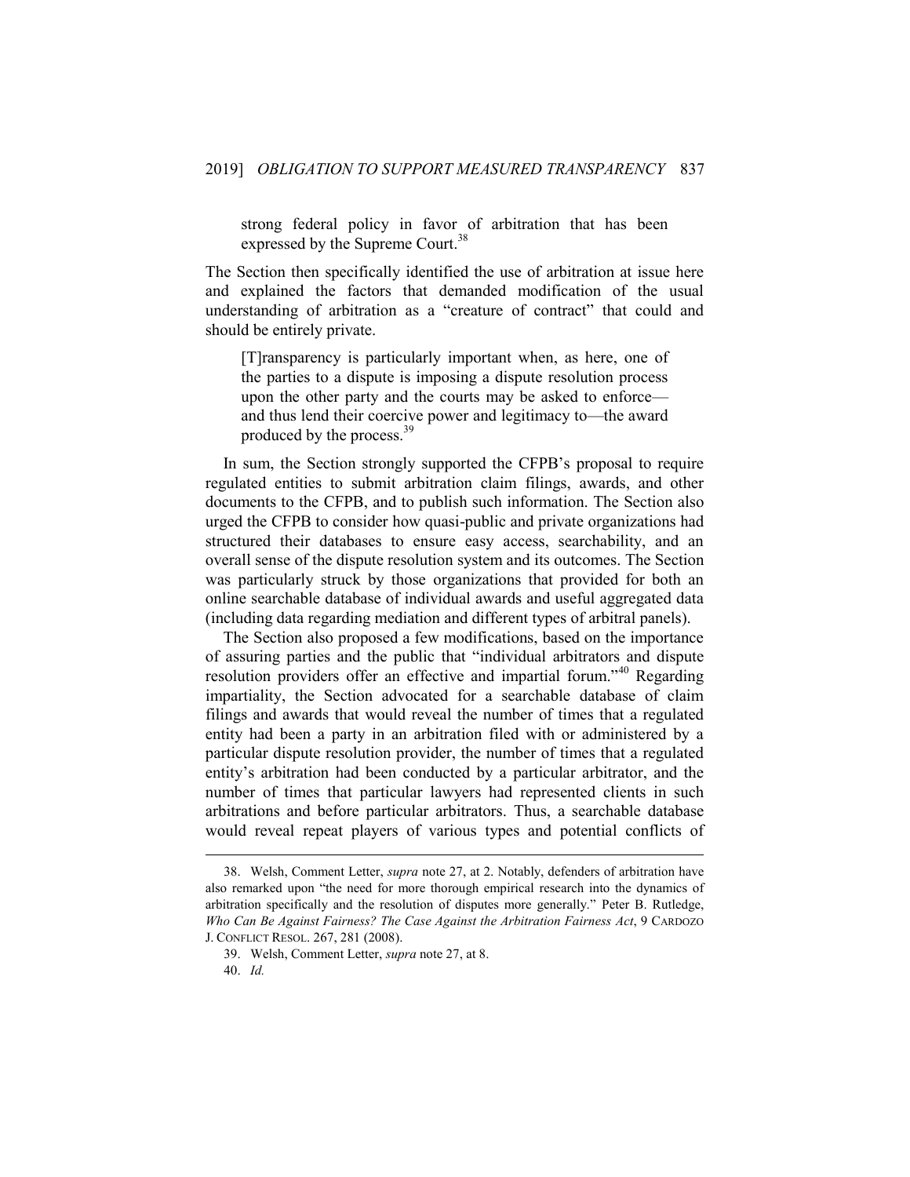> strong federal policy in favor of arbitration that has been expressed by the Supreme Court.[38]

The Section then specifically identified the use of arbitration at issue here and explained the factors that demanded modification of the usual understanding of arbitration as a "creature of contract" that could and should be entirely private.

> [T]ransparency is particularly important when, as here, one of the parties to a dispute is imposing a dispute resolution process upon the other party and the courts may be asked to enforce—and thus lend their coercive power and legitimacy to—the award produced by the process.[39]

In sum, the Section strongly supported the CFPB's proposal to require regulated entities to submit arbitration claim filings, awards, and other documents to the CFPB, and to publish such information. The Section also urged the CFPB to consider how quasi-public and private organizations had structured their databases to ensure easy access, searchability, and an overall sense of the dispute resolution system and its outcomes. The Section was particularly struck by those organizations that provided for both an online searchable database of individual awards and useful aggregated data (including data regarding mediation and different types of arbitral panels).

The Section also proposed a few modifications, based on the importance of assuring parties and the public that "individual arbitrators and dispute resolution providers offer an effective and impartial forum."[40] Regarding impartiality, the Section advocated for a searchable database of claim filings and awards that would reveal the number of times that a regulated entity had been a party in an arbitration filed with or administered by a particular dispute resolution provider, the number of times that a regulated entity's arbitration had been conducted by a particular arbitrator, and the number of times that particular lawyers had represented clients in such arbitrations and before particular arbitrators. Thus, a searchable database would reveal repeat players of various types and potential conflicts of

---

38. Welsh, Comment Letter, *supra* note 27, at 2. Notably, defenders of arbitration have also remarked upon "the need for more thorough empirical research into the dynamics of arbitration specifically and the resolution of disputes more generally." Peter B. Rutledge, *Who Can Be Against Fairness? The Case Against the Arbitration Fairness Act*, 9 CARDOZO J. CONFLICT RESOL. 267, 281 (2008).

39. Welsh, Comment Letter, *supra* note 27, at 8.

40. *Id.*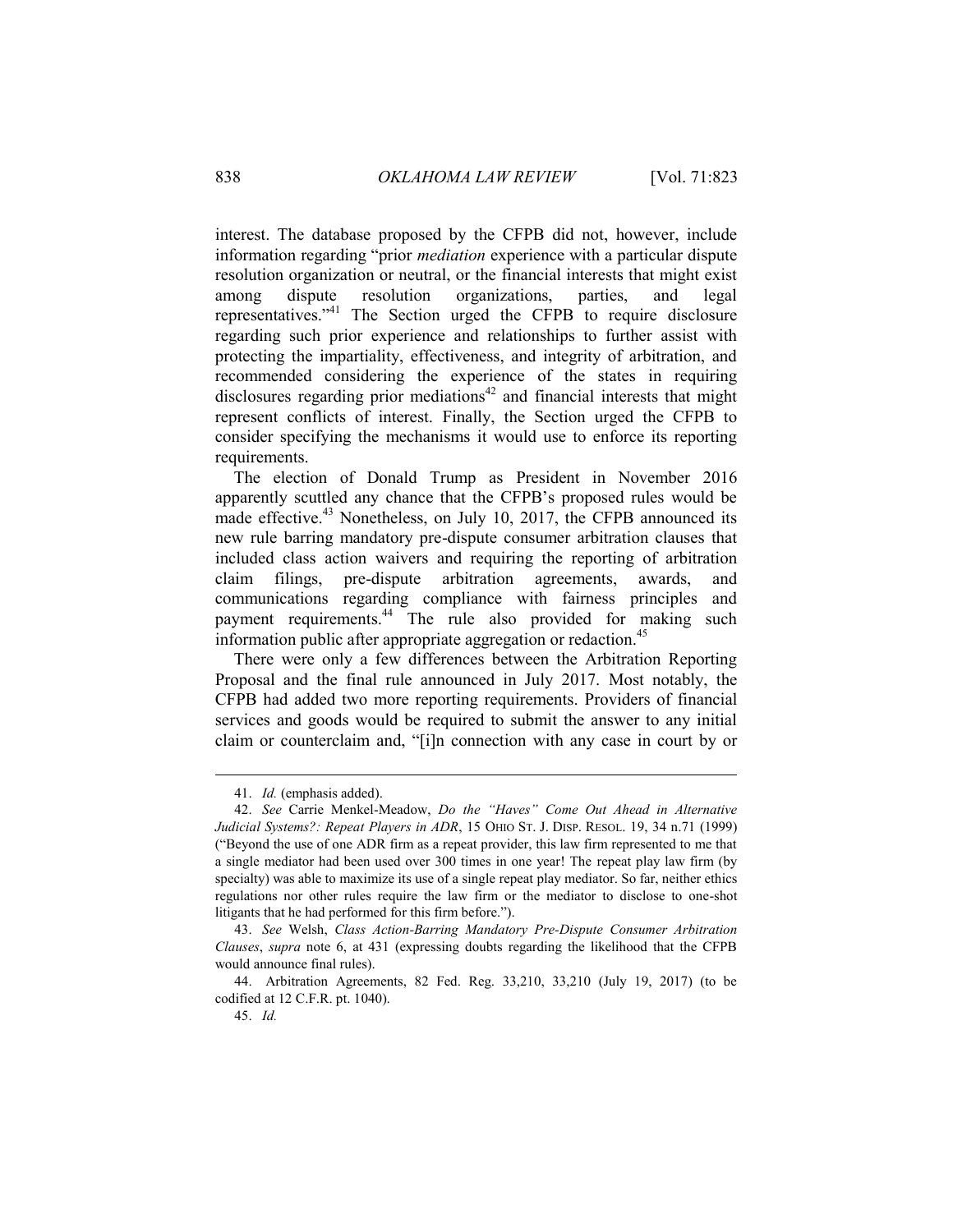interest. The database proposed by the CFPB did not, however, include information regarding "prior *mediation* experience with a particular dispute resolution organization or neutral, or the financial interests that might exist among dispute resolution organizations, parties, and legal representatives."[41] The Section urged the CFPB to require disclosure regarding such prior experience and relationships to further assist with protecting the impartiality, effectiveness, and integrity of arbitration, and recommended considering the experience of the states in requiring disclosures regarding prior mediations[42] and financial interests that might represent conflicts of interest. Finally, the Section urged the CFPB to consider specifying the mechanisms it would use to enforce its reporting requirements.

The election of Donald Trump as President in November 2016 apparently scuttled any chance that the CFPB's proposed rules would be made effective.[43] Nonetheless, on July 10, 2017, the CFPB announced its new rule barring mandatory pre-dispute consumer arbitration clauses that included class action waivers and requiring the reporting of arbitration claim filings, pre-dispute arbitration agreements, awards, and communications regarding compliance with fairness principles and payment requirements.[44] The rule also provided for making such information public after appropriate aggregation or redaction.[45]

There were only a few differences between the Arbitration Reporting Proposal and the final rule announced in July 2017. Most notably, the CFPB had added two more reporting requirements. Providers of financial services and goods would be required to submit the answer to any initial claim or counterclaim and, "[i]n connection with any case in court by or

---

41. *Id.* (emphasis added).

42. *See* Carrie Menkel-Meadow, *Do the "Haves" Come Out Ahead in Alternative Judicial Systems?: Repeat Players in ADR*, 15 OHIO ST. J. DISP. RESOL. 19, 34 n.71 (1999) ("Beyond the use of one ADR firm as a repeat provider, this law firm represented to me that a single mediator had been used over 300 times in one year! The repeat play law firm (by specialty) was able to maximize its use of a single repeat play mediator. So far, neither ethics regulations nor other rules require the law firm or the mediator to disclose to one-shot litigants that he had performed for this firm before.").

43. *See* Welsh, *Class Action-Barring Mandatory Pre-Dispute Consumer Arbitration Clauses*, *supra* note 6, at 431 (expressing doubts regarding the likelihood that the CFPB would announce final rules).

44. Arbitration Agreements, 82 Fed. Reg. 33,210, 33,210 (July 19, 2017) (to be codified at 12 C.F.R. pt. 1040).

45. *Id.*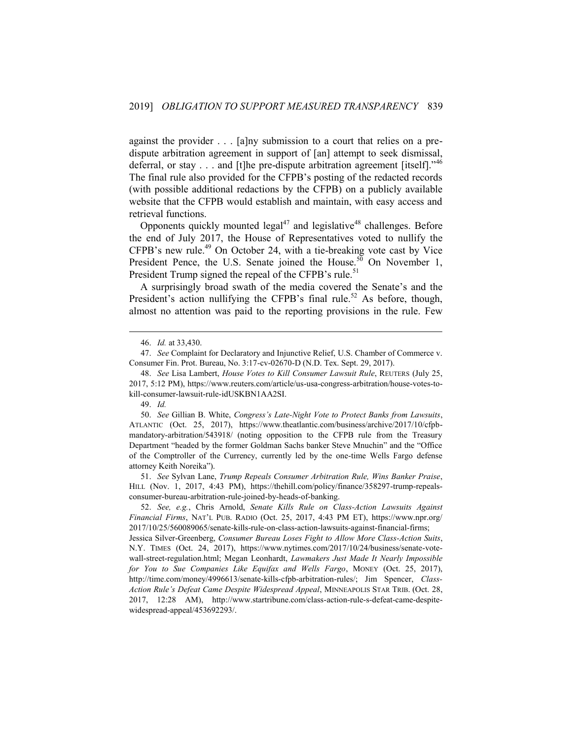against the provider . . . [a]ny submission to a court that relies on a pre-dispute arbitration agreement in support of [an] attempt to seek dismissal, deferral, or stay . . . and [t]he pre-dispute arbitration agreement [itself]."[46] The final rule also provided for the CFPB's posting of the redacted records (with possible additional redactions by the CFPB) on a publicly available website that the CFPB would establish and maintain, with easy access and retrieval functions.

Opponents quickly mounted legal[47] and legislative[48] challenges. Before the end of July 2017, the House of Representatives voted to nullify the CFPB's new rule.[49] On October 24, with a tie-breaking vote cast by Vice President Pence, the U.S. Senate joined the House.[50] On November 1, President Trump signed the repeal of the CFPB's rule.[51]

A surprisingly broad swath of the media covered the Senate's and the President's action nullifying the CFPB's final rule.[52] As before, though, almost no attention was paid to the reporting provisions in the rule. Few

---

46. *Id.* at 33,430.

47. *See* Complaint for Declaratory and Injunctive Relief, U.S. Chamber of Commerce v. Consumer Fin. Prot. Bureau, No. 3:17-cv-02670-D (N.D. Tex. Sept. 29, 2017).

48. *See* Lisa Lambert, *House Votes to Kill Consumer Lawsuit Rule*, REUTERS (July 25, 2017, 5:12 PM), https://www.reuters.com/article/us-usa-congress-arbitration/house-votes-to-kill-consumer-lawsuit-rule-idUSKBN1AA2SI.

49. *Id.*

50. *See* Gillian B. White, *Congress's Late-Night Vote to Protect Banks from Lawsuits*, ATLANTIC (Oct. 25, 2017), https://www.theatlantic.com/business/archive/2017/10/cfpb-mandatory-arbitration/543918/ (noting opposition to the CFPB rule from the Treasury Department "headed by the former Goldman Sachs banker Steve Mnuchin" and the "Office of the Comptroller of the Currency, currently led by the one-time Wells Fargo defense attorney Keith Noreika").

51. *See* Sylvan Lane, *Trump Repeals Consumer Arbitration Rule, Wins Banker Praise*, HILL (Nov. 1, 2017, 4:43 PM), https://thehill.com/policy/finance/358297-trump-repeals-consumer-bureau-arbitration-rule-joined-by-heads-of-banking.

52. *See, e.g.*, Chris Arnold, *Senate Kills Rule on Class-Action Lawsuits Against Financial Firms*, NAT'L PUB. RADIO (Oct. 25, 2017, 4:43 PM ET), https://www.npr.org/2017/10/25/560089065/senate-kills-rule-on-class-action-lawsuits-against-financial-firms; Jessica Silver-Greenberg, *Consumer Bureau Loses Fight to Allow More Class-Action Suits*, N.Y. TIMES (Oct. 24, 2017), https://www.nytimes.com/2017/10/24/business/senate-vote-wall-street-regulation.html; Megan Leonhardt, *Lawmakers Just Made It Nearly Impossible for You to Sue Companies Like Equifax and Wells Fargo*, MONEY (Oct. 25, 2017), http://time.com/money/4996613/senate-kills-cfpb-arbitration-rules/; Jim Spencer, *Class-Action Rule's Defeat Came Despite Widespread Appeal*, MINNEAPOLIS STAR TRIB. (Oct. 28, 2017, 12:28 AM), http://www.startribune.com/class-action-rule-s-defeat-came-despite-widespread-appeal/453692293/.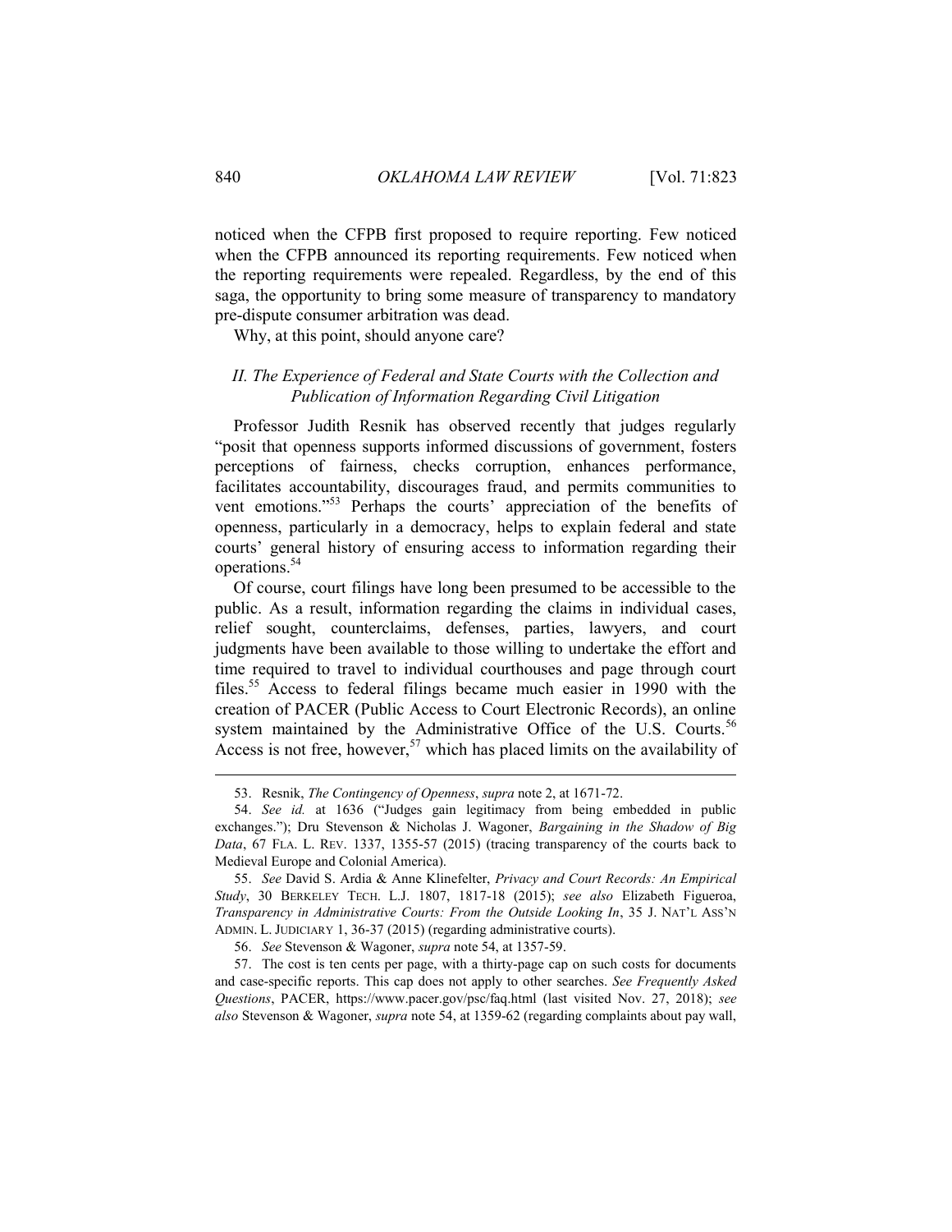noticed when the CFPB first proposed to require reporting. Few noticed when the CFPB announced its reporting requirements. Few noticed when the reporting requirements were repealed. Regardless, by the end of this saga, the opportunity to bring some measure of transparency to mandatory pre-dispute consumer arbitration was dead.

Why, at this point, should anyone care?

## *II. The Experience of Federal and State Courts with the Collection and Publication of Information Regarding Civil Litigation*

Professor Judith Resnik has observed recently that judges regularly "posit that openness supports informed discussions of government, fosters perceptions of fairness, checks corruption, enhances performance, facilitates accountability, discourages fraud, and permits communities to vent emotions."[53] Perhaps the courts' appreciation of the benefits of openness, particularly in a democracy, helps to explain federal and state courts' general history of ensuring access to information regarding their operations.[54]

Of course, court filings have long been presumed to be accessible to the public. As a result, information regarding the claims in individual cases, relief sought, counterclaims, defenses, parties, lawyers, and court judgments have been available to those willing to undertake the effort and time required to travel to individual courthouses and page through court files.[55] Access to federal filings became much easier in 1990 with the creation of PACER (Public Access to Court Electronic Records), an online system maintained by the Administrative Office of the U.S. Courts.[56] Access is not free, however,[57] which has placed limits on the availability of

---

53. Resnik, *The Contingency of Openness*, *supra* note 2, at 1671-72.

54. *See id.* at 1636 ("Judges gain legitimacy from being embedded in public exchanges."); Dru Stevenson & Nicholas J. Wagoner, *Bargaining in the Shadow of Big Data*, 67 FLA. L. REV. 1337, 1355-57 (2015) (tracing transparency of the courts back to Medieval Europe and Colonial America).

55. *See* David S. Ardia & Anne Klinefelter, *Privacy and Court Records: An Empirical Study*, 30 BERKELEY TECH. L.J. 1807, 1817-18 (2015); *see also* Elizabeth Figueroa, *Transparency in Administrative Courts: From the Outside Looking In*, 35 J. NAT'L ASS'N ADMIN. L. JUDICIARY 1, 36-37 (2015) (regarding administrative courts).

56. *See* Stevenson & Wagoner, *supra* note 54, at 1357-59.

57. The cost is ten cents per page, with a thirty-page cap on such costs for documents and case-specific reports. This cap does not apply to other searches. *See Frequently Asked Questions*, PACER, https://www.pacer.gov/psc/faq.html (last visited Nov. 27, 2018); *see also* Stevenson & Wagoner, *supra* note 54, at 1359-62 (regarding complaints about pay wall,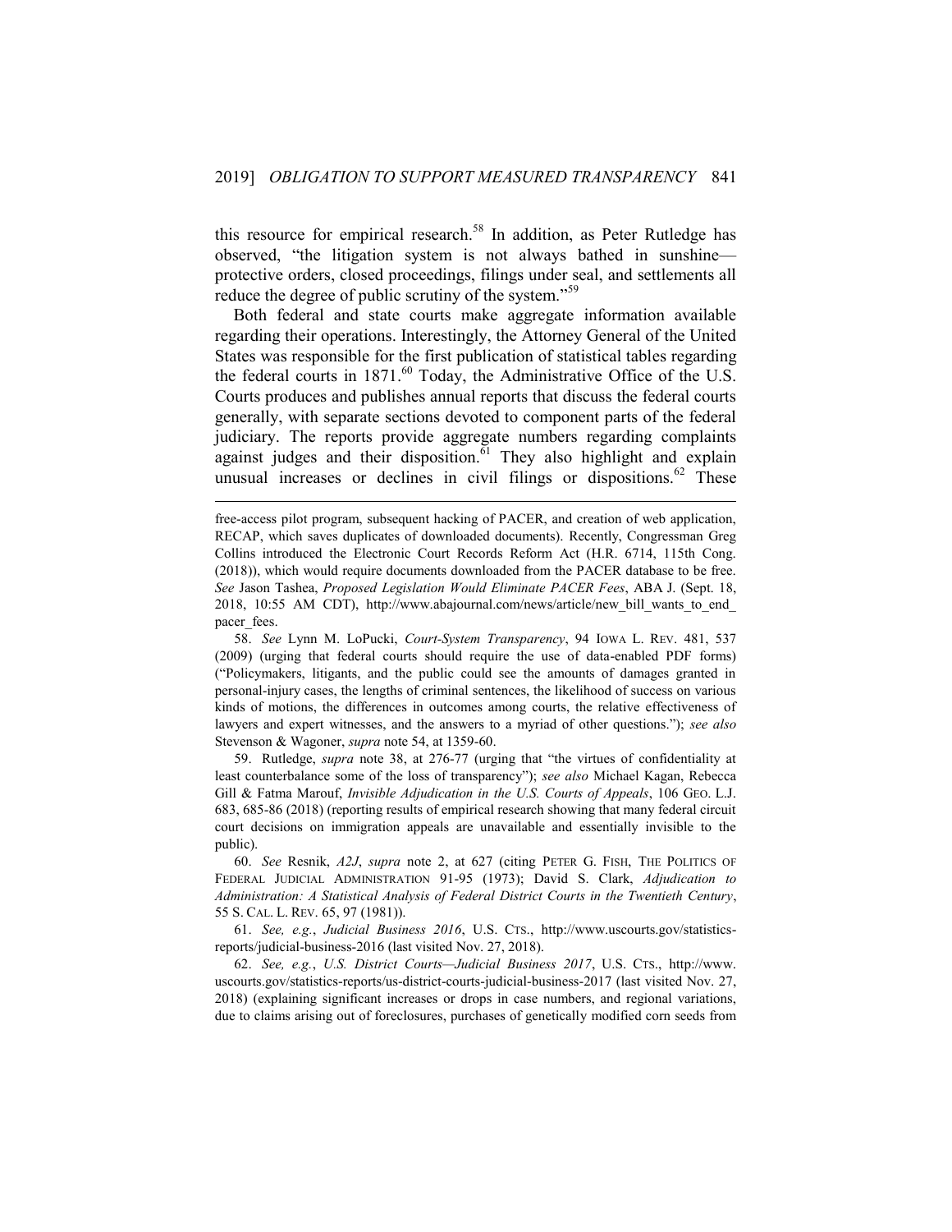this resource for empirical research.[58] In addition, as Peter Rutledge has observed, "the litigation system is not always bathed in sunshine—protective orders, closed proceedings, filings under seal, and settlements all reduce the degree of public scrutiny of the system."[59]

Both federal and state courts make aggregate information available regarding their operations. Interestingly, the Attorney General of the United States was responsible for the first publication of statistical tables regarding the federal courts in 1871.[60] Today, the Administrative Office of the U.S. Courts produces and publishes annual reports that discuss the federal courts generally, with separate sections devoted to component parts of the federal judiciary. The reports provide aggregate numbers regarding complaints against judges and their disposition.[61] They also highlight and explain unusual increases or declines in civil filings or dispositions.[62] These

---

free-access pilot program, subsequent hacking of PACER, and creation of web application, RECAP, which saves duplicates of downloaded documents). Recently, Congressman Greg Collins introduced the Electronic Court Records Reform Act (H.R. 6714, 115th Cong. (2018)), which would require documents downloaded from the PACER database to be free. *See* Jason Tashea, *Proposed Legislation Would Eliminate PACER Fees*, ABA J. (Sept. 18, 2018, 10:55 AM CDT), http://www.abajournal.com/news/article/new_bill_wants_to_end_pacer_fees.

58. *See* Lynn M. LoPucki, *Court-System Transparency*, 94 IOWA L. REV. 481, 537 (2009) (urging that federal courts should require the use of data-enabled PDF forms) ("Policymakers, litigants, and the public could see the amounts of damages granted in personal-injury cases, the lengths of criminal sentences, the likelihood of success on various kinds of motions, the differences in outcomes among courts, the relative effectiveness of lawyers and expert witnesses, and the answers to a myriad of other questions."); *see also* Stevenson & Wagoner, *supra* note 54, at 1359-60.

59. Rutledge, *supra* note 38, at 276-77 (urging that "the virtues of confidentiality at least counterbalance some of the loss of transparency"); *see also* Michael Kagan, Rebecca Gill & Fatma Marouf, *Invisible Adjudication in the U.S. Courts of Appeals*, 106 GEO. L.J. 683, 685-86 (2018) (reporting results of empirical research showing that many federal circuit court decisions on immigration appeals are unavailable and essentially invisible to the public).

60. *See* Resnik, *A2J*, *supra* note 2, at 627 (citing PETER G. FISH, THE POLITICS OF FEDERAL JUDICIAL ADMINISTRATION 91-95 (1973); David S. Clark, *Adjudication to Administration: A Statistical Analysis of Federal District Courts in the Twentieth Century*, 55 S. CAL. L. REV. 65, 97 (1981)).

61. *See, e.g.*, *Judicial Business 2016*, U.S. CTS., http://www.uscourts.gov/statistics-reports/judicial-business-2016 (last visited Nov. 27, 2018).

62. *See, e.g.*, *U.S. District Courts—Judicial Business 2017*, U.S. CTS., http://www.uscourts.gov/statistics-reports/us-district-courts-judicial-business-2017 (last visited Nov. 27, 2018) (explaining significant increases or drops in case numbers, and regional variations, due to claims arising out of foreclosures, purchases of genetically modified corn seeds from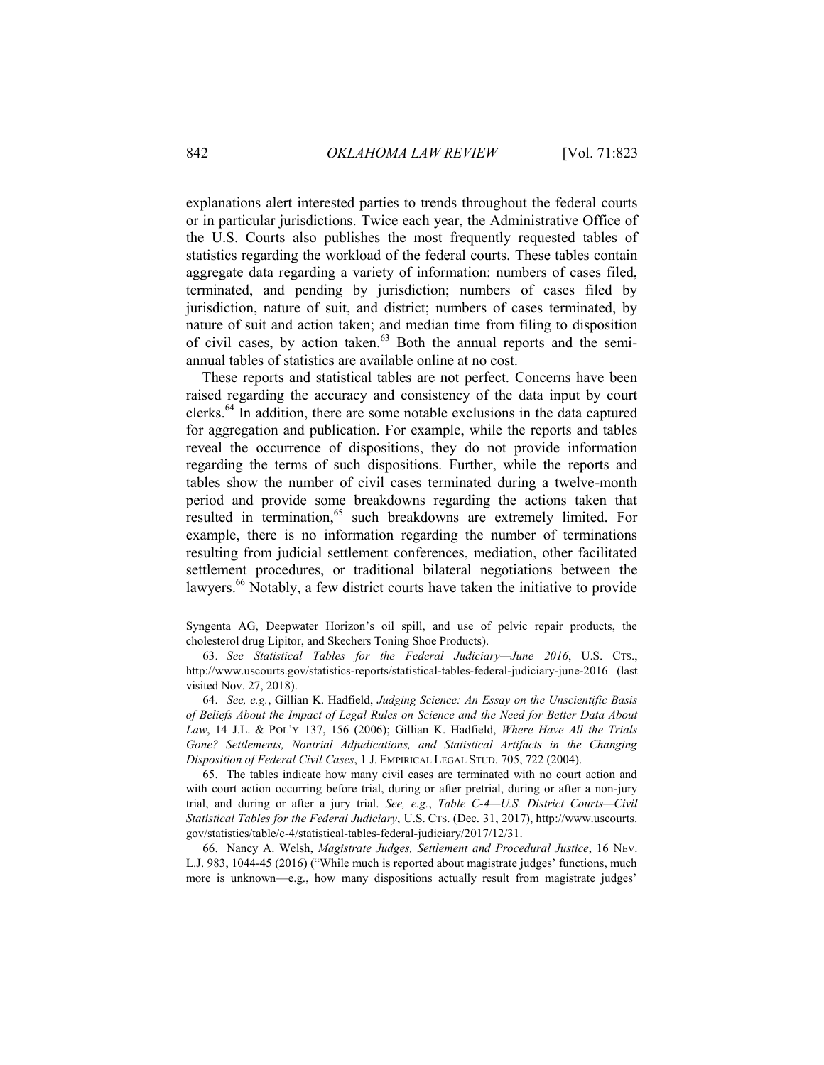explanations alert interested parties to trends throughout the federal courts or in particular jurisdictions. Twice each year, the Administrative Office of the U.S. Courts also publishes the most frequently requested tables of statistics regarding the workload of the federal courts. These tables contain aggregate data regarding a variety of information: numbers of cases filed, terminated, and pending by jurisdiction; numbers of cases filed by jurisdiction, nature of suit, and district; numbers of cases terminated, by nature of suit and action taken; and median time from filing to disposition of civil cases, by action taken.[63] Both the annual reports and the semi-annual tables of statistics are available online at no cost.

These reports and statistical tables are not perfect. Concerns have been raised regarding the accuracy and consistency of the data input by court clerks.[64] In addition, there are some notable exclusions in the data captured for aggregation and publication. For example, while the reports and tables reveal the occurrence of dispositions, they do not provide information regarding the terms of such dispositions. Further, while the reports and tables show the number of civil cases terminated during a twelve-month period and provide some breakdowns regarding the actions taken that resulted in termination,[65] such breakdowns are extremely limited. For example, there is no information regarding the number of terminations resulting from judicial settlement conferences, mediation, other facilitated settlement procedures, or traditional bilateral negotiations between the lawyers.[66] Notably, a few district courts have taken the initiative to provide

---

Syngenta AG, Deepwater Horizon's oil spill, and use of pelvic repair products, the cholesterol drug Lipitor, and Skechers Toning Shoe Products).

63. *See Statistical Tables for the Federal Judiciary—June 2016*, U.S. CTS., http://www.uscourts.gov/statistics-reports/statistical-tables-federal-judiciary-june-2016 (last visited Nov. 27, 2018).

64. *See, e.g.*, Gillian K. Hadfield, *Judging Science: An Essay on the Unscientific Basis of Beliefs About the Impact of Legal Rules on Science and the Need for Better Data About Law*, 14 J.L. & POL'Y 137, 156 (2006); Gillian K. Hadfield, *Where Have All the Trials Gone? Settlements, Nontrial Adjudications, and Statistical Artifacts in the Changing Disposition of Federal Civil Cases*, 1 J. EMPIRICAL LEGAL STUD. 705, 722 (2004).

65. The tables indicate how many civil cases are terminated with no court action and with court action occurring before trial, during or after pretrial, during or after a non-jury trial, and during or after a jury trial. *See, e.g.*, *Table C-4—U.S. District Courts—Civil Statistical Tables for the Federal Judiciary*, U.S. CTS. (Dec. 31, 2017), http://www.uscourts.gov/statistics/table/c-4/statistical-tables-federal-judiciary/2017/12/31.

66. Nancy A. Welsh, *Magistrate Judges, Settlement and Procedural Justice*, 16 NEV. L.J. 983, 1044-45 (2016) ("While much is reported about magistrate judges' functions, much more is unknown—e.g., how many dispositions actually result from magistrate judges'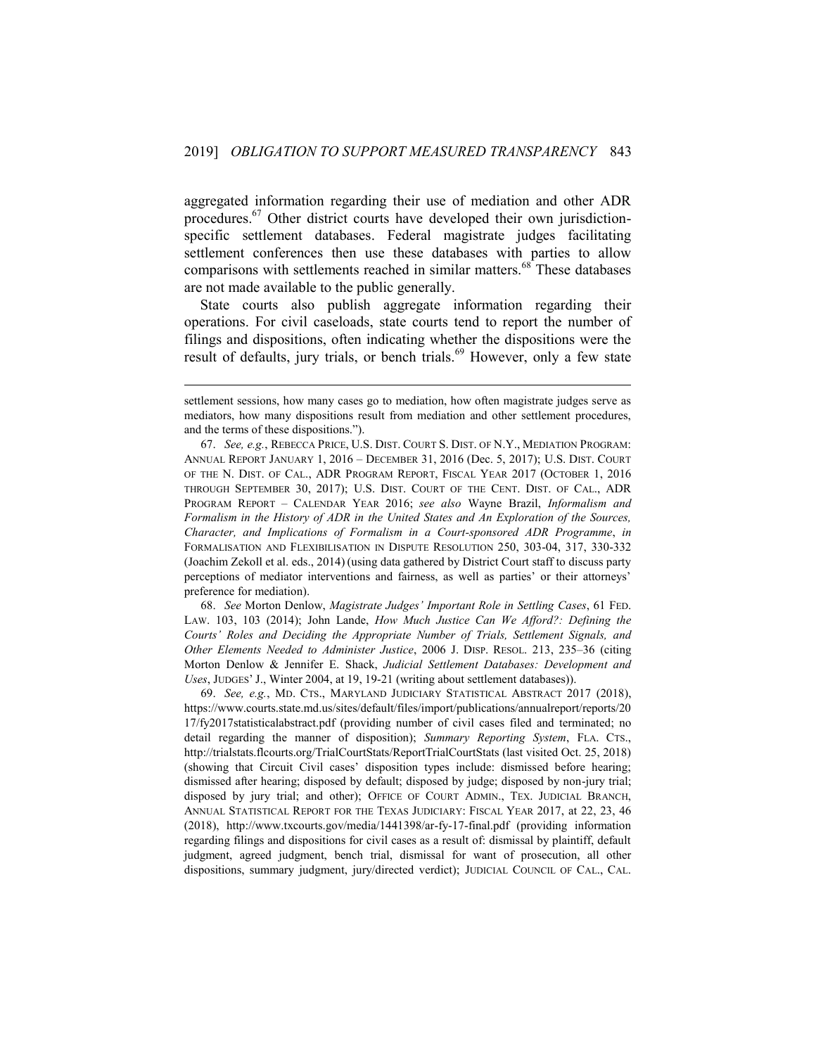aggregated information regarding their use of mediation and other ADR procedures.[67] Other district courts have developed their own jurisdiction-specific settlement databases. Federal magistrate judges facilitating settlement conferences then use these databases with parties to allow comparisons with settlements reached in similar matters.[68] These databases are not made available to the public generally.

State courts also publish aggregate information regarding their operations. For civil caseloads, state courts tend to report the number of filings and dispositions, often indicating whether the dispositions were the result of defaults, jury trials, or bench trials.[69] However, only a few state

---

settlement sessions, how many cases go to mediation, how often magistrate judges serve as mediators, how many dispositions result from mediation and other settlement procedures, and the terms of these dispositions.").

67. *See, e.g.*, REBECCA PRICE, U.S. DIST. COURT S. DIST. OF N.Y., MEDIATION PROGRAM: ANNUAL REPORT JANUARY 1, 2016 – DECEMBER 31, 2016 (Dec. 5, 2017); U.S. DIST. COURT OF THE N. DIST. OF CAL., ADR PROGRAM REPORT, FISCAL YEAR 2017 (OCTOBER 1, 2016 THROUGH SEPTEMBER 30, 2017); U.S. DIST. COURT OF THE CENT. DIST. OF CAL., ADR PROGRAM REPORT – CALENDAR YEAR 2016; *see also* Wayne Brazil, *Informalism and Formalism in the History of ADR in the United States and An Exploration of the Sources, Character, and Implications of Formalism in a Court-sponsored ADR Programme*, *in* FORMALISATION AND FLEXIBILISATION IN DISPUTE RESOLUTION 250, 303-04, 317, 330-332 (Joachim Zekoll et al. eds., 2014) (using data gathered by District Court staff to discuss party perceptions of mediator interventions and fairness, as well as parties' or their attorneys' preference for mediation).

68. *See* Morton Denlow, *Magistrate Judges' Important Role in Settling Cases*, 61 FED. LAW. 103, 103 (2014); John Lande, *How Much Justice Can We Afford?: Defining the Courts' Roles and Deciding the Appropriate Number of Trials, Settlement Signals, and Other Elements Needed to Administer Justice*, 2006 J. DISP. RESOL. 213, 235–36 (citing Morton Denlow & Jennifer E. Shack, *Judicial Settlement Databases: Development and Uses*, JUDGES' J., Winter 2004, at 19, 19-21 (writing about settlement databases)).

69. *See, e.g.*, MD. CTS., MARYLAND JUDICIARY STATISTICAL ABSTRACT 2017 (2018), https://www.courts.state.md.us/sites/default/files/import/publications/annualreport/reports/2017/fy2017statisticalabstract.pdf (providing number of civil cases filed and terminated; no detail regarding the manner of disposition); *Summary Reporting System*, FLA. CTS., http://trialstats.flcourts.org/TrialCourtStats/ReportTrialCourtStats (last visited Oct. 25, 2018) (showing that Circuit Civil cases' disposition types include: dismissed before hearing; dismissed after hearing; disposed by default; disposed by judge; disposed by non-jury trial; disposed by jury trial; and other); OFFICE OF COURT ADMIN., TEX. JUDICIAL BRANCH, ANNUAL STATISTICAL REPORT FOR THE TEXAS JUDICIARY: FISCAL YEAR 2017, at 22, 23, 46 (2018), http://www.txcourts.gov/media/1441398/ar-fy-17-final.pdf (providing information regarding filings and dispositions for civil cases as a result of: dismissal by plaintiff, default judgment, agreed judgment, bench trial, dismissal for want of prosecution, all other dispositions, summary judgment, jury/directed verdict); JUDICIAL COUNCIL OF CAL., CAL.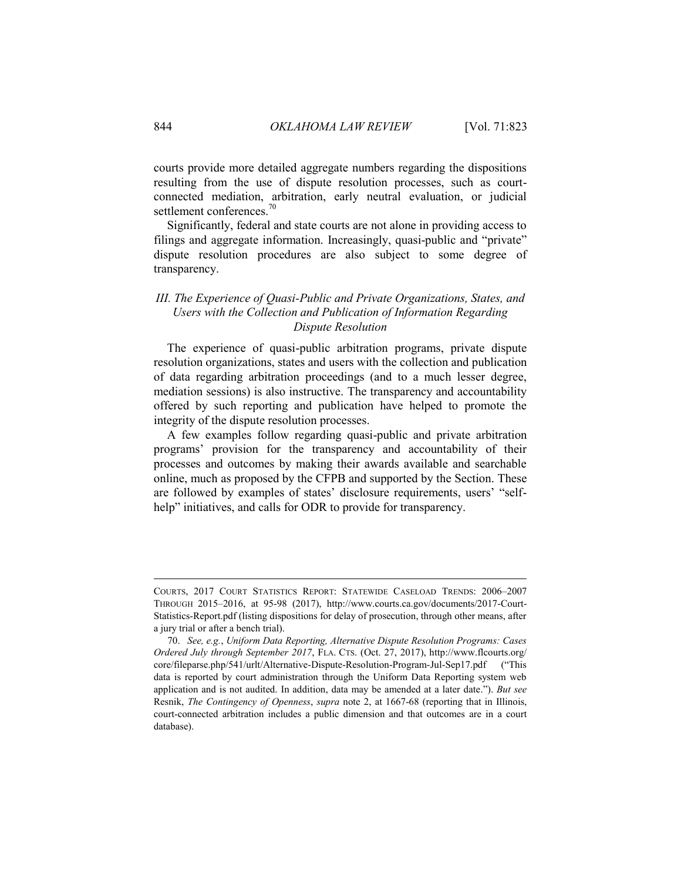courts provide more detailed aggregate numbers regarding the dispositions resulting from the use of dispute resolution processes, such as court-connected mediation, arbitration, early neutral evaluation, or judicial settlement conferences.[70]

Significantly, federal and state courts are not alone in providing access to filings and aggregate information. Increasingly, quasi-public and "private" dispute resolution procedures are also subject to some degree of transparency.

### *III. The Experience of Quasi-Public and Private Organizations, States, and Users with the Collection and Publication of Information Regarding Dispute Resolution*

The experience of quasi-public arbitration programs, private dispute resolution organizations, states and users with the collection and publication of data regarding arbitration proceedings (and to a much lesser degree, mediation sessions) is also instructive. The transparency and accountability offered by such reporting and publication have helped to promote the integrity of the dispute resolution processes.

A few examples follow regarding quasi-public and private arbitration programs' provision for the transparency and accountability of their processes and outcomes by making their awards available and searchable online, much as proposed by the CFPB and supported by the Section. These are followed by examples of states' disclosure requirements, users' "self-help" initiatives, and calls for ODR to provide for transparency.

---

COURTS, 2017 COURT STATISTICS REPORT: STATEWIDE CASELOAD TRENDS: 2006–2007 THROUGH 2015–2016, at 95-98 (2017), http://www.courts.ca.gov/documents/2017-Court-Statistics-Report.pdf (listing dispositions for delay of prosecution, through other means, after a jury trial or after a bench trial).

70. *See, e.g.*, *Uniform Data Reporting, Alternative Dispute Resolution Programs: Cases Ordered July through September 2017*, FLA. CTS. (Oct. 27, 2017), http://www.flcourts.org/core/fileparse.php/541/urlt/Alternative-Dispute-Resolution-Program-Jul-Sep17.pdf ("This data is reported by court administration through the Uniform Data Reporting system web application and is not audited. In addition, data may be amended at a later date."). *But see* Resnik, *The Contingency of Openness*, *supra* note 2, at 1667-68 (reporting that in Illinois, court-connected arbitration includes a public dimension and that outcomes are in a court database).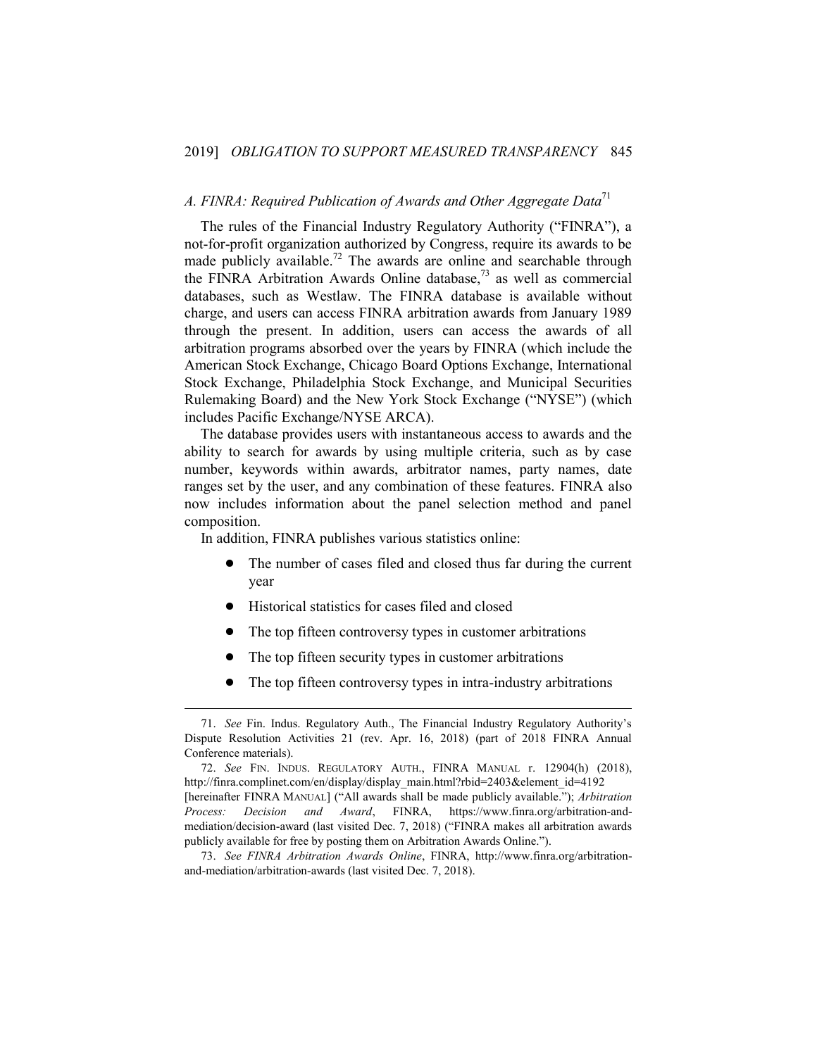### A. FINRA: Required Publication of Awards and Other Aggregate Data[71]

The rules of the Financial Industry Regulatory Authority ("FINRA"), a not-for-profit organization authorized by Congress, require its awards to be made publicly available.[72] The awards are online and searchable through the FINRA Arbitration Awards Online database,[73] as well as commercial databases, such as Westlaw. The FINRA database is available without charge, and users can access FINRA arbitration awards from January 1989 through the present. In addition, users can access the awards of all arbitration programs absorbed over the years by FINRA (which include the American Stock Exchange, Chicago Board Options Exchange, International Stock Exchange, Philadelphia Stock Exchange, and Municipal Securities Rulemaking Board) and the New York Stock Exchange ("NYSE") (which includes Pacific Exchange/NYSE ARCA).

The database provides users with instantaneous access to awards and the ability to search for awards by using multiple criteria, such as by case number, keywords within awards, arbitrator names, party names, date ranges set by the user, and any combination of these features. FINRA also now includes information about the panel selection method and panel composition.

In addition, FINRA publishes various statistics online:

- The number of cases filed and closed thus far during the current year
- Historical statistics for cases filed and closed
- The top fifteen controversy types in customer arbitrations
- The top fifteen security types in customer arbitrations
- The top fifteen controversy types in intra-industry arbitrations

---

71. *See* Fin. Indus. Regulatory Auth., The Financial Industry Regulatory Authority's Dispute Resolution Activities 21 (rev. Apr. 16, 2018) (part of 2018 FINRA Annual Conference materials).

72. *See* FIN. INDUS. REGULATORY AUTH., FINRA MANUAL r. 12904(h) (2018), http://finra.complinet.com/en/display/display_main.html?rbid=2403&element_id=4192 [hereinafter FINRA MANUAL] ("All awards shall be made publicly available."); *Arbitration Process: Decision and Award*, FINRA, https://www.finra.org/arbitration-and-mediation/decision-award (last visited Dec. 7, 2018) ("FINRA makes all arbitration awards publicly available for free by posting them on Arbitration Awards Online.").

73. *See FINRA Arbitration Awards Online*, FINRA, http://www.finra.org/arbitration-and-mediation/arbitration-awards (last visited Dec. 7, 2018).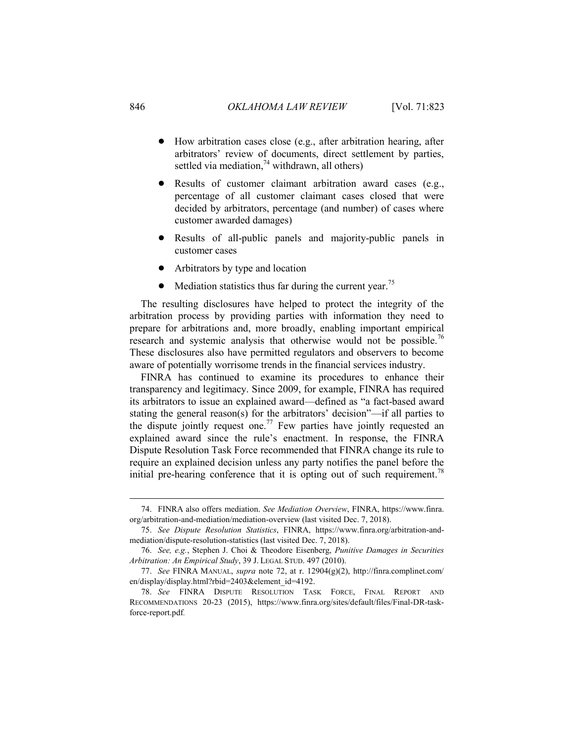- How arbitration cases close (e.g., after arbitration hearing, after arbitrators' review of documents, direct settlement by parties, settled via mediation,[74] withdrawn, all others)
- Results of customer claimant arbitration award cases (e.g., percentage of all customer claimant cases closed that were decided by arbitrators, percentage (and number) of cases where customer awarded damages)
- Results of all-public panels and majority-public panels in customer cases
- Arbitrators by type and location
- Mediation statistics thus far during the current year.[75]

The resulting disclosures have helped to protect the integrity of the arbitration process by providing parties with information they need to prepare for arbitrations and, more broadly, enabling important empirical research and systemic analysis that otherwise would not be possible.[76] These disclosures also have permitted regulators and observers to become aware of potentially worrisome trends in the financial services industry.

FINRA has continued to examine its procedures to enhance their transparency and legitimacy. Since 2009, for example, FINRA has required its arbitrators to issue an explained award—defined as "a fact-based award stating the general reason(s) for the arbitrators' decision"—if all parties to the dispute jointly request one.[77] Few parties have jointly requested an explained award since the rule's enactment. In response, the FINRA Dispute Resolution Task Force recommended that FINRA change its rule to require an explained decision unless any party notifies the panel before the initial pre-hearing conference that it is opting out of such requirement.[78]

---

74. FINRA also offers mediation. *See Mediation Overview*, FINRA, https://www.finra.org/arbitration-and-mediation/mediation-overview (last visited Dec. 7, 2018).

75. *See Dispute Resolution Statistics*, FINRA, https://www.finra.org/arbitration-and-mediation/dispute-resolution-statistics (last visited Dec. 7, 2018).

76. *See, e.g.*, Stephen J. Choi & Theodore Eisenberg, *Punitive Damages in Securities Arbitration: An Empirical Study*, 39 J. LEGAL STUD. 497 (2010).

77. *See* FINRA MANUAL, *supra* note 72, at r. 12904(g)(2), http://finra.complinet.com/en/display/display.html?rbid=2403&element_id=4192.

78. *See* FINRA DISPUTE RESOLUTION TASK FORCE, FINAL REPORT AND RECOMMENDATIONS 20-23 (2015), https://www.finra.org/sites/default/files/Final-DR-task-force-report.pdf.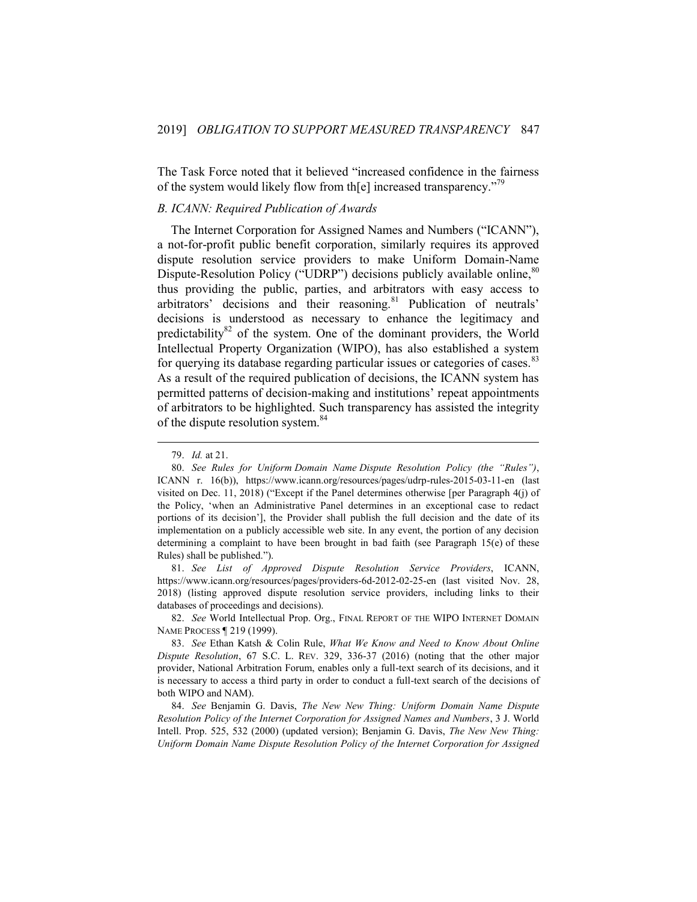The Task Force noted that it believed "increased confidence in the fairness of the system would likely flow from th[e] increased transparency."[79]

### *B. ICANN: Required Publication of Awards*

The Internet Corporation for Assigned Names and Numbers ("ICANN"), a not-for-profit public benefit corporation, similarly requires its approved dispute resolution service providers to make Uniform Domain-Name Dispute-Resolution Policy ("UDRP") decisions publicly available online,[80] thus providing the public, parties, and arbitrators with easy access to arbitrators' decisions and their reasoning.[81] Publication of neutrals' decisions is understood as necessary to enhance the legitimacy and predictability[82] of the system. One of the dominant providers, the World Intellectual Property Organization (WIPO), has also established a system for querying its database regarding particular issues or categories of cases.[83] As a result of the required publication of decisions, the ICANN system has permitted patterns of decision-making and institutions' repeat appointments of arbitrators to be highlighted. Such transparency has assisted the integrity of the dispute resolution system.[84]

---

79. *Id.* at 21.

80. *See Rules for Uniform Domain Name Dispute Resolution Policy (the "Rules")*, ICANN r. 16(b)), https://www.icann.org/resources/pages/udrp-rules-2015-03-11-en (last visited on Dec. 11, 2018) ("Except if the Panel determines otherwise [per Paragraph 4(j) of the Policy, 'when an Administrative Panel determines in an exceptional case to redact portions of its decision'], the Provider shall publish the full decision and the date of its implementation on a publicly accessible web site. In any event, the portion of any decision determining a complaint to have been brought in bad faith (see Paragraph 15(e) of these Rules) shall be published.").

81. *See List of Approved Dispute Resolution Service Providers*, ICANN, https://www.icann.org/resources/pages/providers-6d-2012-02-25-en (last visited Nov. 28, 2018) (listing approved dispute resolution service providers, including links to their databases of proceedings and decisions).

82. *See* World Intellectual Prop. Org., FINAL REPORT OF THE WIPO INTERNET DOMAIN NAME PROCESS ¶ 219 (1999).

83. *See* Ethan Katsh & Colin Rule, *What We Know and Need to Know About Online Dispute Resolution*, 67 S.C. L. REV. 329, 336-37 (2016) (noting that the other major provider, National Arbitration Forum, enables only a full-text search of its decisions, and it is necessary to access a third party in order to conduct a full-text search of the decisions of both WIPO and NAM).

84. *See* Benjamin G. Davis, *The New New Thing: Uniform Domain Name Dispute Resolution Policy of the Internet Corporation for Assigned Names and Numbers*, 3 J. World Intell. Prop. 525, 532 (2000) (updated version); Benjamin G. Davis, *The New New Thing: Uniform Domain Name Dispute Resolution Policy of the Internet Corporation for Assigned*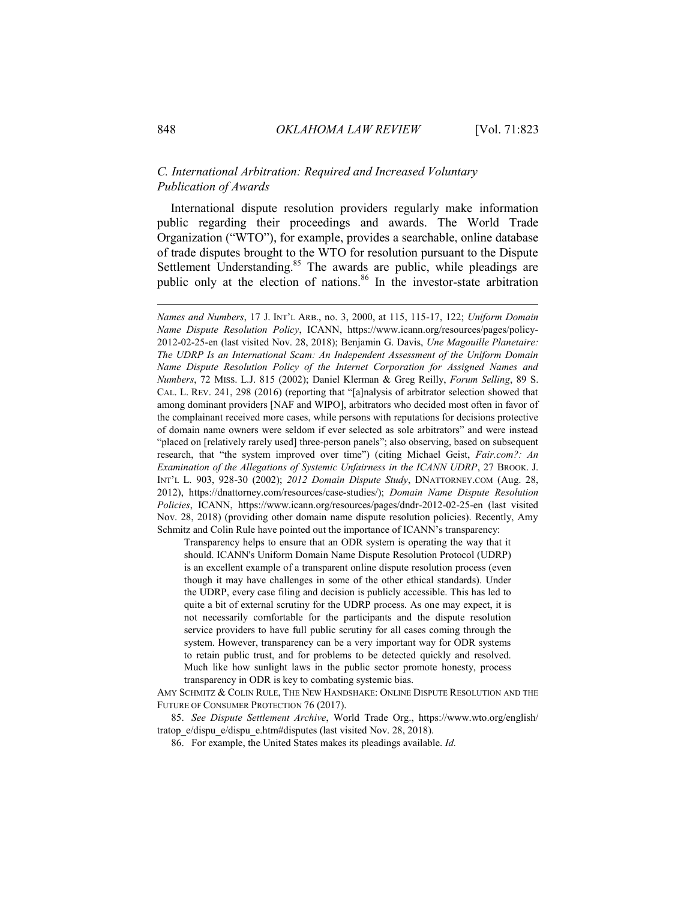### *C. International Arbitration: Required and Increased Voluntary Publication of Awards*

International dispute resolution providers regularly make information public regarding their proceedings and awards. The World Trade Organization ("WTO"), for example, provides a searchable, online database of trade disputes brought to the WTO for resolution pursuant to the Dispute Settlement Understanding.[85] The awards are public, while pleadings are public only at the election of nations.[86] In the investor-state arbitration

---

*Names and Numbers*, 17 J. INT'L ARB., no. 3, 2000, at 115, 115-17, 122; *Uniform Domain Name Dispute Resolution Policy*, ICANN, https://www.icann.org/resources/pages/policy-2012-02-25-en (last visited Nov. 28, 2018); Benjamin G. Davis, *Une Magouille Planetaire: The UDRP Is an International Scam: An Independent Assessment of the Uniform Domain Name Dispute Resolution Policy of the Internet Corporation for Assigned Names and Numbers*, 72 MISS. L.J. 815 (2002); Daniel Klerman & Greg Reilly, *Forum Selling*, 89 S. CAL. L. REV. 241, 298 (2016) (reporting that "[a]nalysis of arbitrator selection showed that among dominant providers [NAF and WIPO], arbitrators who decided most often in favor of the complainant received more cases, while persons with reputations for decisions protective of domain name owners were seldom if ever selected as sole arbitrators" and were instead "placed on [relatively rarely used] three-person panels"; also observing, based on subsequent research, that "the system improved over time") (citing Michael Geist, *Fair.com?: An Examination of the Allegations of Systemic Unfairness in the ICANN UDRP*, 27 BROOK. J. INT'L L. 903, 928-30 (2002); *2012 Domain Dispute Study*, DNATTORNEY.COM (Aug. 28, 2012), https://dnattorney.com/resources/case-studies/); *Domain Name Dispute Resolution Policies*, ICANN, https://www.icann.org/resources/pages/dndr-2012-02-25-en (last visited Nov. 28, 2018) (providing other domain name dispute resolution policies). Recently, Amy Schmitz and Colin Rule have pointed out the importance of ICANN's transparency:

> Transparency helps to ensure that an ODR system is operating the way that it should. ICANN's Uniform Domain Name Dispute Resolution Protocol (UDRP) is an excellent example of a transparent online dispute resolution process (even though it may have challenges in some of the other ethical standards). Under the UDRP, every case filing and decision is publicly accessible. This has led to quite a bit of external scrutiny for the UDRP process. As one may expect, it is not necessarily comfortable for the participants and the dispute resolution service providers to have full public scrutiny for all cases coming through the system. However, transparency can be a very important way for ODR systems to retain public trust, and for problems to be detected quickly and resolved. Much like how sunlight laws in the public sector promote honesty, process transparency in ODR is key to combating systemic bias.

AMY SCHMITZ & COLIN RULE, THE NEW HANDSHAKE: ONLINE DISPUTE RESOLUTION AND THE FUTURE OF CONSUMER PROTECTION 76 (2017).

85. *See Dispute Settlement Archive*, World Trade Org., https://www.wto.org/english/tratop_e/dispu_e/dispu_e.htm#disputes (last visited Nov. 28, 2018).

86. For example, the United States makes its pleadings available. *Id.*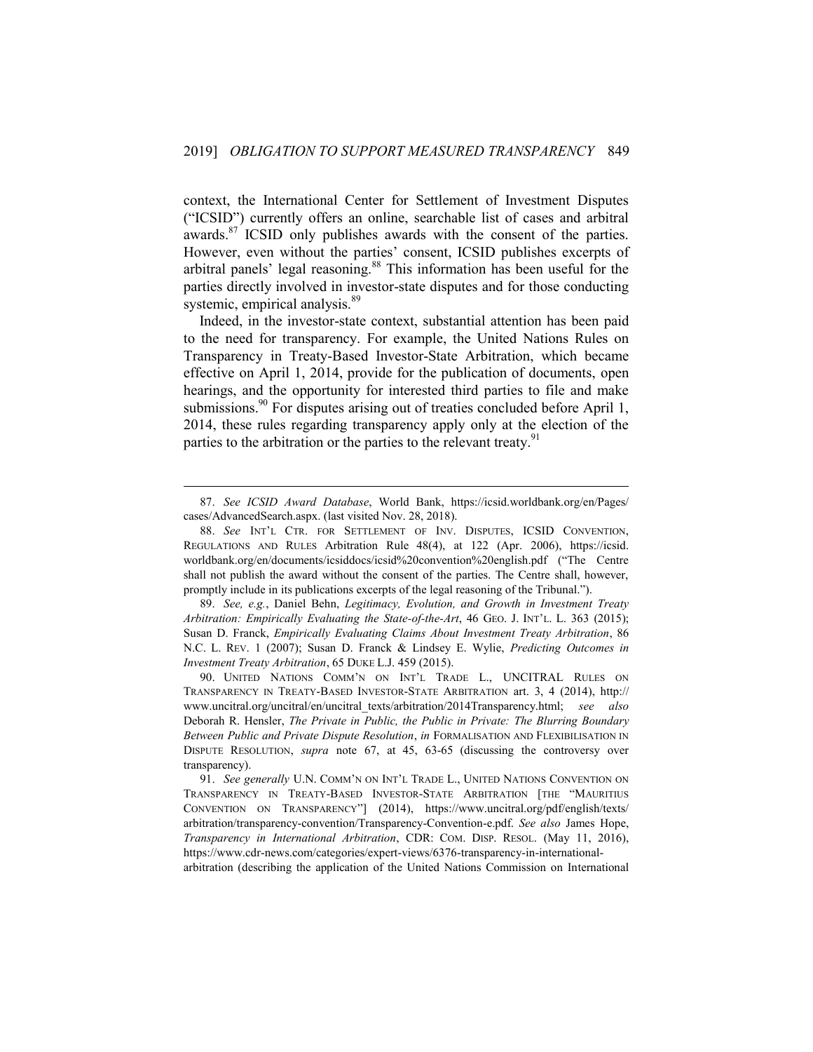context, the International Center for Settlement of Investment Disputes ("ICSID") currently offers an online, searchable list of cases and arbitral awards.[87] ICSID only publishes awards with the consent of the parties. However, even without the parties' consent, ICSID publishes excerpts of arbitral panels' legal reasoning.[88] This information has been useful for the parties directly involved in investor-state disputes and for those conducting systemic, empirical analysis.[89]

Indeed, in the investor-state context, substantial attention has been paid to the need for transparency. For example, the United Nations Rules on Transparency in Treaty-Based Investor-State Arbitration, which became effective on April 1, 2014, provide for the publication of documents, open hearings, and the opportunity for interested third parties to file and make submissions.[90] For disputes arising out of treaties concluded before April 1, 2014, these rules regarding transparency apply only at the election of the parties to the arbitration or the parties to the relevant treaty.[91]

---

87. *See ICSID Award Database*, World Bank, https://icsid.worldbank.org/en/Pages/cases/AdvancedSearch.aspx. (last visited Nov. 28, 2018).

88. *See* INT'L CTR. FOR SETTLEMENT OF INV. DISPUTES, ICSID CONVENTION, REGULATIONS AND RULES Arbitration Rule 48(4), at 122 (Apr. 2006), https://icsid.worldbank.org/en/documents/icsiddocs/icsid%20convention%20english.pdf ("The Centre shall not publish the award without the consent of the parties. The Centre shall, however, promptly include in its publications excerpts of the legal reasoning of the Tribunal.").

89. *See, e.g.*, Daniel Behn, *Legitimacy, Evolution, and Growth in Investment Treaty Arbitration: Empirically Evaluating the State-of-the-Art*, 46 GEO. J. INT'L. L. 363 (2015); Susan D. Franck, *Empirically Evaluating Claims About Investment Treaty Arbitration*, 86 N.C. L. REV. 1 (2007); Susan D. Franck & Lindsey E. Wylie, *Predicting Outcomes in Investment Treaty Arbitration*, 65 DUKE L.J. 459 (2015).

90. UNITED NATIONS COMM'N ON INT'L TRADE L., UNCITRAL RULES ON TRANSPARENCY IN TREATY-BASED INVESTOR-STATE ARBITRATION art. 3, 4 (2014), http://www.uncitral.org/uncitral/en/uncitral_texts/arbitration/2014Transparency.html; *see also* Deborah R. Hensler, *The Private in Public, the Public in Private: The Blurring Boundary Between Public and Private Dispute Resolution*, *in* FORMALISATION AND FLEXIBILISATION IN DISPUTE RESOLUTION, *supra* note 67, at 45, 63-65 (discussing the controversy over transparency).

91. *See generally* U.N. COMM'N ON INT'L TRADE L., UNITED NATIONS CONVENTION ON TRANSPARENCY IN TREATY-BASED INVESTOR-STATE ARBITRATION [THE "MAURITIUS CONVENTION ON TRANSPARENCY"] (2014), https://www.uncitral.org/pdf/english/texts/arbitration/transparency-convention/Transparency-Convention-e.pdf. *See also* James Hope, *Transparency in International Arbitration*, CDR: COM. DISP. RESOL. (May 11, 2016), https://www.cdr-news.com/categories/expert-views/6376-transparency-in-international-arbitration (describing the application of the United Nations Commission on International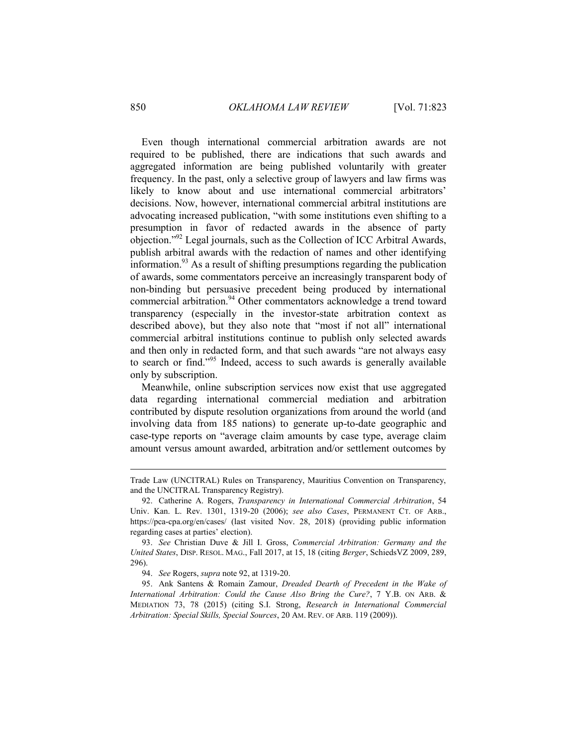Even though international commercial arbitration awards are not required to be published, there are indications that such awards and aggregated information are being published voluntarily with greater frequency. In the past, only a selective group of lawyers and law firms was likely to know about and use international commercial arbitrators' decisions. Now, however, international commercial arbitral institutions are advocating increased publication, "with some institutions even shifting to a presumption in favor of redacted awards in the absence of party objection."[92] Legal journals, such as the Collection of ICC Arbitral Awards, publish arbitral awards with the redaction of names and other identifying information.[93] As a result of shifting presumptions regarding the publication of awards, some commentators perceive an increasingly transparent body of non-binding but persuasive precedent being produced by international commercial arbitration.[94] Other commentators acknowledge a trend toward transparency (especially in the investor-state arbitration context as described above), but they also note that "most if not all" international commercial arbitral institutions continue to publish only selected awards and then only in redacted form, and that such awards "are not always easy to search or find."[95] Indeed, access to such awards is generally available only by subscription.

Meanwhile, online subscription services now exist that use aggregated data regarding international commercial mediation and arbitration contributed by dispute resolution organizations from around the world (and involving data from 185 nations) to generate up-to-date geographic and case-type reports on "average claim amounts by case type, average claim amount versus amount awarded, arbitration and/or settlement outcomes by

---

Trade Law (UNCITRAL) Rules on Transparency, Mauritius Convention on Transparency, and the UNCITRAL Transparency Registry).

92. Catherine A. Rogers, *Transparency in International Commercial Arbitration*, 54 Univ. Kan. L. Rev. 1301, 1319-20 (2006); *see also Cases*, PERMANENT CT. OF ARB., https://pca-cpa.org/en/cases/ (last visited Nov. 28, 2018) (providing public information regarding cases at parties' election).

93. *See* Christian Duve & Jill I. Gross, *Commercial Arbitration: Germany and the United States*, DISP. RESOL. MAG., Fall 2017, at 15, 18 (citing *Berger*, SchiedsVZ 2009, 289, 296).

94. *See* Rogers, *supra* note 92, at 1319-20.

95. Ank Santens & Romain Zamour, *Dreaded Dearth of Precedent in the Wake of International Arbitration: Could the Cause Also Bring the Cure?*, 7 Y.B. ON ARB. & MEDIATION 73, 78 (2015) (citing S.I. Strong, *Research in International Commercial Arbitration: Special Skills, Special Sources*, 20 AM. REV. OF ARB. 119 (2009)).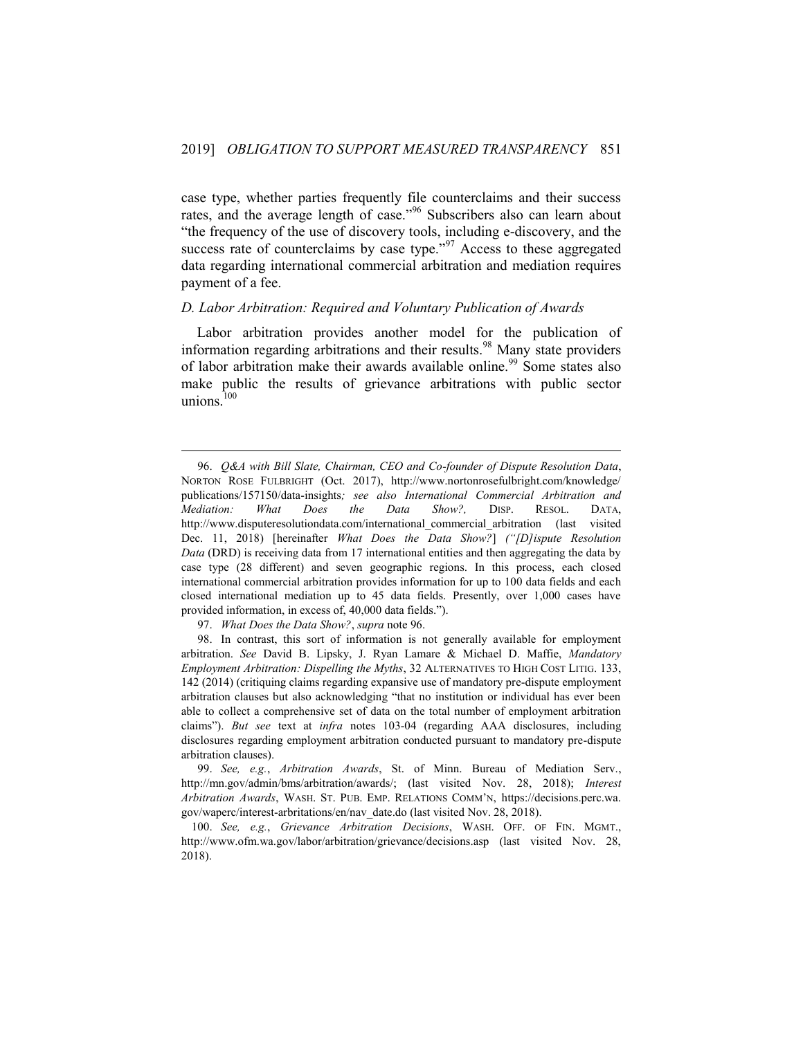case type, whether parties frequently file counterclaims and their success rates, and the average length of case."[96] Subscribers also can learn about "the frequency of the use of discovery tools, including e-discovery, and the success rate of counterclaims by case type."[97] Access to these aggregated data regarding international commercial arbitration and mediation requires payment of a fee.

### *D. Labor Arbitration: Required and Voluntary Publication of Awards*

Labor arbitration provides another model for the publication of information regarding arbitrations and their results.[98] Many state providers of labor arbitration make their awards available online.[99] Some states also make public the results of grievance arbitrations with public sector unions.[100]

---

96. *Q&A with Bill Slate, Chairman, CEO and Co-founder of Dispute Resolution Data*, NORTON ROSE FULBRIGHT (Oct. 2017), http://www.nortonrosefulbright.com/knowledge/publications/157150/data-insights*; see also International Commercial Arbitration and Mediation: What Does the Data Show?,* DISP. RESOL. DATA, http://www.disputeresolutiondata.com/international_commercial_arbitration (last visited Dec. 11, 2018) [hereinafter *What Does the Data Show?*] *("[D]ispute Resolution Data* (DRD) is receiving data from 17 international entities and then aggregating the data by case type (28 different) and seven geographic regions. In this process, each closed international commercial arbitration provides information for up to 100 data fields and each closed international mediation up to 45 data fields. Presently, over 1,000 cases have provided information, in excess of, 40,000 data fields.").

97. *What Does the Data Show?*, *supra* note 96.

98. In contrast, this sort of information is not generally available for employment arbitration. *See* David B. Lipsky, J. Ryan Lamare & Michael D. Maffie, *Mandatory Employment Arbitration: Dispelling the Myths*, 32 ALTERNATIVES TO HIGH COST LITIG. 133, 142 (2014) (critiquing claims regarding expansive use of mandatory pre-dispute employment arbitration clauses but also acknowledging "that no institution or individual has ever been able to collect a comprehensive set of data on the total number of employment arbitration claims"). *But see* text at *infra* notes 103-04 (regarding AAA disclosures, including disclosures regarding employment arbitration conducted pursuant to mandatory pre-dispute arbitration clauses).

99. *See, e.g.*, *Arbitration Awards*, St. of Minn. Bureau of Mediation Serv., http://mn.gov/admin/bms/arbitration/awards/; (last visited Nov. 28, 2018); *Interest Arbitration Awards*, WASH. ST. PUB. EMP. RELATIONS COMM'N, https://decisions.perc.wa.gov/waperc/interest-arbritations/en/nav_date.do (last visited Nov. 28, 2018).

100. *See, e.g.*, *Grievance Arbitration Decisions*, WASH. OFF. OF FIN. MGMT., http://www.ofm.wa.gov/labor/arbitration/grievance/decisions.asp (last visited Nov. 28, 2018).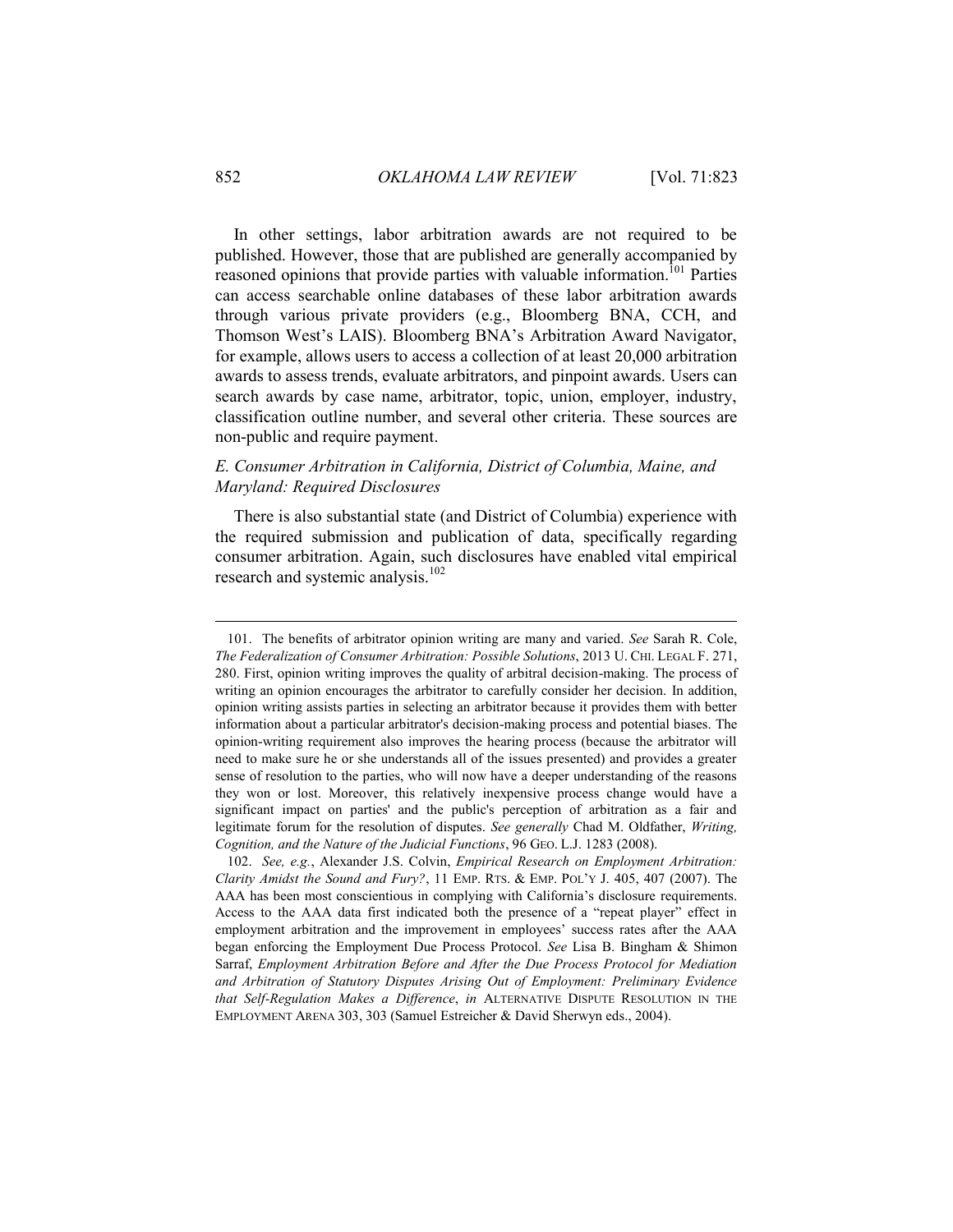In other settings, labor arbitration awards are not required to be published. However, those that are published are generally accompanied by reasoned opinions that provide parties with valuable information.[101] Parties can access searchable online databases of these labor arbitration awards through various private providers (e.g., Bloomberg BNA, CCH, and Thomson West's LAIS). Bloomberg BNA's Arbitration Award Navigator, for example, allows users to access a collection of at least 20,000 arbitration awards to assess trends, evaluate arbitrators, and pinpoint awards. Users can search awards by case name, arbitrator, topic, union, employer, industry, classification outline number, and several other criteria. These sources are non-public and require payment.

### *E. Consumer Arbitration in California, District of Columbia, Maine, and Maryland: Required Disclosures*

There is also substantial state (and District of Columbia) experience with the required submission and publication of data, specifically regarding consumer arbitration. Again, such disclosures have enabled vital empirical research and systemic analysis.[102]

---

101. The benefits of arbitrator opinion writing are many and varied. *See* Sarah R. Cole, *The Federalization of Consumer Arbitration: Possible Solutions*, 2013 U. CHI. LEGAL F. 271, 280. First, opinion writing improves the quality of arbitral decision-making. The process of writing an opinion encourages the arbitrator to carefully consider her decision. In addition, opinion writing assists parties in selecting an arbitrator because it provides them with better information about a particular arbitrator's decision-making process and potential biases. The opinion-writing requirement also improves the hearing process (because the arbitrator will need to make sure he or she understands all of the issues presented) and provides a greater sense of resolution to the parties, who will now have a deeper understanding of the reasons they won or lost. Moreover, this relatively inexpensive process change would have a significant impact on parties' and the public's perception of arbitration as a fair and legitimate forum for the resolution of disputes. *See generally* Chad M. Oldfather, *Writing, Cognition, and the Nature of the Judicial Functions*, 96 GEO. L.J. 1283 (2008).

102. *See, e.g.*, Alexander J.S. Colvin, *Empirical Research on Employment Arbitration: Clarity Amidst the Sound and Fury?*, 11 EMP. RTS. & EMP. POL'Y J. 405, 407 (2007). The AAA has been most conscientious in complying with California's disclosure requirements. Access to the AAA data first indicated both the presence of a "repeat player" effect in employment arbitration and the improvement in employees' success rates after the AAA began enforcing the Employment Due Process Protocol. *See* Lisa B. Bingham & Shimon Sarraf, *Employment Arbitration Before and After the Due Process Protocol for Mediation and Arbitration of Statutory Disputes Arising Out of Employment: Preliminary Evidence that Self-Regulation Makes a Difference*, *in* ALTERNATIVE DISPUTE RESOLUTION IN THE EMPLOYMENT ARENA 303, 303 (Samuel Estreicher & David Sherwyn eds., 2004).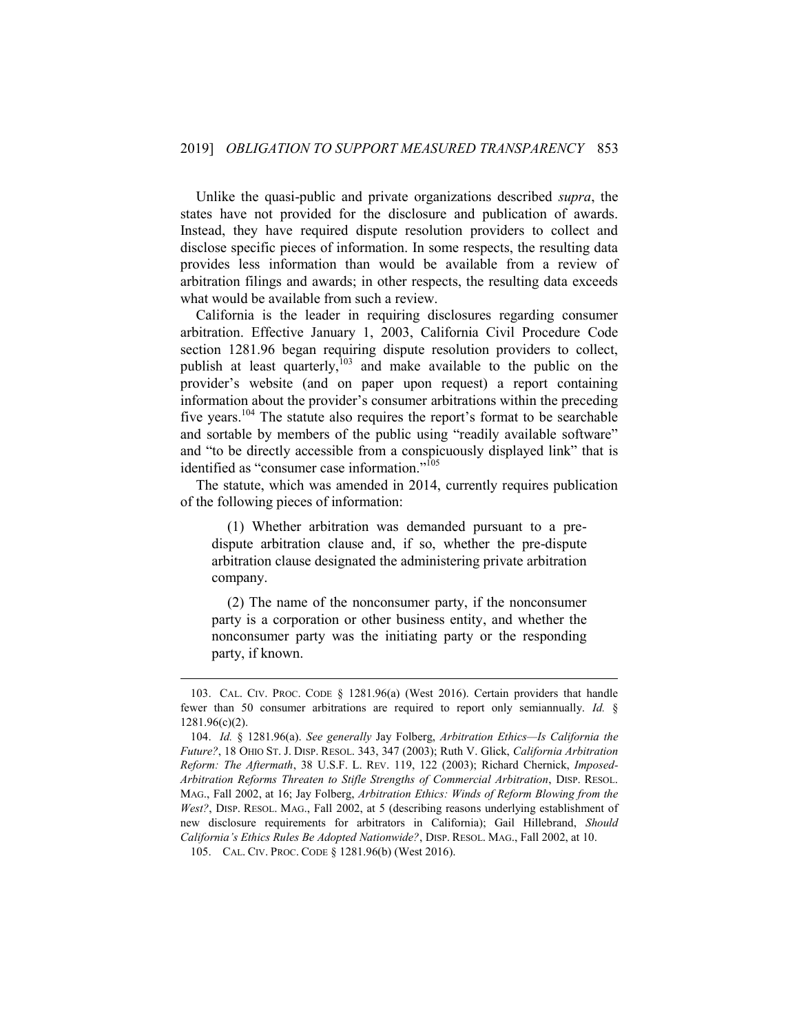Unlike the quasi-public and private organizations described *supra*, the states have not provided for the disclosure and publication of awards. Instead, they have required dispute resolution providers to collect and disclose specific pieces of information. In some respects, the resulting data provides less information than would be available from a review of arbitration filings and awards; in other respects, the resulting data exceeds what would be available from such a review.

California is the leader in requiring disclosures regarding consumer arbitration. Effective January 1, 2003, California Civil Procedure Code section 1281.96 began requiring dispute resolution providers to collect, publish at least quarterly,[103] and make available to the public on the provider's website (and on paper upon request) a report containing information about the provider's consumer arbitrations within the preceding five years.[104] The statute also requires the report's format to be searchable and sortable by members of the public using "readily available software" and "to be directly accessible from a conspicuously displayed link" that is identified as "consumer case information."[105]

The statute, which was amended in 2014, currently requires publication of the following pieces of information:

> (1) Whether arbitration was demanded pursuant to a pre-dispute arbitration clause and, if so, whether the pre-dispute arbitration clause designated the administering private arbitration company.
>
> (2) The name of the nonconsumer party, if the nonconsumer party is a corporation or other business entity, and whether the nonconsumer party was the initiating party or the responding party, if known.

---

103. CAL. CIV. PROC. CODE § 1281.96(a) (West 2016). Certain providers that handle fewer than 50 consumer arbitrations are required to report only semiannually. *Id.* § 1281.96(c)(2).

104. *Id.* § 1281.96(a). *See generally* Jay Folberg, *Arbitration Ethics—Is California the Future?*, 18 OHIO ST. J. DISP. RESOL. 343, 347 (2003); Ruth V. Glick, *California Arbitration Reform: The Aftermath*, 38 U.S.F. L. REV. 119, 122 (2003); Richard Chernick, *Imposed-Arbitration Reforms Threaten to Stifle Strengths of Commercial Arbitration*, DISP. RESOL. MAG., Fall 2002, at 16; Jay Folberg, *Arbitration Ethics: Winds of Reform Blowing from the West?*, DISP. RESOL. MAG., Fall 2002, at 5 (describing reasons underlying establishment of new disclosure requirements for arbitrators in California); Gail Hillebrand, *Should California's Ethics Rules Be Adopted Nationwide?*, DISP. RESOL. MAG., Fall 2002, at 10.

105. CAL. CIV. PROC. CODE § 1281.96(b) (West 2016).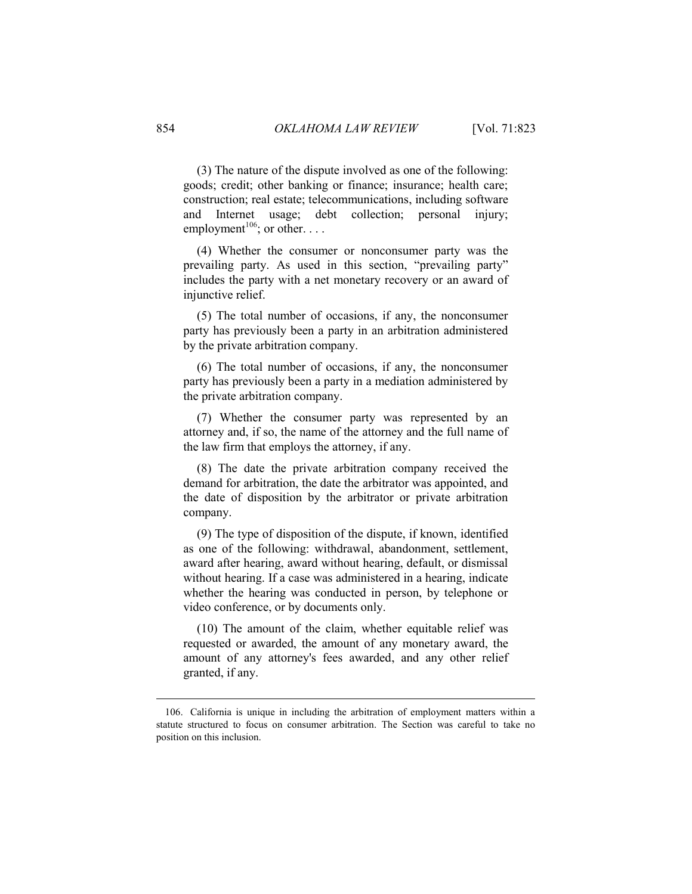(3) The nature of the dispute involved as one of the following: goods; credit; other banking or finance; insurance; health care; construction; real estate; telecommunications, including software and Internet usage; debt collection; personal injury; employment[106]; or other. . . .

(4) Whether the consumer or nonconsumer party was the prevailing party. As used in this section, "prevailing party" includes the party with a net monetary recovery or an award of injunctive relief.

(5) The total number of occasions, if any, the nonconsumer party has previously been a party in an arbitration administered by the private arbitration company.

(6) The total number of occasions, if any, the nonconsumer party has previously been a party in a mediation administered by the private arbitration company.

(7) Whether the consumer party was represented by an attorney and, if so, the name of the attorney and the full name of the law firm that employs the attorney, if any.

(8) The date the private arbitration company received the demand for arbitration, the date the arbitrator was appointed, and the date of disposition by the arbitrator or private arbitration company.

(9) The type of disposition of the dispute, if known, identified as one of the following: withdrawal, abandonment, settlement, award after hearing, award without hearing, default, or dismissal without hearing. If a case was administered in a hearing, indicate whether the hearing was conducted in person, by telephone or video conference, or by documents only.

(10) The amount of the claim, whether equitable relief was requested or awarded, the amount of any monetary award, the amount of any attorney's fees awarded, and any other relief granted, if any.

---

106. California is unique in including the arbitration of employment matters within a statute structured to focus on consumer arbitration. The Section was careful to take no position on this inclusion.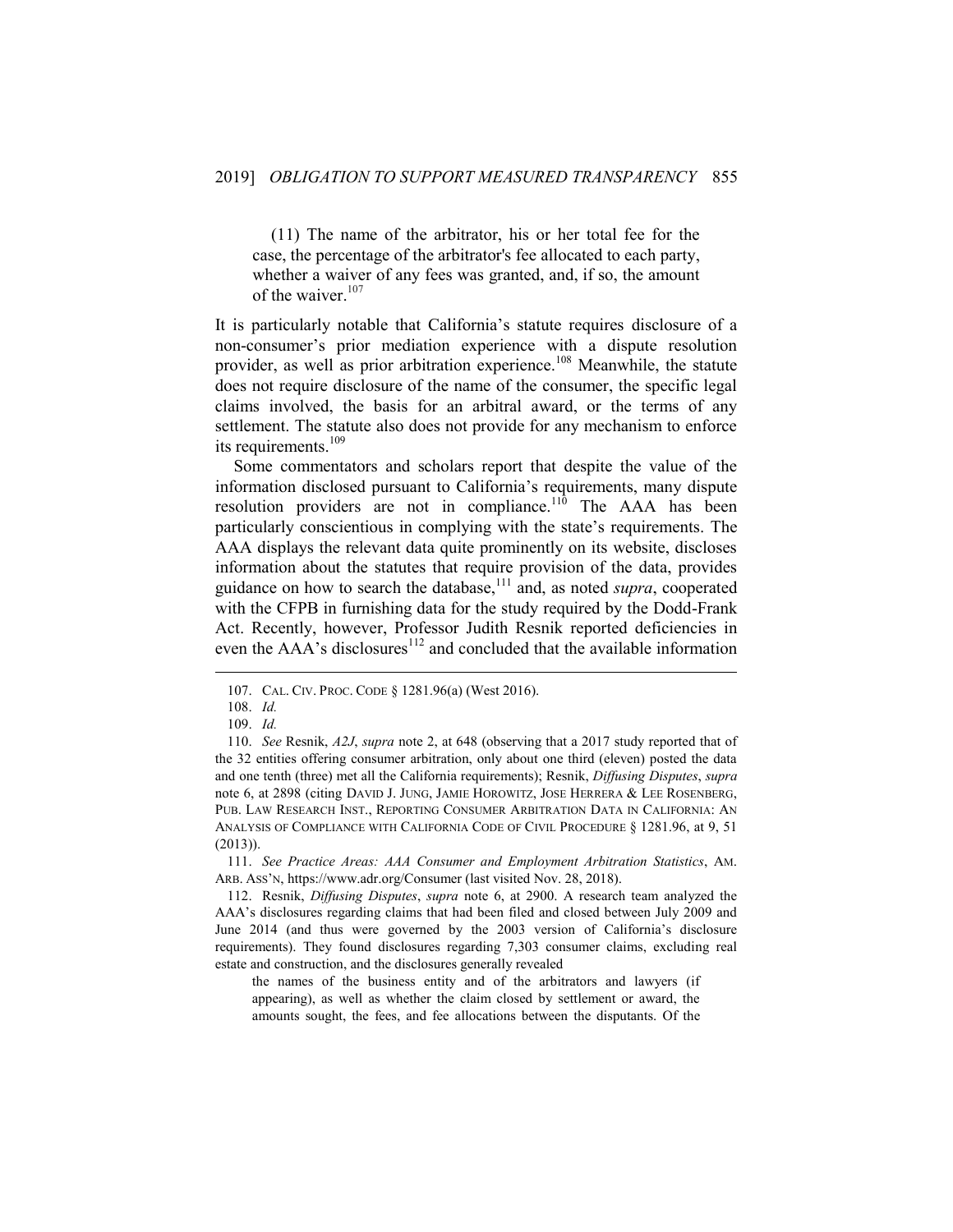> (11) The name of the arbitrator, his or her total fee for the case, the percentage of the arbitrator's fee allocated to each party, whether a waiver of any fees was granted, and, if so, the amount of the waiver.[107]

It is particularly notable that California's statute requires disclosure of a non-consumer's prior mediation experience with a dispute resolution provider, as well as prior arbitration experience.[108] Meanwhile, the statute does not require disclosure of the name of the consumer, the specific legal claims involved, the basis for an arbitral award, or the terms of any settlement. The statute also does not provide for any mechanism to enforce its requirements.[109]

Some commentators and scholars report that despite the value of the information disclosed pursuant to California's requirements, many dispute resolution providers are not in compliance.[110] The AAA has been particularly conscientious in complying with the state's requirements. The AAA displays the relevant data quite prominently on its website, discloses information about the statutes that require provision of the data, provides guidance on how to search the database,[111] and, as noted *supra*, cooperated with the CFPB in furnishing data for the study required by the Dodd-Frank Act. Recently, however, Professor Judith Resnik reported deficiencies in even the AAA's disclosures[112] and concluded that the available information

---

107. CAL. CIV. PROC. CODE § 1281.96(a) (West 2016).

108. *Id.*

109. *Id.*

110. *See* Resnik, *A2J*, *supra* note 2, at 648 (observing that a 2017 study reported that of the 32 entities offering consumer arbitration, only about one third (eleven) posted the data and one tenth (three) met all the California requirements); Resnik, *Diffusing Disputes*, *supra* note 6, at 2898 (citing DAVID J. JUNG, JAMIE HOROWITZ, JOSE HERRERA & LEE ROSENBERG, PUB. LAW RESEARCH INST., REPORTING CONSUMER ARBITRATION DATA IN CALIFORNIA: AN ANALYSIS OF COMPLIANCE WITH CALIFORNIA CODE OF CIVIL PROCEDURE § 1281.96, at 9, 51 (2013)).

111. *See Practice Areas: AAA Consumer and Employment Arbitration Statistics*, AM. ARB. ASS'N, https://www.adr.org/Consumer (last visited Nov. 28, 2018).

112. Resnik, *Diffusing Disputes*, *supra* note 6, at 2900. A research team analyzed the AAA's disclosures regarding claims that had been filed and closed between July 2009 and June 2014 (and thus were governed by the 2003 version of California's disclosure requirements). They found disclosures regarding 7,303 consumer claims, excluding real estate and construction, and the disclosures generally revealed

> the names of the business entity and of the arbitrators and lawyers (if appearing), as well as whether the claim closed by settlement or award, the amounts sought, the fees, and fee allocations between the disputants. Of the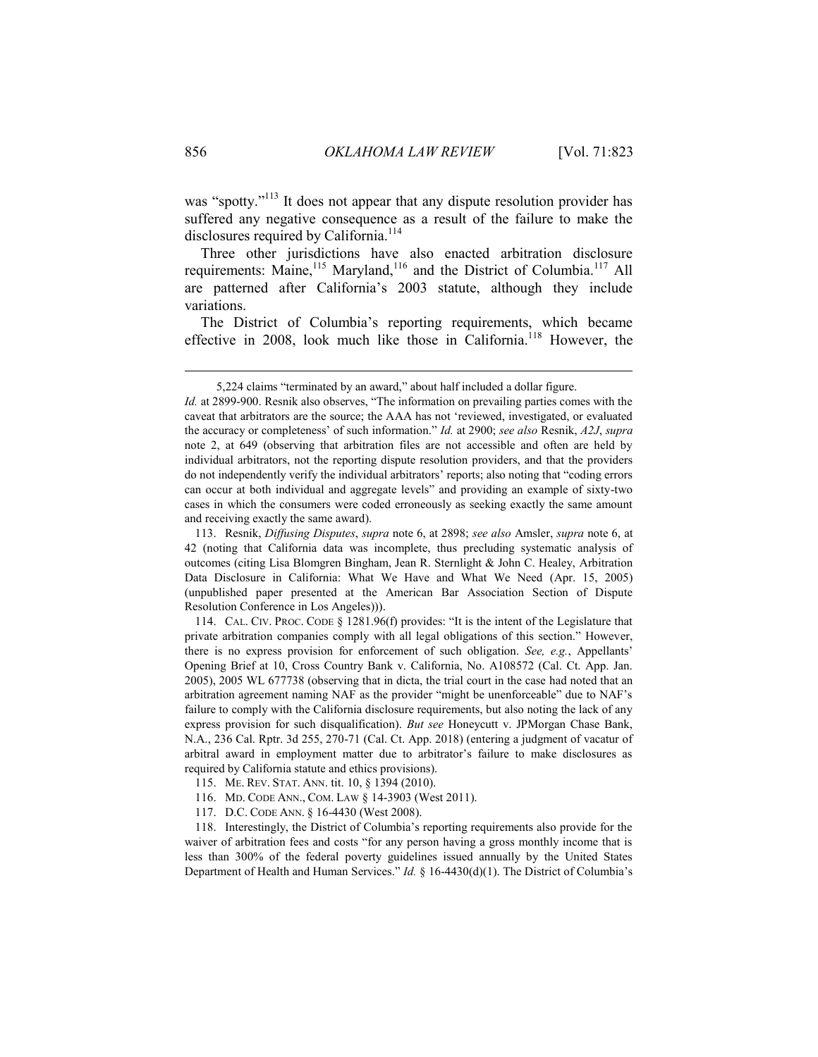was "spotty."[113] It does not appear that any dispute resolution provider has suffered any negative consequence as a result of the failure to make the disclosures required by California.[114]

Three other jurisdictions have also enacted arbitration disclosure requirements: Maine,[115] Maryland,[116] and the District of Columbia.[117] All are patterned after California's 2003 statute, although they include variations.

The District of Columbia's reporting requirements, which became effective in 2008, look much like those in California.[118] However, the

---

5,224 claims "terminated by an award," about half included a dollar figure.

*Id.* at 2899-900. Resnik also observes, "The information on prevailing parties comes with the caveat that arbitrators are the source; the AAA has not 'reviewed, investigated, or evaluated the accuracy or completeness' of such information." *Id.* at 2900; *see also* Resnik, *A2J*, *supra* note 2, at 649 (observing that arbitration files are not accessible and often are held by individual arbitrators, not the reporting dispute resolution providers, and that the providers do not independently verify the individual arbitrators' reports; also noting that "coding errors can occur at both individual and aggregate levels" and providing an example of sixty-two cases in which the consumers were coded erroneously as seeking exactly the same amount and receiving exactly the same award).

113. Resnik, *Diffusing Disputes*, *supra* note 6, at 2898; *see also* Amsler, *supra* note 6, at 42 (noting that California data was incomplete, thus precluding systematic analysis of outcomes (citing Lisa Blomgren Bingham, Jean R. Sternlight & John C. Healey, Arbitration Data Disclosure in California: What We Have and What We Need (Apr. 15, 2005) (unpublished paper presented at the American Bar Association Section of Dispute Resolution Conference in Los Angeles))).

114. CAL. CIV. PROC. CODE § 1281.96(f) provides: "It is the intent of the Legislature that private arbitration companies comply with all legal obligations of this section." However, there is no express provision for enforcement of such obligation. *See, e.g.*, Appellants' Opening Brief at 10, Cross Country Bank v. California, No. A108572 (Cal. Ct. App. Jan. 2005), 2005 WL 677738 (observing that in dicta, the trial court in the case had noted that an arbitration agreement naming NAF as the provider "might be unenforceable" due to NAF's failure to comply with the California disclosure requirements, but also noting the lack of any express provision for such disqualification). *But see* Honeycutt v. JPMorgan Chase Bank, N.A., 236 Cal. Rptr. 3d 255, 270-71 (Cal. Ct. App. 2018) (entering a judgment of vacatur of arbitral award in employment matter due to arbitrator's failure to make disclosures as required by California statute and ethics provisions).

115. ME. REV. STAT. ANN. tit. 10, § 1394 (2010).

116. MD. CODE ANN., COM. LAW § 14-3903 (West 2011).

117. D.C. CODE ANN. § 16-4430 (West 2008).

118. Interestingly, the District of Columbia's reporting requirements also provide for the waiver of arbitration fees and costs "for any person having a gross monthly income that is less than 300% of the federal poverty guidelines issued annually by the United States Department of Health and Human Services." *Id.* § 16-4430(d)(1). The District of Columbia's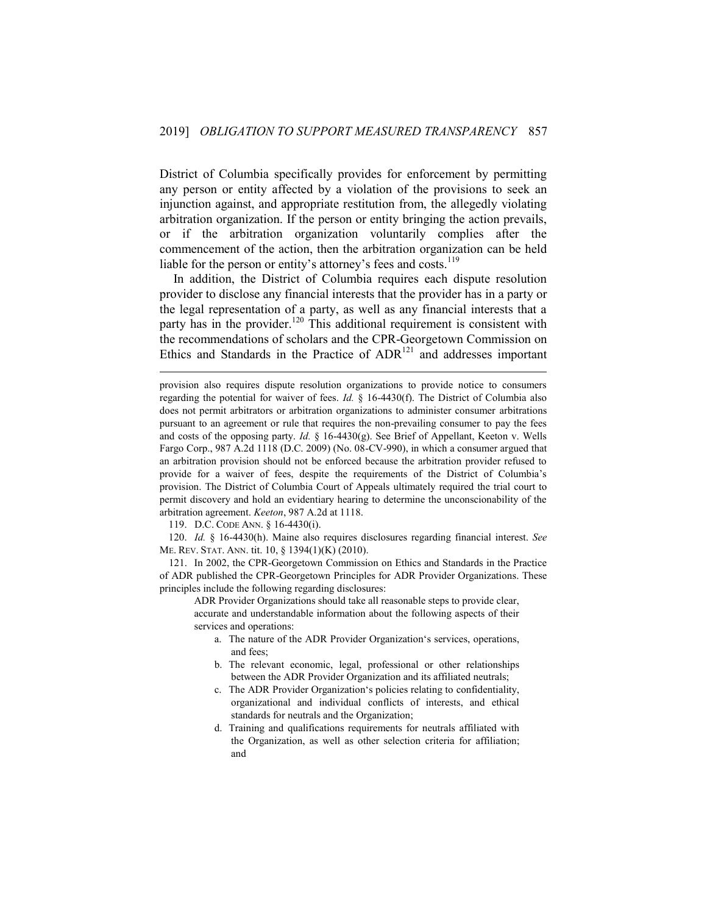District of Columbia specifically provides for enforcement by permitting any person or entity affected by a violation of the provisions to seek an injunction against, and appropriate restitution from, the allegedly violating arbitration organization. If the person or entity bringing the action prevails, or if the arbitration organization voluntarily complies after the commencement of the action, then the arbitration organization can be held liable for the person or entity's attorney's fees and costs.[119]

In addition, the District of Columbia requires each dispute resolution provider to disclose any financial interests that the provider has in a party or the legal representation of a party, as well as any financial interests that a party has in the provider.[120] This additional requirement is consistent with the recommendations of scholars and the CPR-Georgetown Commission on Ethics and Standards in the Practice of ADR[121] and addresses important

---

provision also requires dispute resolution organizations to provide notice to consumers regarding the potential for waiver of fees. *Id.* § 16-4430(f). The District of Columbia also does not permit arbitrators or arbitration organizations to administer consumer arbitrations pursuant to an agreement or rule that requires the non-prevailing consumer to pay the fees and costs of the opposing party. *Id.* § 16-4430(g). See Brief of Appellant, Keeton v. Wells Fargo Corp., 987 A.2d 1118 (D.C. 2009) (No. 08-CV-990), in which a consumer argued that an arbitration provision should not be enforced because the arbitration provider refused to provide for a waiver of fees, despite the requirements of the District of Columbia's provision. The District of Columbia Court of Appeals ultimately required the trial court to permit discovery and hold an evidentiary hearing to determine the unconscionability of the arbitration agreement. *Keeton*, 987 A.2d at 1118.

119. D.C. CODE ANN. § 16-4430(i).

120. *Id.* § 16-4430(h). Maine also requires disclosures regarding financial interest. *See* ME. REV. STAT. ANN. tit. 10, § 1394(1)(K) (2010).

121. In 2002, the CPR-Georgetown Commission on Ethics and Standards in the Practice of ADR published the CPR-Georgetown Principles for ADR Provider Organizations. These principles include the following regarding disclosures:

> ADR Provider Organizations should take all reasonable steps to provide clear, accurate and understandable information about the following aspects of their services and operations:
>
> a. The nature of the ADR Provider Organization's services, operations, and fees;
>
> b. The relevant economic, legal, professional or other relationships between the ADR Provider Organization and its affiliated neutrals;
>
> c. The ADR Provider Organization's policies relating to confidentiality, organizational and individual conflicts of interests, and ethical standards for neutrals and the Organization;
>
> d. Training and qualifications requirements for neutrals affiliated with the Organization, as well as other selection criteria for affiliation; and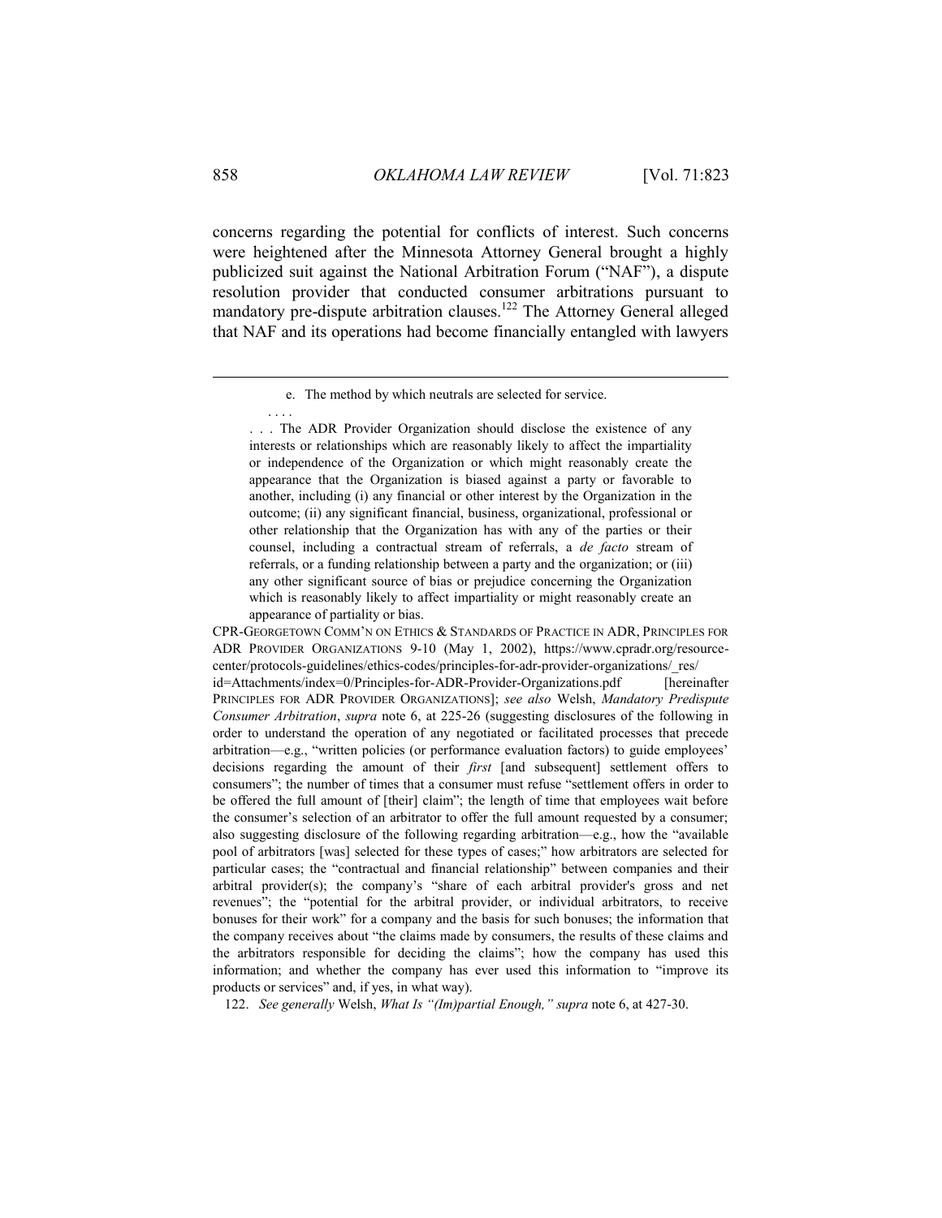concerns regarding the potential for conflicts of interest. Such concerns were heightened after the Minnesota Attorney General brought a highly publicized suit against the National Arbitration Forum ("NAF"), a dispute resolution provider that conducted consumer arbitrations pursuant to mandatory pre-dispute arbitration clauses.[122] The Attorney General alleged that NAF and its operations had become financially entangled with lawyers

---

> e. The method by which neutrals are selected for service.
>
> . . . .
>
> . . . The ADR Provider Organization should disclose the existence of any interests or relationships which are reasonably likely to affect the impartiality or independence of the Organization or which might reasonably create the appearance that the Organization is biased against a party or favorable to another, including (i) any financial or other interest by the Organization in the outcome; (ii) any significant financial, business, organizational, professional or other relationship that the Organization has with any of the parties or their counsel, including a contractual stream of referrals, a *de facto* stream of referrals, or a funding relationship between a party and the organization; or (iii) any other significant source of bias or prejudice concerning the Organization which is reasonably likely to affect impartiality or might reasonably create an appearance of partiality or bias.

CPR-GEORGETOWN COMM'N ON ETHICS & STANDARDS OF PRACTICE IN ADR, PRINCIPLES FOR ADR PROVIDER ORGANIZATIONS 9-10 (May 1, 2002), https://www.cpradr.org/resource-center/protocols-guidelines/ethics-codes/principles-for-adr-provider-organizations/_res/id=Attachments/index=0/Principles-for-ADR-Provider-Organizations.pdf [hereinafter PRINCIPLES FOR ADR PROVIDER ORGANIZATIONS]; *see also* Welsh, *Mandatory Predispute Consumer Arbitration*, *supra* note 6, at 225-26 (suggesting disclosures of the following in order to understand the operation of any negotiated or facilitated processes that precede arbitration—e.g., "written policies (or performance evaluation factors) to guide employees' decisions regarding the amount of their *first* [and subsequent] settlement offers to consumers"; the number of times that a consumer must refuse "settlement offers in order to be offered the full amount of [their] claim"; the length of time that employees wait before the consumer's selection of an arbitrator to offer the full amount requested by a consumer; also suggesting disclosure of the following regarding arbitration—e.g., how the "available pool of arbitrators [was] selected for these types of cases;" how arbitrators are selected for particular cases; the "contractual and financial relationship" between companies and their arbitral provider(s); the company's "share of each arbitral provider's gross and net revenues"; the "potential for the arbitral provider, or individual arbitrators, to receive bonuses for their work" for a company and the basis for such bonuses; the information that the company receives about "the claims made by consumers, the results of these claims and the arbitrators responsible for deciding the claims"; how the company has used this information; and whether the company has ever used this information to "improve its products or services" and, if yes, in what way).

122. *See generally* Welsh, *What Is "(Im)partial Enough,"* *supra* note 6, at 427-30.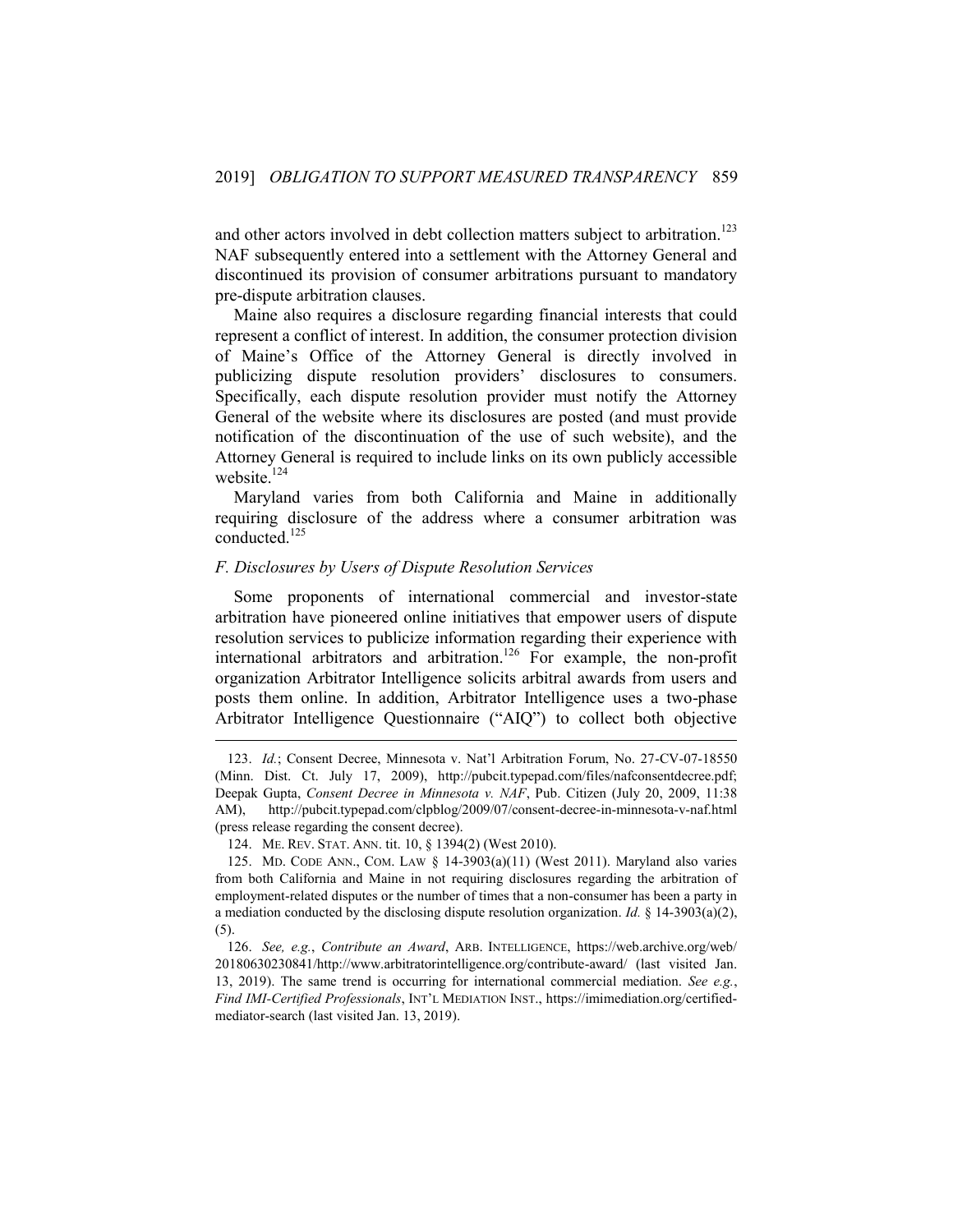and other actors involved in debt collection matters subject to arbitration.[123] NAF subsequently entered into a settlement with the Attorney General and discontinued its provision of consumer arbitrations pursuant to mandatory pre-dispute arbitration clauses.

Maine also requires a disclosure regarding financial interests that could represent a conflict of interest. In addition, the consumer protection division of Maine's Office of the Attorney General is directly involved in publicizing dispute resolution providers' disclosures to consumers. Specifically, each dispute resolution provider must notify the Attorney General of the website where its disclosures are posted (and must provide notification of the discontinuation of the use of such website), and the Attorney General is required to include links on its own publicly accessible website.[124]

Maryland varies from both California and Maine in additionally requiring disclosure of the address where a consumer arbitration was conducted.[125]

### *F. Disclosures by Users of Dispute Resolution Services*

Some proponents of international commercial and investor-state arbitration have pioneered online initiatives that empower users of dispute resolution services to publicize information regarding their experience with international arbitrators and arbitration.[126] For example, the non-profit organization Arbitrator Intelligence solicits arbitral awards from users and posts them online. In addition, Arbitrator Intelligence uses a two-phase Arbitrator Intelligence Questionnaire ("AIQ") to collect both objective

---

123. *Id.*; Consent Decree, Minnesota v. Nat'l Arbitration Forum, No. 27-CV-07-18550 (Minn. Dist. Ct. July 17, 2009), http://pubcit.typepad.com/files/nafconsentdecree.pdf; Deepak Gupta, *Consent Decree in Minnesota v. NAF*, Pub. Citizen (July 20, 2009, 11:38 AM), http://pubcit.typepad.com/clpblog/2009/07/consent-decree-in-minnesota-v-naf.html (press release regarding the consent decree).

124. ME. REV. STAT. ANN. tit. 10, § 1394(2) (West 2010).

125. MD. CODE ANN., COM. LAW § 14-3903(a)(11) (West 2011). Maryland also varies from both California and Maine in not requiring disclosures regarding the arbitration of employment-related disputes or the number of times that a non-consumer has been a party in a mediation conducted by the disclosing dispute resolution organization. *Id.* § 14-3903(a)(2), (5).

126. *See, e.g.*, *Contribute an Award*, ARB. INTELLIGENCE, https://web.archive.org/web/20180630230841/http://www.arbitratorintelligence.org/contribute-award/ (last visited Jan. 13, 2019). The same trend is occurring for international commercial mediation. *See e.g.*, *Find IMI-Certified Professionals*, INT'L MEDIATION INST., https://imimediation.org/certified-mediator-search (last visited Jan. 13, 2019).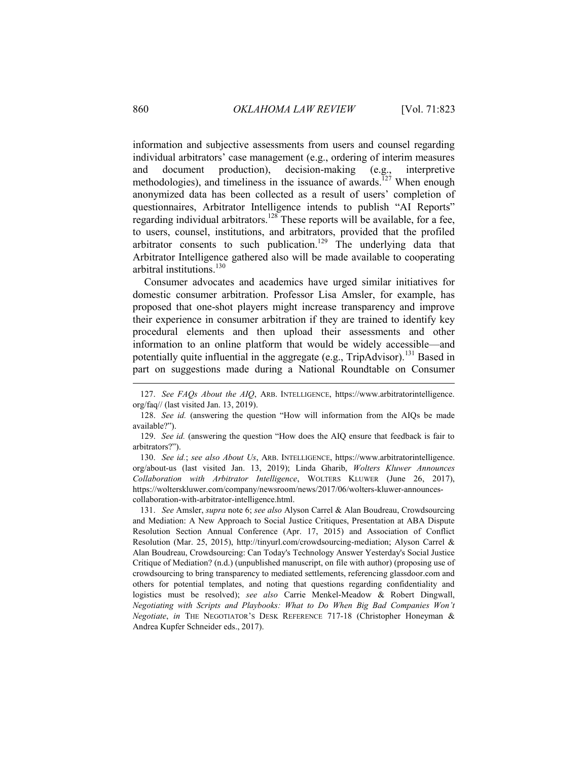information and subjective assessments from users and counsel regarding individual arbitrators' case management (e.g., ordering of interim measures and document production), decision-making (e.g., interpretive methodologies), and timeliness in the issuance of awards.[127] When enough anonymized data has been collected as a result of users' completion of questionnaires, Arbitrator Intelligence intends to publish "AI Reports" regarding individual arbitrators.[128] These reports will be available, for a fee, to users, counsel, institutions, and arbitrators, provided that the profiled arbitrator consents to such publication.[129] The underlying data that Arbitrator Intelligence gathered also will be made available to cooperating arbitral institutions.[130]

Consumer advocates and academics have urged similar initiatives for domestic consumer arbitration. Professor Lisa Amsler, for example, has proposed that one-shot players might increase transparency and improve their experience in consumer arbitration if they are trained to identify key procedural elements and then upload their assessments and other information to an online platform that would be widely accessible—and potentially quite influential in the aggregate (e.g., TripAdvisor).[131] Based in part on suggestions made during a National Roundtable on Consumer

---

127. *See FAQs About the AIQ*, ARB. INTELLIGENCE, https://www.arbitratorintelligence.org/faq// (last visited Jan. 13, 2019).

128. *See id.* (answering the question "How will information from the AIQs be made available?").

129. *See id.* (answering the question "How does the AIQ ensure that feedback is fair to arbitrators?").

130. *See id.*; *see also About Us*, ARB. INTELLIGENCE, https://www.arbitratorintelligence.org/about-us (last visited Jan. 13, 2019); Linda Gharib, *Wolters Kluwer Announces Collaboration with Arbitrator Intelligence*, WOLTERS KLUWER (June 26, 2017), https://wolterskluwer.com/company/newsroom/news/2017/06/wolters-kluwer-announces-collaboration-with-arbitrator-intelligence.html.

131. *See* Amsler, *supra* note 6; *see also* Alyson Carrel & Alan Boudreau, Crowdsourcing and Mediation: A New Approach to Social Justice Critiques, Presentation at ABA Dispute Resolution Section Annual Conference (Apr. 17, 2015) and Association of Conflict Resolution (Mar. 25, 2015), http://tinyurl.com/crowdsourcing-mediation; Alyson Carrel & Alan Boudreau, Crowdsourcing: Can Today's Technology Answer Yesterday's Social Justice Critique of Mediation? (n.d.) (unpublished manuscript, on file with author) (proposing use of crowdsourcing to bring transparency to mediated settlements, referencing glassdoor.com and others for potential templates, and noting that questions regarding confidentiality and logistics must be resolved); *see also* Carrie Menkel-Meadow & Robert Dingwall, *Negotiating with Scripts and Playbooks: What to Do When Big Bad Companies Won't Negotiate*, *in* THE NEGOTIATOR'S DESK REFERENCE 717-18 (Christopher Honeyman & Andrea Kupfer Schneider eds., 2017).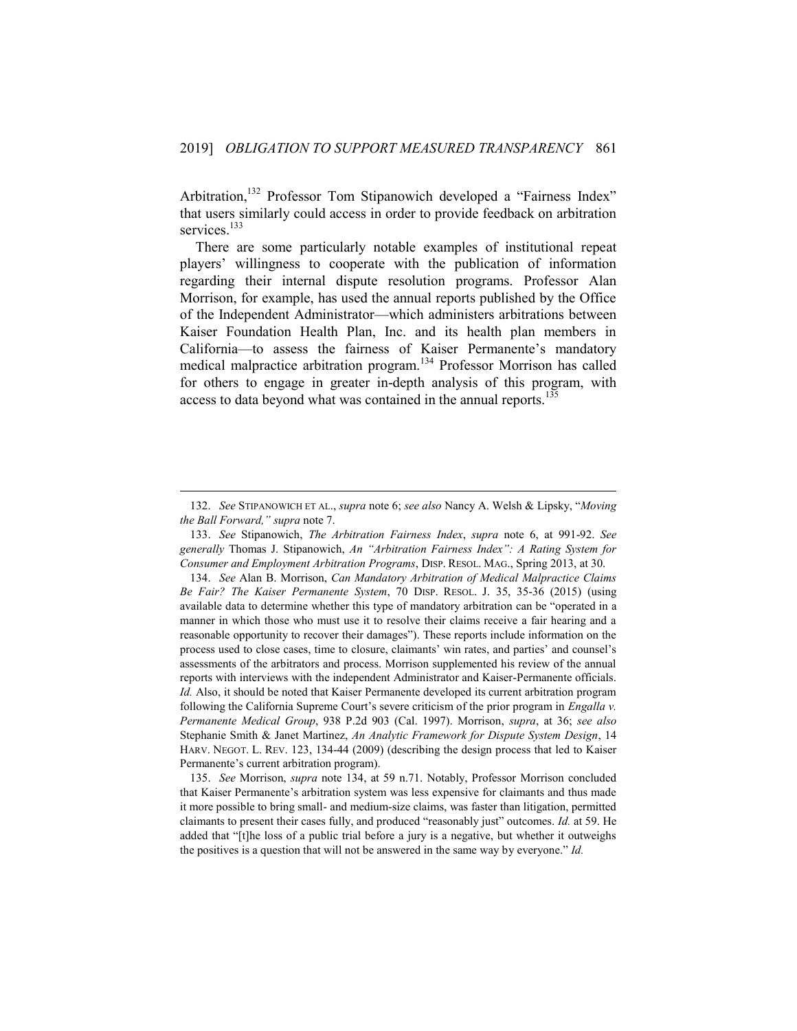Arbitration,[132] Professor Tom Stipanowich developed a "Fairness Index" that users similarly could access in order to provide feedback on arbitration services.[133]

There are some particularly notable examples of institutional repeat players' willingness to cooperate with the publication of information regarding their internal dispute resolution programs. Professor Alan Morrison, for example, has used the annual reports published by the Office of the Independent Administrator—which administers arbitrations between Kaiser Foundation Health Plan, Inc. and its health plan members in California—to assess the fairness of Kaiser Permanente's mandatory medical malpractice arbitration program.[134] Professor Morrison has called for others to engage in greater in-depth analysis of this program, with access to data beyond what was contained in the annual reports.[135]

---

132. *See* STIPANOWICH ET AL., *supra* note 6; *see also* Nancy A. Welsh & Lipsky, "*Moving the Ball Forward,*" *supra* note 7.

133. *See* Stipanowich, *The Arbitration Fairness Index*, *supra* note 6, at 991-92. *See generally* Thomas J. Stipanowich, *An "Arbitration Fairness Index": A Rating System for Consumer and Employment Arbitration Programs*, DISP. RESOL. MAG., Spring 2013, at 30.

134. *See* Alan B. Morrison, *Can Mandatory Arbitration of Medical Malpractice Claims Be Fair? The Kaiser Permanente System*, 70 DISP. RESOL. J. 35, 35-36 (2015) (using available data to determine whether this type of mandatory arbitration can be "operated in a manner in which those who must use it to resolve their claims receive a fair hearing and a reasonable opportunity to recover their damages"). These reports include information on the process used to close cases, time to closure, claimants' win rates, and parties' and counsel's assessments of the arbitrators and process. Morrison supplemented his review of the annual reports with interviews with the independent Administrator and Kaiser-Permanente officials. *Id.* Also, it should be noted that Kaiser Permanente developed its current arbitration program following the California Supreme Court's severe criticism of the prior program in *Engalla v. Permanente Medical Group*, 938 P.2d 903 (Cal. 1997). Morrison, *supra*, at 36; *see also* Stephanie Smith & Janet Martinez, *An Analytic Framework for Dispute System Design*, 14 HARV. NEGOT. L. REV. 123, 134-44 (2009) (describing the design process that led to Kaiser Permanente's current arbitration program).

135. *See* Morrison, *supra* note 134, at 59 n.71. Notably, Professor Morrison concluded that Kaiser Permanente's arbitration system was less expensive for claimants and thus made it more possible to bring small- and medium-size claims, was faster than litigation, permitted claimants to present their cases fully, and produced "reasonably just" outcomes. *Id.* at 59. He added that "[t]he loss of a public trial before a jury is a negative, but whether it outweighs the positives is a question that will not be answered in the same way by everyone." *Id.*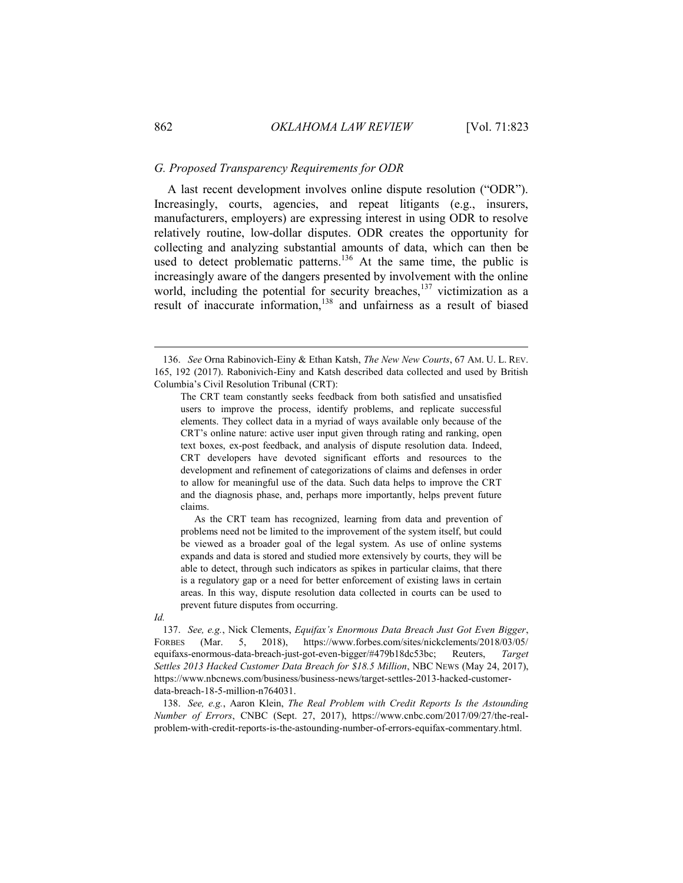### *G. Proposed Transparency Requirements for ODR*

A last recent development involves online dispute resolution ("ODR"). Increasingly, courts, agencies, and repeat litigants (e.g., insurers, manufacturers, employers) are expressing interest in using ODR to resolve relatively routine, low-dollar disputes. ODR creates the opportunity for collecting and analyzing substantial amounts of data, which can then be used to detect problematic patterns.[136] At the same time, the public is increasingly aware of the dangers presented by involvement with the online world, including the potential for security breaches,[137] victimization as a result of inaccurate information,[138] and unfairness as a result of biased

---

136. *See* Orna Rabinovich-Einy & Ethan Katsh, *The New New Courts*, 67 AM. U. L. REV. 165, 192 (2017). Rabonivich-Einy and Katsh described data collected and used by British Columbia's Civil Resolution Tribunal (CRT):

> The CRT team constantly seeks feedback from both satisfied and unsatisfied users to improve the process, identify problems, and replicate successful elements. They collect data in a myriad of ways available only because of the CRT's online nature: active user input given through rating and ranking, open text boxes, ex-post feedback, and analysis of dispute resolution data. Indeed, CRT developers have devoted significant efforts and resources to the development and refinement of categorizations of claims and defenses in order to allow for meaningful use of the data. Such data helps to improve the CRT and the diagnosis phase, and, perhaps more importantly, helps prevent future claims.
>
> As the CRT team has recognized, learning from data and prevention of problems need not be limited to the improvement of the system itself, but could be viewed as a broader goal of the legal system. As use of online systems expands and data is stored and studied more extensively by courts, they will be able to detect, through such indicators as spikes in particular claims, that there is a regulatory gap or a need for better enforcement of existing laws in certain areas. In this way, dispute resolution data collected in courts can be used to prevent future disputes from occurring.

*Id.*

137. *See, e.g.*, Nick Clements, *Equifax's Enormous Data Breach Just Got Even Bigger*, FORBES (Mar. 5, 2018), https://www.forbes.com/sites/nickclements/2018/03/05/equifaxs-enormous-data-breach-just-got-even-bigger/#479b18dc53bc; Reuters, *Target Settles 2013 Hacked Customer Data Breach for $18.5 Million*, NBC NEWS (May 24, 2017), https://www.nbcnews.com/business/business-news/target-settles-2013-hacked-customer-data-breach-18-5-million-n764031.

138. *See, e.g.*, Aaron Klein, *The Real Problem with Credit Reports Is the Astounding Number of Errors*, CNBC (Sept. 27, 2017), https://www.cnbc.com/2017/09/27/the-real-problem-with-credit-reports-is-the-astounding-number-of-errors-equifax-commentary.html.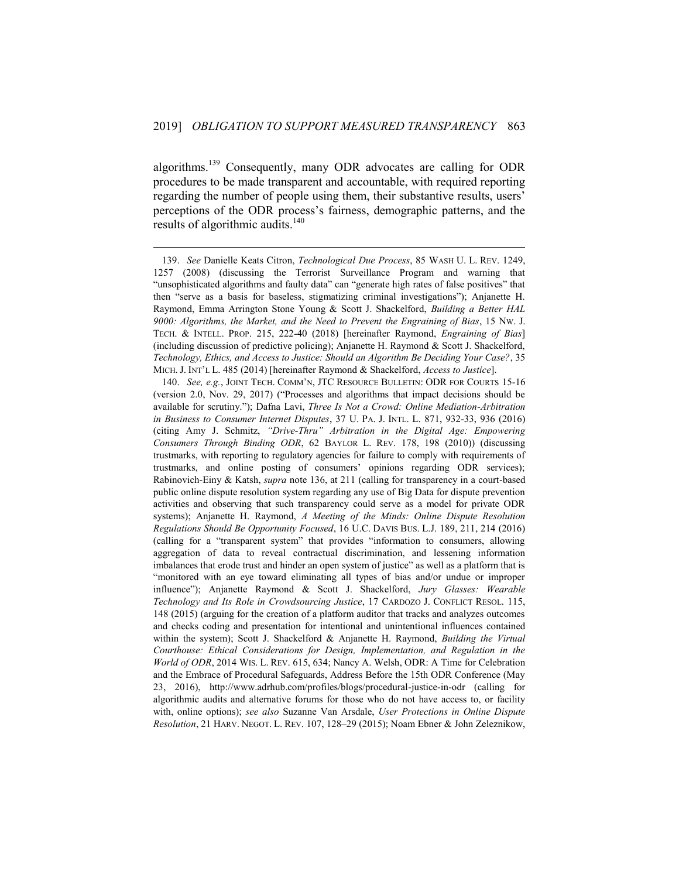algorithms.[139] Consequently, many ODR advocates are calling for ODR procedures to be made transparent and accountable, with required reporting regarding the number of people using them, their substantive results, users' perceptions of the ODR process's fairness, demographic patterns, and the results of algorithmic audits.[140]

---

139. *See* Danielle Keats Citron, *Technological Due Process*, 85 WASH U. L. REV. 1249, 1257 (2008) (discussing the Terrorist Surveillance Program and warning that "unsophisticated algorithms and faulty data" can "generate high rates of false positives" that then "serve as a basis for baseless, stigmatizing criminal investigations"); Anjanette H. Raymond, Emma Arrington Stone Young & Scott J. Shackelford, *Building a Better HAL 9000: Algorithms, the Market, and the Need to Prevent the Engraining of Bias*, 15 NW. J. TECH. & INTELL. PROP. 215, 222-40 (2018) [hereinafter Raymond, *Engraining of Bias*] (including discussion of predictive policing); Anjanette H. Raymond & Scott J. Shackelford, *Technology, Ethics, and Access to Justice: Should an Algorithm Be Deciding Your Case?*, 35 MICH. J. INT'L L. 485 (2014) [hereinafter Raymond & Shackelford, *Access to Justice*].

140. *See, e.g.*, JOINT TECH. COMM'N, JTC RESOURCE BULLETIN: ODR FOR COURTS 15-16 (version 2.0, Nov. 29, 2017) ("Processes and algorithms that impact decisions should be available for scrutiny."); Dafna Lavi, *Three Is Not a Crowd: Online Mediation-Arbitration in Business to Consumer Internet Disputes*, 37 U. PA. J. INTL. L. 871, 932-33, 936 (2016) (citing Amy J. Schmitz, *"Drive-Thru" Arbitration in the Digital Age: Empowering Consumers Through Binding ODR*, 62 BAYLOR L. REV. 178, 198 (2010)) (discussing trustmarks, with reporting to regulatory agencies for failure to comply with requirements of trustmarks, and online posting of consumers' opinions regarding ODR services); Rabinovich-Einy & Katsh, *supra* note 136, at 211 (calling for transparency in a court-based public online dispute resolution system regarding any use of Big Data for dispute prevention activities and observing that such transparency could serve as a model for private ODR systems); Anjanette H. Raymond, *A Meeting of the Minds: Online Dispute Resolution Regulations Should Be Opportunity Focused*, 16 U.C. DAVIS BUS. L.J. 189, 211, 214 (2016) (calling for a "transparent system" that provides "information to consumers, allowing aggregation of data to reveal contractual discrimination, and lessening information imbalances that erode trust and hinder an open system of justice" as well as a platform that is "monitored with an eye toward eliminating all types of bias and/or undue or improper influence"); Anjanette Raymond & Scott J. Shackelford, *Jury Glasses: Wearable Technology and Its Role in Crowdsourcing Justice*, 17 CARDOZO J. CONFLICT RESOL. 115, 148 (2015) (arguing for the creation of a platform auditor that tracks and analyzes outcomes and checks coding and presentation for intentional and unintentional influences contained within the system); Scott J. Shackelford & Anjanette H. Raymond, *Building the Virtual Courthouse: Ethical Considerations for Design, Implementation, and Regulation in the World of ODR*, 2014 WIS. L. REV. 615, 634; Nancy A. Welsh, ODR: A Time for Celebration and the Embrace of Procedural Safeguards, Address Before the 15th ODR Conference (May 23, 2016), http://www.adrhub.com/profiles/blogs/procedural-justice-in-odr (calling for algorithmic audits and alternative forums for those who do not have access to, or facility with, online options); *see also* Suzanne Van Arsdale, *User Protections in Online Dispute Resolution*, 21 HARV. NEGOT. L. REV. 107, 128–29 (2015); Noam Ebner & John Zeleznikow,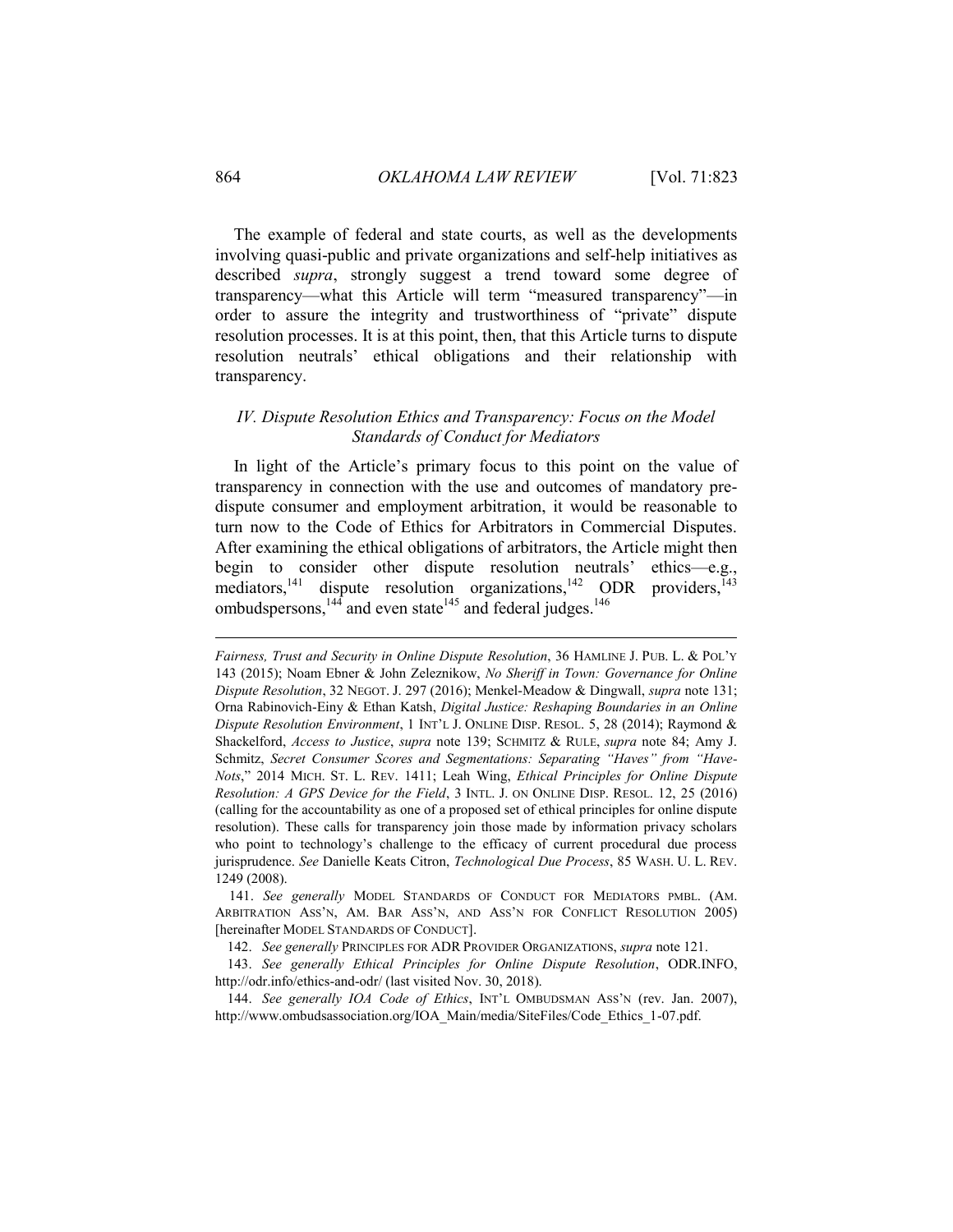The example of federal and state courts, as well as the developments involving quasi-public and private organizations and self-help initiatives as described *supra*, strongly suggest a trend toward some degree of transparency—what this Article will term "measured transparency"—in order to assure the integrity and trustworthiness of "private" dispute resolution processes. It is at this point, then, that this Article turns to dispute resolution neutrals' ethical obligations and their relationship with transparency.

### *IV. Dispute Resolution Ethics and Transparency: Focus on the Model Standards of Conduct for Mediators*

In light of the Article's primary focus to this point on the value of transparency in connection with the use and outcomes of mandatory pre-dispute consumer and employment arbitration, it would be reasonable to turn now to the Code of Ethics for Arbitrators in Commercial Disputes. After examining the ethical obligations of arbitrators, the Article might then begin to consider other dispute resolution neutrals' ethics—e.g., mediators,[141] dispute resolution organizations,[142] ODR providers,[143] ombudspersons,[144] and even state[145] and federal judges.[146]

---

*Fairness, Trust and Security in Online Dispute Resolution*, 36 HAMLINE J. PUB. L. & POL'Y 143 (2015); Noam Ebner & John Zeleznikow, *No Sheriff in Town: Governance for Online Dispute Resolution*, 32 NEGOT. J. 297 (2016); Menkel-Meadow & Dingwall, *supra* note 131; Orna Rabinovich-Einy & Ethan Katsh, *Digital Justice: Reshaping Boundaries in an Online Dispute Resolution Environment*, 1 INT'L J. ONLINE DISP. RESOL. 5, 28 (2014); Raymond & Shackelford, *Access to Justice*, *supra* note 139; SCHMITZ & RULE, *supra* note 84; Amy J. Schmitz, *Secret Consumer Scores and Segmentations: Separating "Haves" from "Have-Nots*," 2014 MICH. ST. L. REV. 1411; Leah Wing, *Ethical Principles for Online Dispute Resolution: A GPS Device for the Field*, 3 INTL. J. ON ONLINE DISP. RESOL. 12, 25 (2016) (calling for the accountability as one of a proposed set of ethical principles for online dispute resolution). These calls for transparency join those made by information privacy scholars who point to technology's challenge to the efficacy of current procedural due process jurisprudence. *See* Danielle Keats Citron, *Technological Due Process*, 85 WASH. U. L. REV. 1249 (2008).

141. *See generally* MODEL STANDARDS OF CONDUCT FOR MEDIATORS PMBL. (AM. ARBITRATION ASS'N, AM. BAR ASS'N, AND ASS'N FOR CONFLICT RESOLUTION 2005) [hereinafter MODEL STANDARDS OF CONDUCT].

142. *See generally* PRINCIPLES FOR ADR PROVIDER ORGANIZATIONS, *supra* note 121.

143. *See generally Ethical Principles for Online Dispute Resolution*, ODR.INFO, http://odr.info/ethics-and-odr/ (last visited Nov. 30, 2018).

144. *See generally IOA Code of Ethics*, INT'L OMBUDSMAN ASS'N (rev. Jan. 2007), http://www.ombudsassociation.org/IOA_Main/media/SiteFiles/Code_Ethics_1-07.pdf.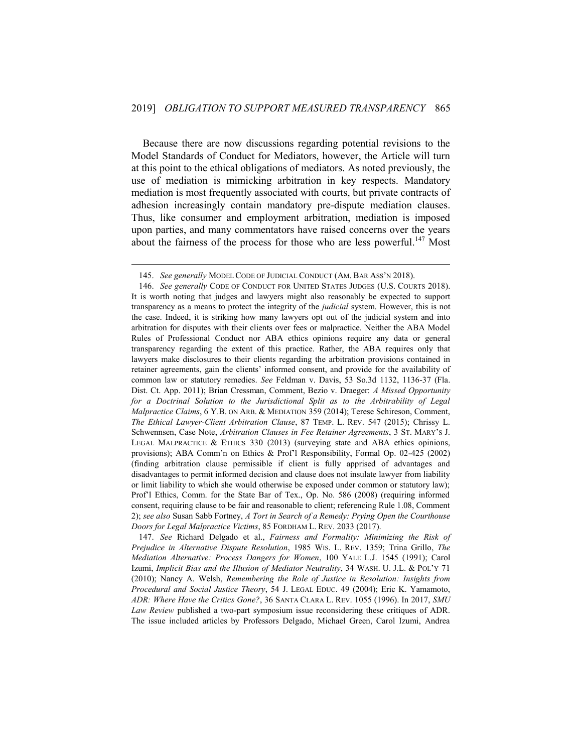Because there are now discussions regarding potential revisions to the Model Standards of Conduct for Mediators, however, the Article will turn at this point to the ethical obligations of mediators. As noted previously, the use of mediation is mimicking arbitration in key respects. Mandatory mediation is most frequently associated with courts, but private contracts of adhesion increasingly contain mandatory pre-dispute mediation clauses. Thus, like consumer and employment arbitration, mediation is imposed upon parties, and many commentators have raised concerns over the years about the fairness of the process for those who are less powerful.[147] Most

---

145. *See generally* MODEL CODE OF JUDICIAL CONDUCT (AM. BAR ASS'N 2018).

146. *See generally* CODE OF CONDUCT FOR UNITED STATES JUDGES (U.S. COURTS 2018). It is worth noting that judges and lawyers might also reasonably be expected to support transparency as a means to protect the integrity of the *judicial* system. However, this is not the case. Indeed, it is striking how many lawyers opt out of the judicial system and into arbitration for disputes with their clients over fees or malpractice. Neither the ABA Model Rules of Professional Conduct nor ABA ethics opinions require any data or general transparency regarding the extent of this practice. Rather, the ABA requires only that lawyers make disclosures to their clients regarding the arbitration provisions contained in retainer agreements, gain the clients' informed consent, and provide for the availability of common law or statutory remedies. *See* Feldman v. Davis, 53 So.3d 1132, 1136-37 (Fla. Dist. Ct. App. 2011); Brian Cressman, Comment, Bezio v. Draeger: *A Missed Opportunity for a Doctrinal Solution to the Jurisdictional Split as to the Arbitrability of Legal Malpractice Claims*, 6 Y.B. ON ARB. & MEDIATION 359 (2014); Terese Schireson, Comment, *The Ethical Lawyer-Client Arbitration Clause*, 87 TEMP. L. REV. 547 (2015); Chrissy L. Schwennsen, Case Note, *Arbitration Clauses in Fee Retainer Agreements*, 3 ST. MARY'S J. LEGAL MALPRACTICE & ETHICS 330 (2013) (surveying state and ABA ethics opinions, provisions); ABA Comm'n on Ethics & Prof'l Responsibility, Formal Op. 02-425 (2002) (finding arbitration clause permissible if client is fully apprised of advantages and disadvantages to permit informed decision and clause does not insulate lawyer from liability or limit liability to which she would otherwise be exposed under common or statutory law); Prof'l Ethics, Comm. for the State Bar of Tex., Op. No. 586 (2008) (requiring informed consent, requiring clause to be fair and reasonable to client; referencing Rule 1.08, Comment 2); *see also* Susan Sabb Fortney, *A Tort in Search of a Remedy: Prying Open the Courthouse Doors for Legal Malpractice Victims*, 85 FORDHAM L. REV. 2033 (2017).

147. *See* Richard Delgado et al., *Fairness and Formality: Minimizing the Risk of Prejudice in Alternative Dispute Resolution*, 1985 WIS. L. REV. 1359; Trina Grillo, *The Mediation Alternative: Process Dangers for Women*, 100 YALE L.J. 1545 (1991); Carol Izumi, *Implicit Bias and the Illusion of Mediator Neutrality*, 34 WASH. U. J.L. & POL'Y 71 (2010); Nancy A. Welsh, *Remembering the Role of Justice in Resolution: Insights from Procedural and Social Justice Theory*, 54 J. LEGAL EDUC. 49 (2004); Eric K. Yamamoto, *ADR: Where Have the Critics Gone?*, 36 SANTA CLARA L. REV. 1055 (1996). In 2017, *SMU Law Review* published a two-part symposium issue reconsidering these critiques of ADR. The issue included articles by Professors Delgado, Michael Green, Carol Izumi, Andrea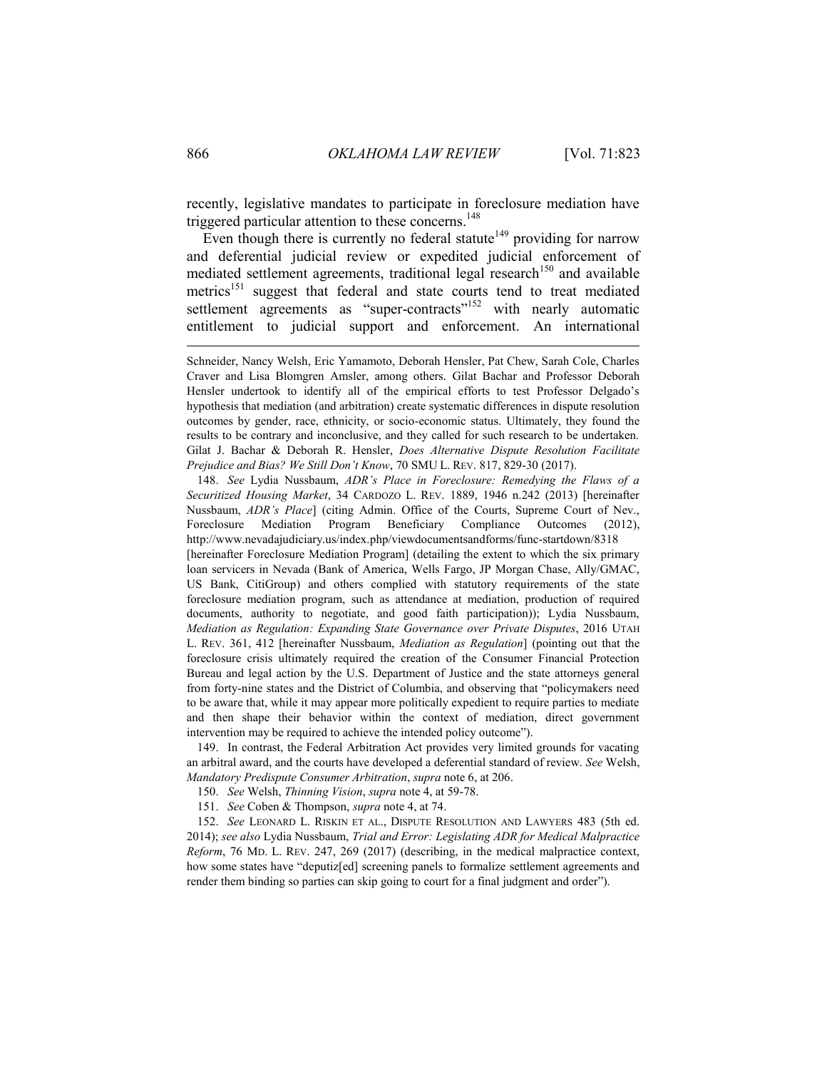recently, legislative mandates to participate in foreclosure mediation have triggered particular attention to these concerns.[148]

Even though there is currently no federal statute[149] providing for narrow and deferential judicial review or expedited judicial enforcement of mediated settlement agreements, traditional legal research[150] and available metrics[151] suggest that federal and state courts tend to treat mediated settlement agreements as "super-contracts"[152] with nearly automatic entitlement to judicial support and enforcement. An international

---

Schneider, Nancy Welsh, Eric Yamamoto, Deborah Hensler, Pat Chew, Sarah Cole, Charles Craver and Lisa Blomgren Amsler, among others. Gilat Bachar and Professor Deborah Hensler undertook to identify all of the empirical efforts to test Professor Delgado's hypothesis that mediation (and arbitration) create systematic differences in dispute resolution outcomes by gender, race, ethnicity, or socio-economic status. Ultimately, they found the results to be contrary and inconclusive, and they called for such research to be undertaken. Gilat J. Bachar & Deborah R. Hensler, *Does Alternative Dispute Resolution Facilitate Prejudice and Bias? We Still Don't Know*, 70 SMU L. REV. 817, 829-30 (2017).

148. *See* Lydia Nussbaum, *ADR's Place in Foreclosure: Remedying the Flaws of a Securitized Housing Market*, 34 CARDOZO L. REV. 1889, 1946 n.242 (2013) [hereinafter Nussbaum, *ADR's Place*] (citing Admin. Office of the Courts, Supreme Court of Nev., Foreclosure Mediation Program Beneficiary Compliance Outcomes (2012), http://www.nevadajudiciary.us/index.php/viewdocumentsandforms/func-startdown/8318 [hereinafter Foreclosure Mediation Program] (detailing the extent to which the six primary loan servicers in Nevada (Bank of America, Wells Fargo, JP Morgan Chase, Ally/GMAC, US Bank, CitiGroup) and others complied with statutory requirements of the state foreclosure mediation program, such as attendance at mediation, production of required documents, authority to negotiate, and good faith participation)); Lydia Nussbaum, *Mediation as Regulation: Expanding State Governance over Private Disputes*, 2016 UTAH L. REV. 361, 412 [hereinafter Nussbaum, *Mediation as Regulation*] (pointing out that the foreclosure crisis ultimately required the creation of the Consumer Financial Protection Bureau and legal action by the U.S. Department of Justice and the state attorneys general from forty-nine states and the District of Columbia, and observing that "policymakers need to be aware that, while it may appear more politically expedient to require parties to mediate and then shape their behavior within the context of mediation, direct government intervention may be required to achieve the intended policy outcome").

149. In contrast, the Federal Arbitration Act provides very limited grounds for vacating an arbitral award, and the courts have developed a deferential standard of review. *See* Welsh, *Mandatory Predispute Consumer Arbitration*, *supra* note 6, at 206.

150. *See* Welsh, *Thinning Vision*, *supra* note 4, at 59-78.

151. *See* Coben & Thompson, *supra* note 4, at 74.

152. *See* LEONARD L. RISKIN ET AL., DISPUTE RESOLUTION AND LAWYERS 483 (5th ed. 2014); *see also* Lydia Nussbaum, *Trial and Error: Legislating ADR for Medical Malpractice Reform*, 76 MD. L. REV. 247, 269 (2017) (describing, in the medical malpractice context, how some states have "deputiz[ed] screening panels to formalize settlement agreements and render them binding so parties can skip going to court for a final judgment and order").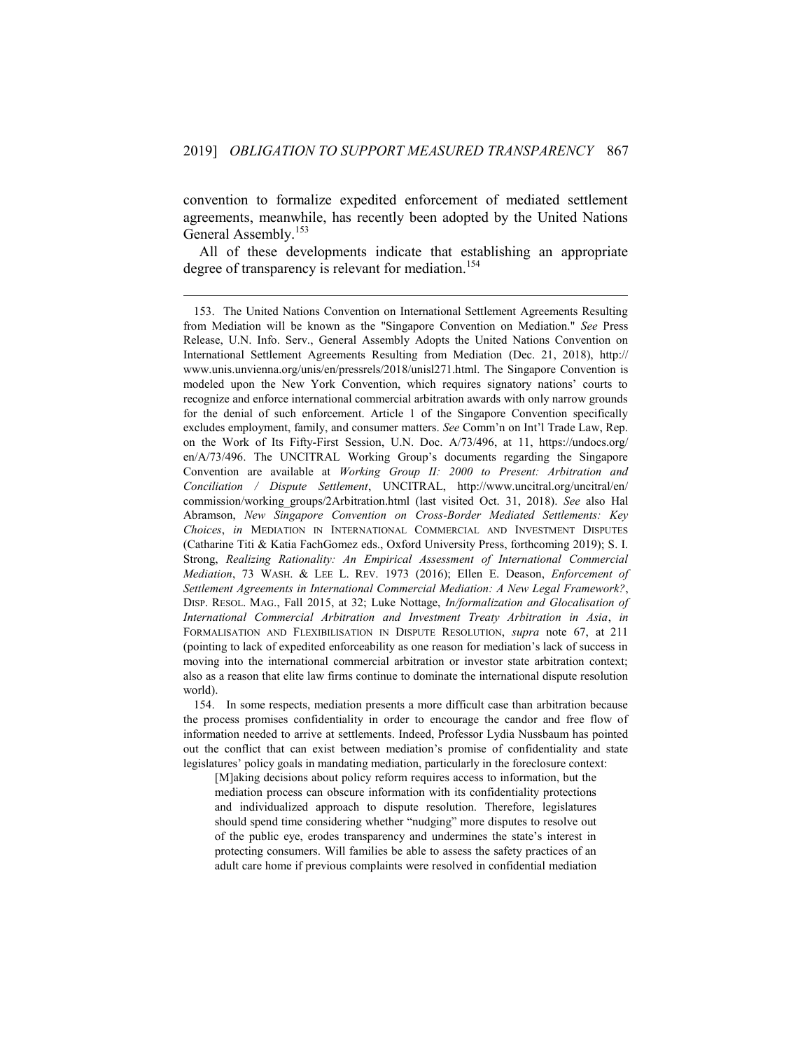convention to formalize expedited enforcement of mediated settlement agreements, meanwhile, has recently been adopted by the United Nations General Assembly.[153]

All of these developments indicate that establishing an appropriate degree of transparency is relevant for mediation.[154]

---

153. The United Nations Convention on International Settlement Agreements Resulting from Mediation will be known as the "Singapore Convention on Mediation." *See* Press Release, U.N. Info. Serv., General Assembly Adopts the United Nations Convention on International Settlement Agreements Resulting from Mediation (Dec. 21, 2018), http://www.unis.unvienna.org/unis/en/pressrels/2018/unisl271.html. The Singapore Convention is modeled upon the New York Convention, which requires signatory nations' courts to recognize and enforce international commercial arbitration awards with only narrow grounds for the denial of such enforcement. Article 1 of the Singapore Convention specifically excludes employment, family, and consumer matters. *See* Comm'n on Int'l Trade Law, Rep. on the Work of Its Fifty-First Session, U.N. Doc. A/73/496, at 11, https://undocs.org/en/A/73/496. The UNCITRAL Working Group's documents regarding the Singapore Convention are available at *Working Group II: 2000 to Present: Arbitration and Conciliation / Dispute Settlement*, UNCITRAL, http://www.uncitral.org/uncitral/en/commission/working_groups/2Arbitration.html (last visited Oct. 31, 2018). *See* also Hal Abramson, *New Singapore Convention on Cross-Border Mediated Settlements: Key Choices*, *in* MEDIATION IN INTERNATIONAL COMMERCIAL AND INVESTMENT DISPUTES (Catharine Titi & Katia FachGomez eds., Oxford University Press, forthcoming 2019); S. I. Strong, *Realizing Rationality: An Empirical Assessment of International Commercial Mediation*, 73 WASH. & LEE L. REV. 1973 (2016); Ellen E. Deason, *Enforcement of Settlement Agreements in International Commercial Mediation: A New Legal Framework?*, DISP. RESOL. MAG., Fall 2015, at 32; Luke Nottage, *In/formalization and Glocalisation of International Commercial Arbitration and Investment Treaty Arbitration in Asia*, *in* FORMALISATION AND FLEXIBILISATION IN DISPUTE RESOLUTION, *supra* note 67, at 211 (pointing to lack of expedited enforceability as one reason for mediation's lack of success in moving into the international commercial arbitration or investor state arbitration context; also as a reason that elite law firms continue to dominate the international dispute resolution world).

154. In some respects, mediation presents a more difficult case than arbitration because the process promises confidentiality in order to encourage the candor and free flow of information needed to arrive at settlements. Indeed, Professor Lydia Nussbaum has pointed out the conflict that can exist between mediation's promise of confidentiality and state legislatures' policy goals in mandating mediation, particularly in the foreclosure context:

> [M]aking decisions about policy reform requires access to information, but the mediation process can obscure information with its confidentiality protections and individualized approach to dispute resolution. Therefore, legislatures should spend time considering whether "nudging" more disputes to resolve out of the public eye, erodes transparency and undermines the state's interest in protecting consumers. Will families be able to assess the safety practices of an adult care home if previous complaints were resolved in confidential mediation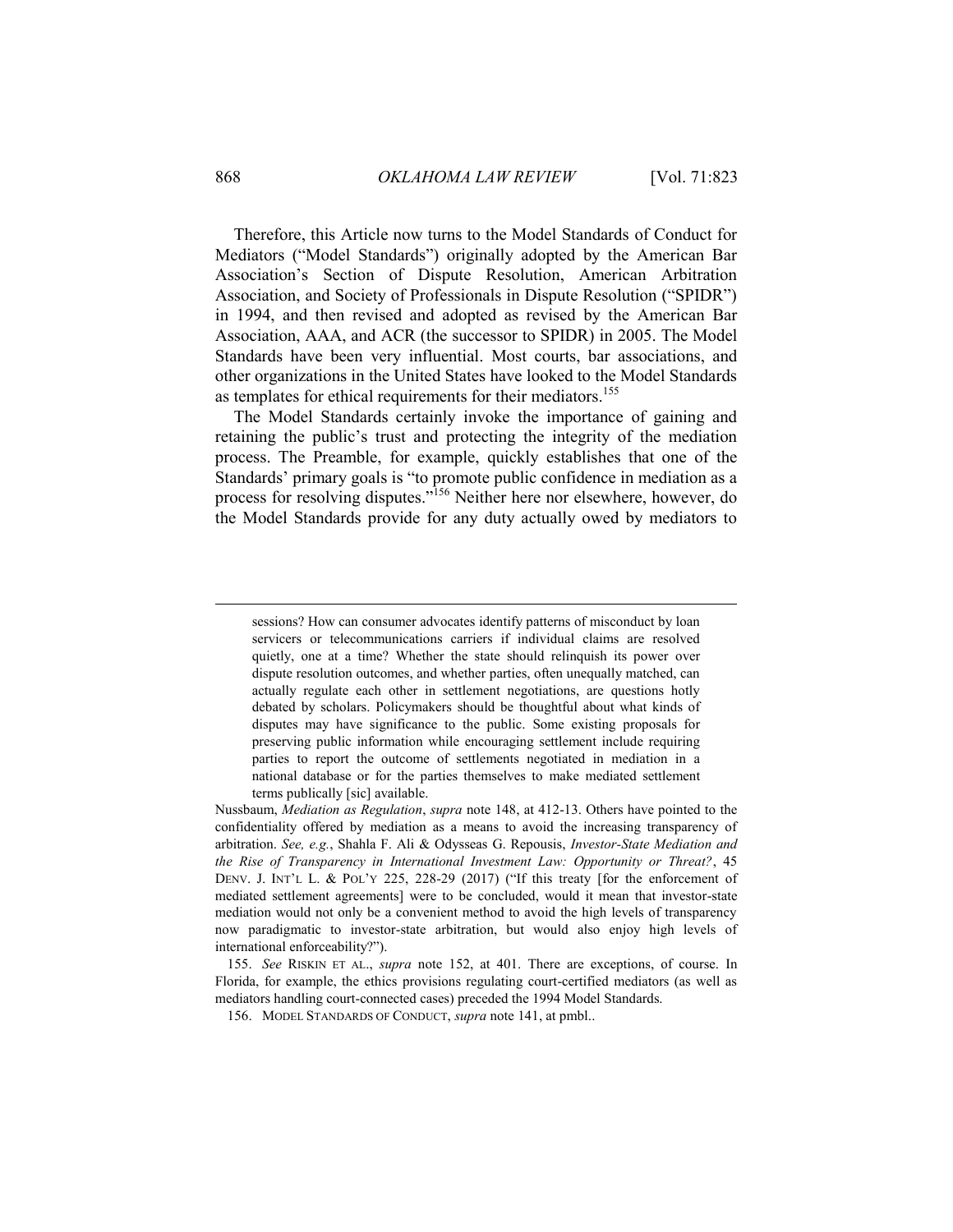Therefore, this Article now turns to the Model Standards of Conduct for Mediators ("Model Standards") originally adopted by the American Bar Association's Section of Dispute Resolution, American Arbitration Association, and Society of Professionals in Dispute Resolution ("SPIDR") in 1994, and then revised and adopted as revised by the American Bar Association, AAA, and ACR (the successor to SPIDR) in 2005. The Model Standards have been very influential. Most courts, bar associations, and other organizations in the United States have looked to the Model Standards as templates for ethical requirements for their mediators.[155]

The Model Standards certainly invoke the importance of gaining and retaining the public's trust and protecting the integrity of the mediation process. The Preamble, for example, quickly establishes that one of the Standards' primary goals is "to promote public confidence in mediation as a process for resolving disputes."[156] Neither here nor elsewhere, however, do the Model Standards provide for any duty actually owed by mediators to

---

> sessions? How can consumer advocates identify patterns of misconduct by loan servicers or telecommunications carriers if individual claims are resolved quietly, one at a time? Whether the state should relinquish its power over dispute resolution outcomes, and whether parties, often unequally matched, can actually regulate each other in settlement negotiations, are questions hotly debated by scholars. Policymakers should be thoughtful about what kinds of disputes may have significance to the public. Some existing proposals for preserving public information while encouraging settlement include requiring parties to report the outcome of settlements negotiated in mediation in a national database or for the parties themselves to make mediated settlement terms publically [sic] available.

Nussbaum, *Mediation as Regulation*, *supra* note 148, at 412-13. Others have pointed to the confidentiality offered by mediation as a means to avoid the increasing transparency of arbitration. *See, e.g.*, Shahla F. Ali & Odysseas G. Repousis, *Investor-State Mediation and the Rise of Transparency in International Investment Law: Opportunity or Threat?*, 45 DENV. J. INT'L L. & POL'Y 225, 228-29 (2017) ("If this treaty [for the enforcement of mediated settlement agreements] were to be concluded, would it mean that investor-state mediation would not only be a convenient method to avoid the high levels of transparency now paradigmatic to investor-state arbitration, but would also enjoy high levels of international enforceability?").

155. *See* RISKIN ET AL., *supra* note 152, at 401. There are exceptions, of course. In Florida, for example, the ethics provisions regulating court-certified mediators (as well as mediators handling court-connected cases) preceded the 1994 Model Standards.

156. MODEL STANDARDS OF CONDUCT, *supra* note 141, at pmbl..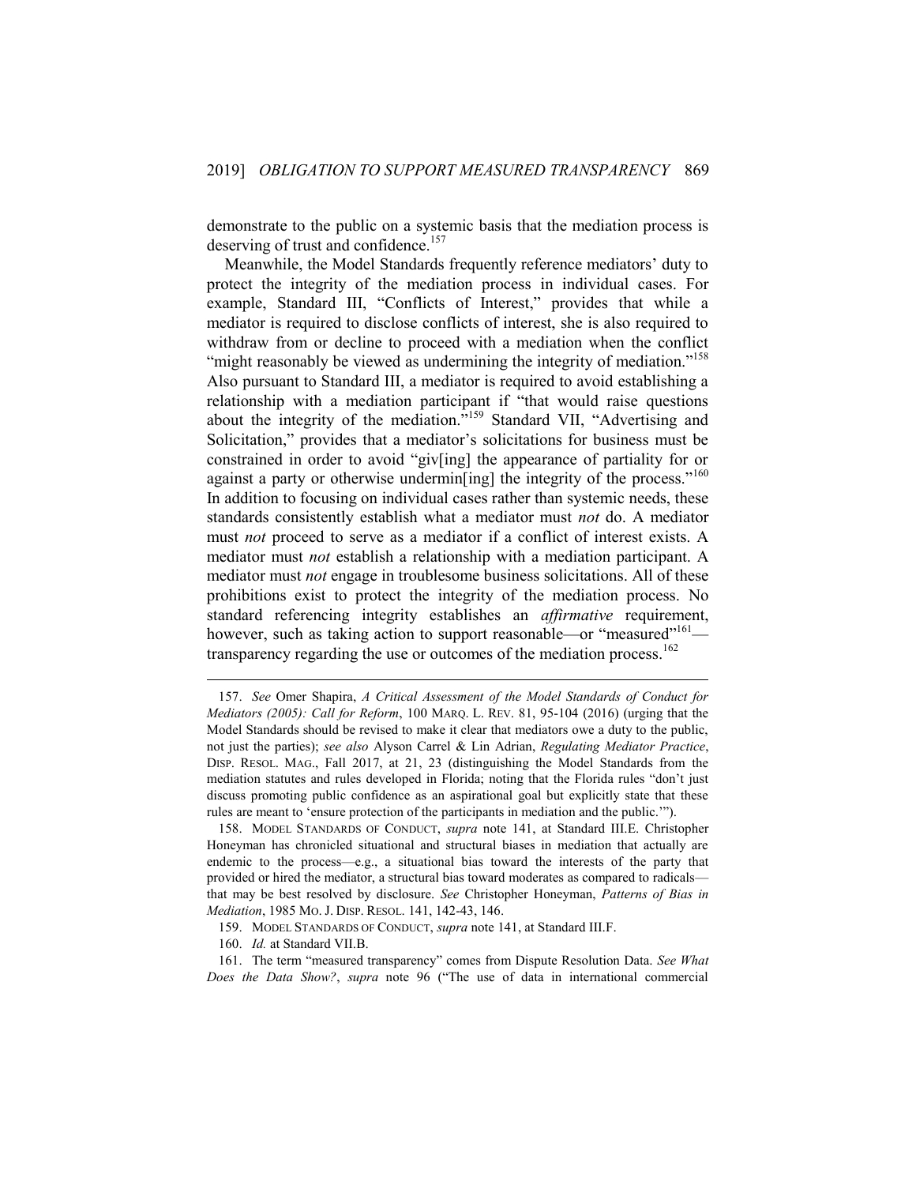demonstrate to the public on a systemic basis that the mediation process is deserving of trust and confidence.[157]

Meanwhile, the Model Standards frequently reference mediators' duty to protect the integrity of the mediation process in individual cases. For example, Standard III, "Conflicts of Interest," provides that while a mediator is required to disclose conflicts of interest, she is also required to withdraw from or decline to proceed with a mediation when the conflict "might reasonably be viewed as undermining the integrity of mediation."[158] Also pursuant to Standard III, a mediator is required to avoid establishing a relationship with a mediation participant if "that would raise questions about the integrity of the mediation."[159] Standard VII, "Advertising and Solicitation," provides that a mediator's solicitations for business must be constrained in order to avoid "giv[ing] the appearance of partiality for or against a party or otherwise undermin[ing] the integrity of the process."[160] In addition to focusing on individual cases rather than systemic needs, these standards consistently establish what a mediator must *not* do. A mediator must *not* proceed to serve as a mediator if a conflict of interest exists. A mediator must *not* establish a relationship with a mediation participant. A mediator must *not* engage in troublesome business solicitations. All of these prohibitions exist to protect the integrity of the mediation process. No standard referencing integrity establishes an *affirmative* requirement, however, such as taking action to support reasonable—or "measured"[161]—transparency regarding the use or outcomes of the mediation process.[162]

---

157. *See* Omer Shapira, *A Critical Assessment of the Model Standards of Conduct for Mediators (2005): Call for Reform*, 100 MARQ. L. REV. 81, 95-104 (2016) (urging that the Model Standards should be revised to make it clear that mediators owe a duty to the public, not just the parties); *see also* Alyson Carrel & Lin Adrian, *Regulating Mediator Practice*, DISP. RESOL. MAG., Fall 2017, at 21, 23 (distinguishing the Model Standards from the mediation statutes and rules developed in Florida; noting that the Florida rules "don't just discuss promoting public confidence as an aspirational goal but explicitly state that these rules are meant to 'ensure protection of the participants in mediation and the public.'").

158. MODEL STANDARDS OF CONDUCT, *supra* note 141, at Standard III.E. Christopher Honeyman has chronicled situational and structural biases in mediation that actually are endemic to the process—e.g., a situational bias toward the interests of the party that provided or hired the mediator, a structural bias toward moderates as compared to radicals—that may be best resolved by disclosure. *See* Christopher Honeyman, *Patterns of Bias in Mediation*, 1985 MO. J. DISP. RESOL. 141, 142-43, 146.

159. MODEL STANDARDS OF CONDUCT, *supra* note 141, at Standard III.F.

160. *Id.* at Standard VII.B.

161. The term "measured transparency" comes from Dispute Resolution Data. *See What Does the Data Show?*, *supra* note 96 ("The use of data in international commercial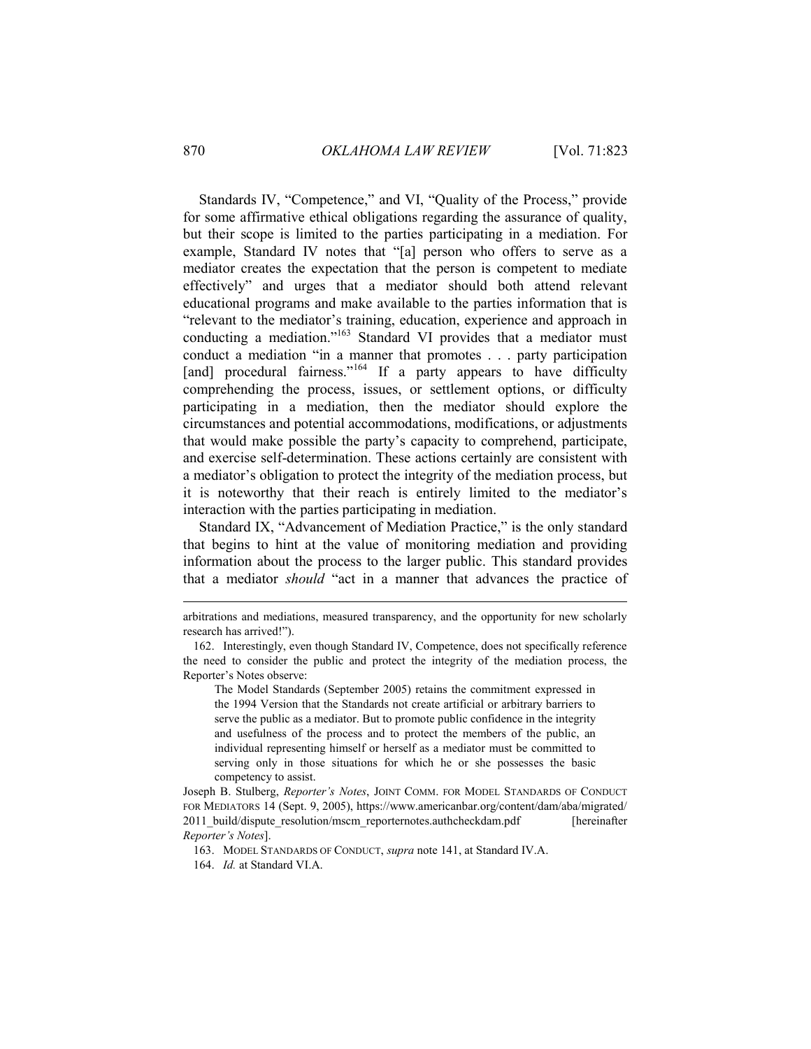Standards IV, "Competence," and VI, "Quality of the Process," provide for some affirmative ethical obligations regarding the assurance of quality, but their scope is limited to the parties participating in a mediation. For example, Standard IV notes that "[a] person who offers to serve as a mediator creates the expectation that the person is competent to mediate effectively" and urges that a mediator should both attend relevant educational programs and make available to the parties information that is "relevant to the mediator's training, education, experience and approach in conducting a mediation."[163] Standard VI provides that a mediator must conduct a mediation "in a manner that promotes . . . party participation [and] procedural fairness."[164] If a party appears to have difficulty comprehending the process, issues, or settlement options, or difficulty participating in a mediation, then the mediator should explore the circumstances and potential accommodations, modifications, or adjustments that would make possible the party's capacity to comprehend, participate, and exercise self-determination. These actions certainly are consistent with a mediator's obligation to protect the integrity of the mediation process, but it is noteworthy that their reach is entirely limited to the mediator's interaction with the parties participating in mediation.

Standard IX, "Advancement of Mediation Practice," is the only standard that begins to hint at the value of monitoring mediation and providing information about the process to the larger public. This standard provides that a mediator *should* "act in a manner that advances the practice of

---

arbitrations and mediations, measured transparency, and the opportunity for new scholarly research has arrived!").

162. Interestingly, even though Standard IV, Competence, does not specifically reference the need to consider the public and protect the integrity of the mediation process, the Reporter's Notes observe:

> The Model Standards (September 2005) retains the commitment expressed in the 1994 Version that the Standards not create artificial or arbitrary barriers to serve the public as a mediator. But to promote public confidence in the integrity and usefulness of the process and to protect the members of the public, an individual representing himself or herself as a mediator must be committed to serving only in those situations for which he or she possesses the basic competency to assist.

Joseph B. Stulberg, *Reporter's Notes*, JOINT COMM. FOR MODEL STANDARDS OF CONDUCT FOR MEDIATORS 14 (Sept. 9, 2005), https://www.americanbar.org/content/dam/aba/migrated/2011_build/dispute_resolution/mscm_reporternotes.authcheckdam.pdf [hereinafter *Reporter's Notes*].

163. MODEL STANDARDS OF CONDUCT, *supra* note 141, at Standard IV.A.

164. *Id.* at Standard VI.A.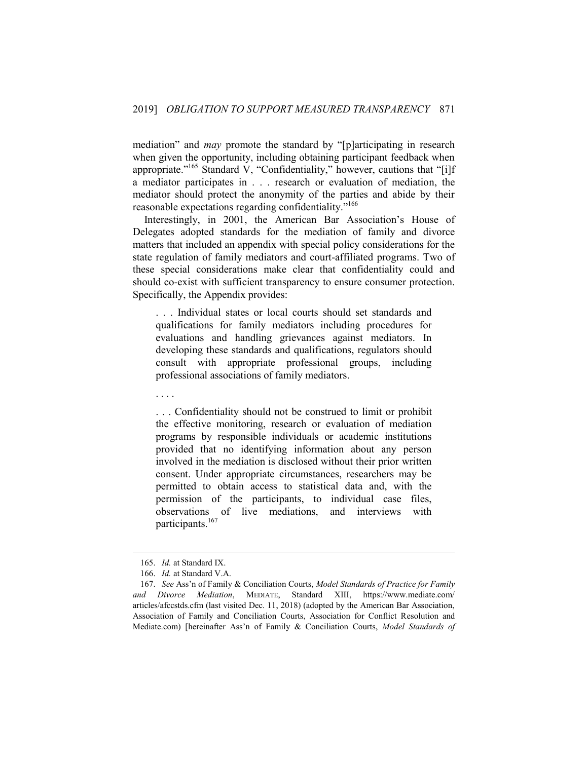mediation" and *may* promote the standard by "[p]articipating in research when given the opportunity, including obtaining participant feedback when appropriate."[165] Standard V, "Confidentiality," however, cautions that "[i]f a mediator participates in . . . research or evaluation of mediation, the mediator should protect the anonymity of the parties and abide by their reasonable expectations regarding confidentiality."[166]

Interestingly, in 2001, the American Bar Association's House of Delegates adopted standards for the mediation of family and divorce matters that included an appendix with special policy considerations for the state regulation of family mediators and court-affiliated programs. Two of these special considerations make clear that confidentiality could and should co-exist with sufficient transparency to ensure consumer protection. Specifically, the Appendix provides:

> . . . Individual states or local courts should set standards and qualifications for family mediators including procedures for evaluations and handling grievances against mediators. In developing these standards and qualifications, regulators should consult with appropriate professional groups, including professional associations of family mediators.
>
> . . . .
>
> . . . Confidentiality should not be construed to limit or prohibit the effective monitoring, research or evaluation of mediation programs by responsible individuals or academic institutions provided that no identifying information about any person involved in the mediation is disclosed without their prior written consent. Under appropriate circumstances, researchers may be permitted to obtain access to statistical data and, with the permission of the participants, to individual case files, observations of live mediations, and interviews with participants.[167]

---

165. *Id.* at Standard IX.

166. *Id.* at Standard V.A.

167. *See* Ass'n of Family & Conciliation Courts, *Model Standards of Practice for Family and Divorce Mediation*, MEDIATE, Standard XIII, https://www.mediate.com/articles/afccstds.cfm (last visited Dec. 11, 2018) (adopted by the American Bar Association, Association of Family and Conciliation Courts, Association for Conflict Resolution and Mediate.com) [hereinafter Ass'n of Family & Conciliation Courts, *Model Standards of*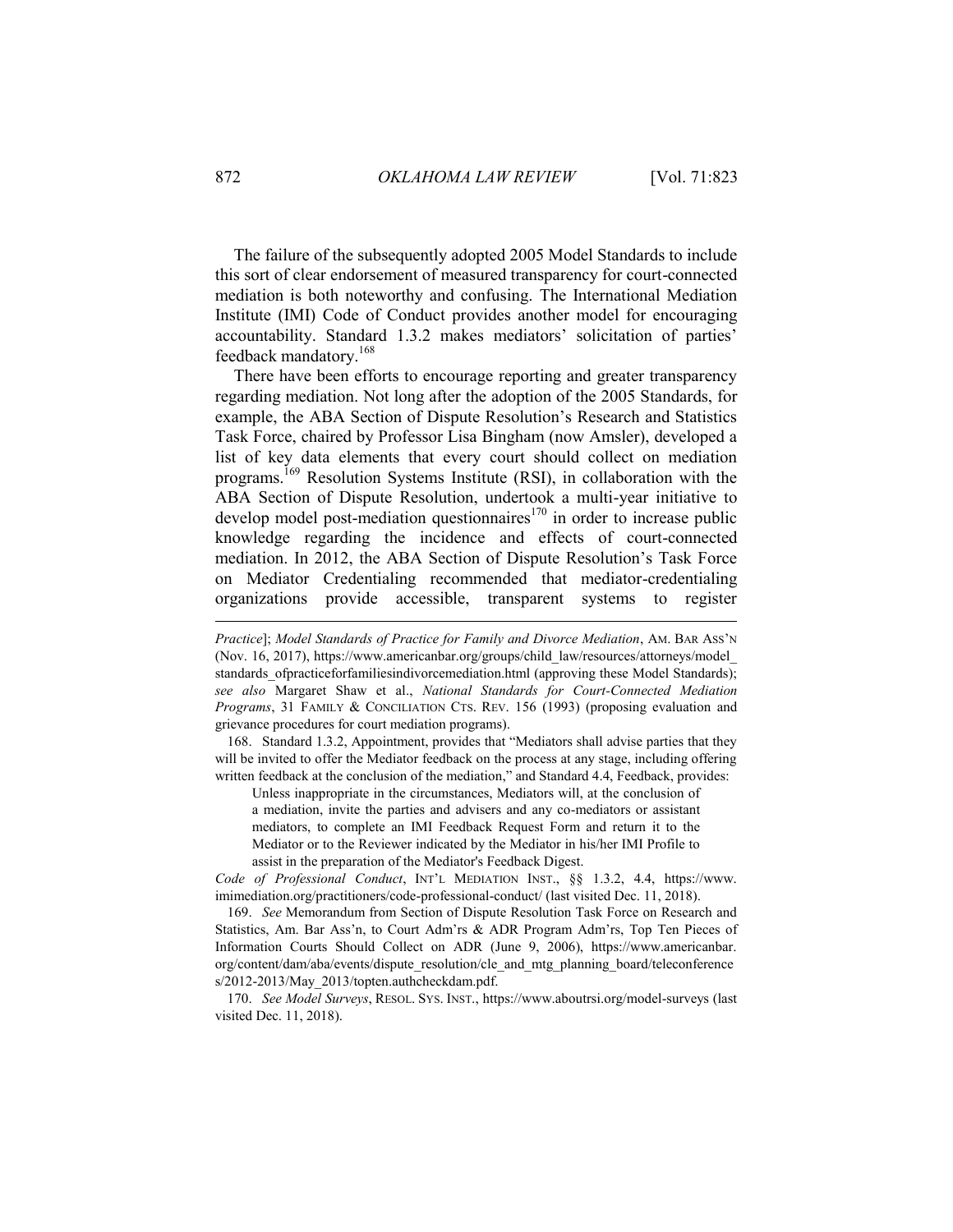The failure of the subsequently adopted 2005 Model Standards to include this sort of clear endorsement of measured transparency for court-connected mediation is both noteworthy and confusing. The International Mediation Institute (IMI) Code of Conduct provides another model for encouraging accountability. Standard 1.3.2 makes mediators' solicitation of parties' feedback mandatory.[168]

There have been efforts to encourage reporting and greater transparency regarding mediation. Not long after the adoption of the 2005 Standards, for example, the ABA Section of Dispute Resolution's Research and Statistics Task Force, chaired by Professor Lisa Bingham (now Amsler), developed a list of key data elements that every court should collect on mediation programs.[169] Resolution Systems Institute (RSI), in collaboration with the ABA Section of Dispute Resolution, undertook a multi-year initiative to develop model post-mediation questionnaires[170] in order to increase public knowledge regarding the incidence and effects of court-connected mediation. In 2012, the ABA Section of Dispute Resolution's Task Force on Mediator Credentialing recommended that mediator-credentialing organizations provide accessible, transparent systems to register

---

*Practice*]; *Model Standards of Practice for Family and Divorce Mediation*, AM. BAR ASS'N (Nov. 16, 2017), https://www.americanbar.org/groups/child_law/resources/attorneys/model_standards_ofpracticeforfamiliesindivorcemediation.html (approving these Model Standards); *see also* Margaret Shaw et al., *National Standards for Court-Connected Mediation Programs*, 31 FAMILY & CONCILIATION CTS. REV. 156 (1993) (proposing evaluation and grievance procedures for court mediation programs).

168. Standard 1.3.2, Appointment, provides that "Mediators shall advise parties that they will be invited to offer the Mediator feedback on the process at any stage, including offering written feedback at the conclusion of the mediation," and Standard 4.4, Feedback, provides:

> Unless inappropriate in the circumstances, Mediators will, at the conclusion of a mediation, invite the parties and advisers and any co-mediators or assistant mediators, to complete an IMI Feedback Request Form and return it to the Mediator or to the Reviewer indicated by the Mediator in his/her IMI Profile to assist in the preparation of the Mediator's Feedback Digest.

*Code of Professional Conduct*, INT'L MEDIATION INST., §§ 1.3.2, 4.4, https://www.imimediation.org/practitioners/code-professional-conduct/ (last visited Dec. 11, 2018).

169. *See* Memorandum from Section of Dispute Resolution Task Force on Research and Statistics, Am. Bar Ass'n, to Court Adm'rs & ADR Program Adm'rs, Top Ten Pieces of Information Courts Should Collect on ADR (June 9, 2006), https://www.americanbar.org/content/dam/aba/events/dispute_resolution/cle_and_mtg_planning_board/teleconferences/2012-2013/May_2013/topten.authcheckdam.pdf.

170. *See Model Surveys*, RESOL. SYS. INST., https://www.aboutrsi.org/model-surveys (last visited Dec. 11, 2018).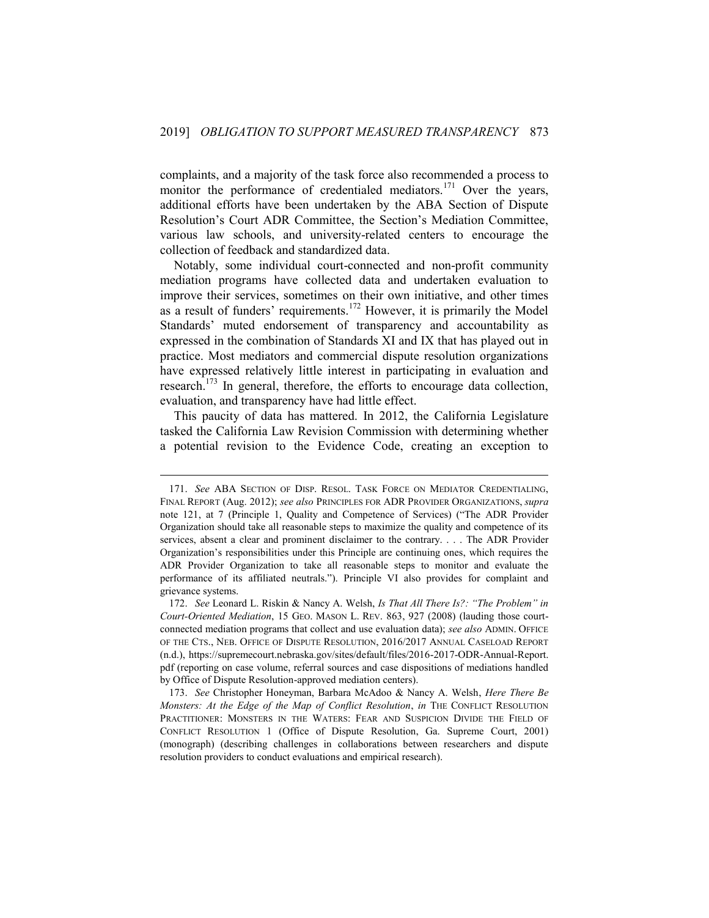complaints, and a majority of the task force also recommended a process to monitor the performance of credentialed mediators.[171] Over the years, additional efforts have been undertaken by the ABA Section of Dispute Resolution's Court ADR Committee, the Section's Mediation Committee, various law schools, and university-related centers to encourage the collection of feedback and standardized data.

Notably, some individual court-connected and non-profit community mediation programs have collected data and undertaken evaluation to improve their services, sometimes on their own initiative, and other times as a result of funders' requirements.[172] However, it is primarily the Model Standards' muted endorsement of transparency and accountability as expressed in the combination of Standards XI and IX that has played out in practice. Most mediators and commercial dispute resolution organizations have expressed relatively little interest in participating in evaluation and research.[173] In general, therefore, the efforts to encourage data collection, evaluation, and transparency have had little effect.

This paucity of data has mattered. In 2012, the California Legislature tasked the California Law Revision Commission with determining whether a potential revision to the Evidence Code, creating an exception to

---

171. *See* ABA SECTION OF DISP. RESOL. TASK FORCE ON MEDIATOR CREDENTIALING, FINAL REPORT (Aug. 2012); *see also* PRINCIPLES FOR ADR PROVIDER ORGANIZATIONS, *supra* note 121, at 7 (Principle 1, Quality and Competence of Services) ("The ADR Provider Organization should take all reasonable steps to maximize the quality and competence of its services, absent a clear and prominent disclaimer to the contrary. . . . The ADR Provider Organization's responsibilities under this Principle are continuing ones, which requires the ADR Provider Organization to take all reasonable steps to monitor and evaluate the performance of its affiliated neutrals."). Principle VI also provides for complaint and grievance systems.

172. *See* Leonard L. Riskin & Nancy A. Welsh, *Is That All There Is?: "The Problem" in Court-Oriented Mediation*, 15 GEO. MASON L. REV. 863, 927 (2008) (lauding those court-connected mediation programs that collect and use evaluation data); *see also* ADMIN. OFFICE OF THE CTS., NEB. OFFICE OF DISPUTE RESOLUTION, 2016/2017 ANNUAL CASELOAD REPORT (n.d.), https://supremecourt.nebraska.gov/sites/default/files/2016-2017-ODR-Annual-Report.pdf (reporting on case volume, referral sources and case dispositions of mediations handled by Office of Dispute Resolution-approved mediation centers).

173. *See* Christopher Honeyman, Barbara McAdoo & Nancy A. Welsh, *Here There Be Monsters: At the Edge of the Map of Conflict Resolution*, *in* THE CONFLICT RESOLUTION PRACTITIONER: MONSTERS IN THE WATERS: FEAR AND SUSPICION DIVIDE THE FIELD OF CONFLICT RESOLUTION 1 (Office of Dispute Resolution, Ga. Supreme Court, 2001) (monograph) (describing challenges in collaborations between researchers and dispute resolution providers to conduct evaluations and empirical research).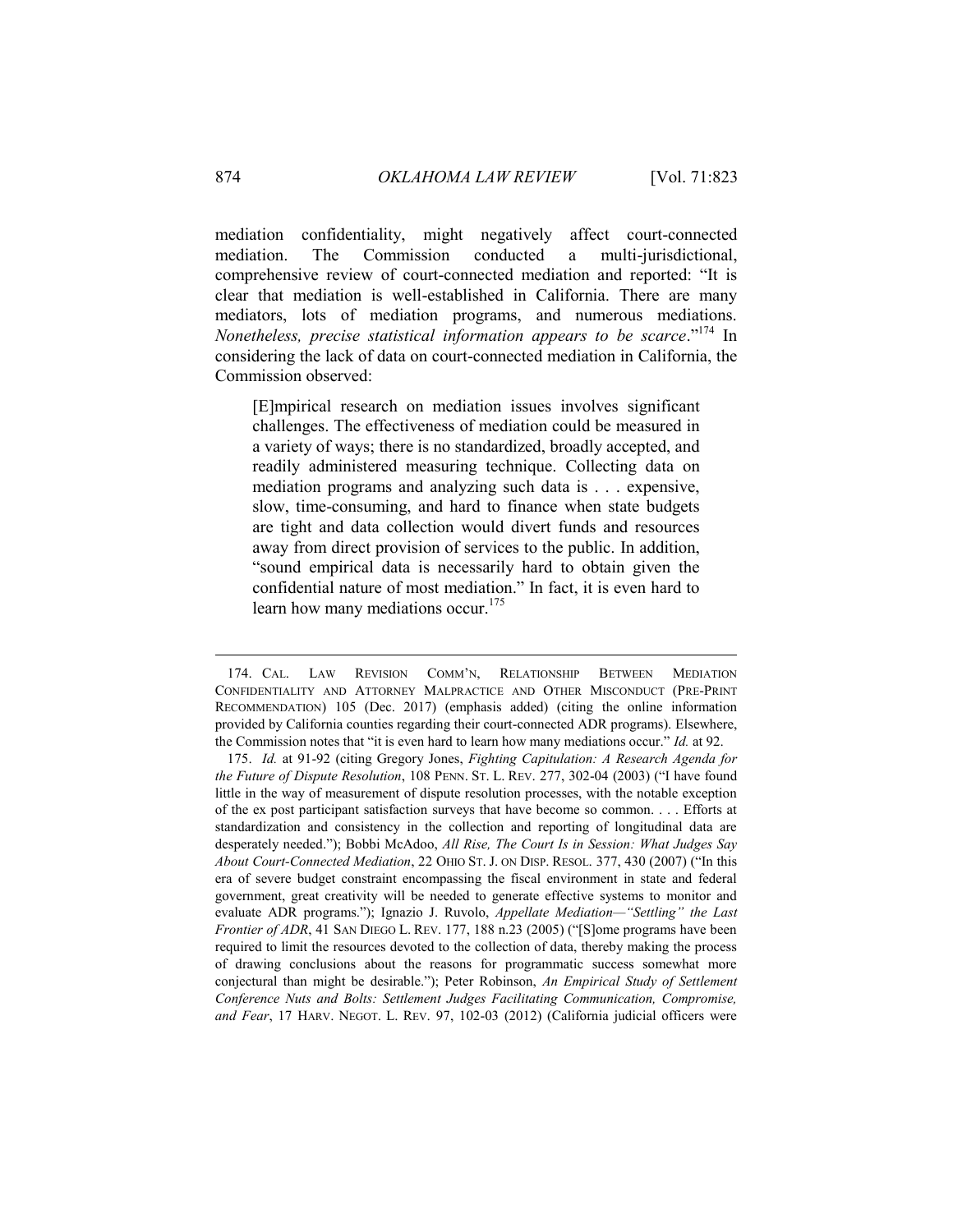mediation confidentiality, might negatively affect court-connected mediation. The Commission conducted a multi-jurisdictional, comprehensive review of court-connected mediation and reported: "It is clear that mediation is well-established in California. There are many mediators, lots of mediation programs, and numerous mediations. *Nonetheless, precise statistical information appears to be scarce*."[174] In considering the lack of data on court-connected mediation in California, the Commission observed:

> [E]mpirical research on mediation issues involves significant challenges. The effectiveness of mediation could be measured in a variety of ways; there is no standardized, broadly accepted, and readily administered measuring technique. Collecting data on mediation programs and analyzing such data is . . . expensive, slow, time-consuming, and hard to finance when state budgets are tight and data collection would divert funds and resources away from direct provision of services to the public. In addition, "sound empirical data is necessarily hard to obtain given the confidential nature of most mediation." In fact, it is even hard to learn how many mediations occur.[175]

---

174. CAL. LAW REVISION COMM'N, RELATIONSHIP BETWEEN MEDIATION CONFIDENTIALITY AND ATTORNEY MALPRACTICE AND OTHER MISCONDUCT (PRE-PRINT RECOMMENDATION) 105 (Dec. 2017) (emphasis added) (citing the online information provided by California counties regarding their court-connected ADR programs). Elsewhere, the Commission notes that "it is even hard to learn how many mediations occur." *Id.* at 92.

175. *Id.* at 91-92 (citing Gregory Jones, *Fighting Capitulation: A Research Agenda for the Future of Dispute Resolution*, 108 PENN. ST. L. REV. 277, 302-04 (2003) ("I have found little in the way of measurement of dispute resolution processes, with the notable exception of the ex post participant satisfaction surveys that have become so common. . . . Efforts at standardization and consistency in the collection and reporting of longitudinal data are desperately needed."); Bobbi McAdoo, *All Rise, The Court Is in Session: What Judges Say About Court-Connected Mediation*, 22 OHIO ST. J. ON DISP. RESOL. 377, 430 (2007) ("In this era of severe budget constraint encompassing the fiscal environment in state and federal government, great creativity will be needed to generate effective systems to monitor and evaluate ADR programs."); Ignazio J. Ruvolo, *Appellate Mediation—"Settling" the Last Frontier of ADR*, 41 SAN DIEGO L. REV. 177, 188 n.23 (2005) ("[S]ome programs have been required to limit the resources devoted to the collection of data, thereby making the process of drawing conclusions about the reasons for programmatic success somewhat more conjectural than might be desirable."); Peter Robinson, *An Empirical Study of Settlement Conference Nuts and Bolts: Settlement Judges Facilitating Communication, Compromise, and Fear*, 17 HARV. NEGOT. L. REV. 97, 102-03 (2012) (California judicial officers were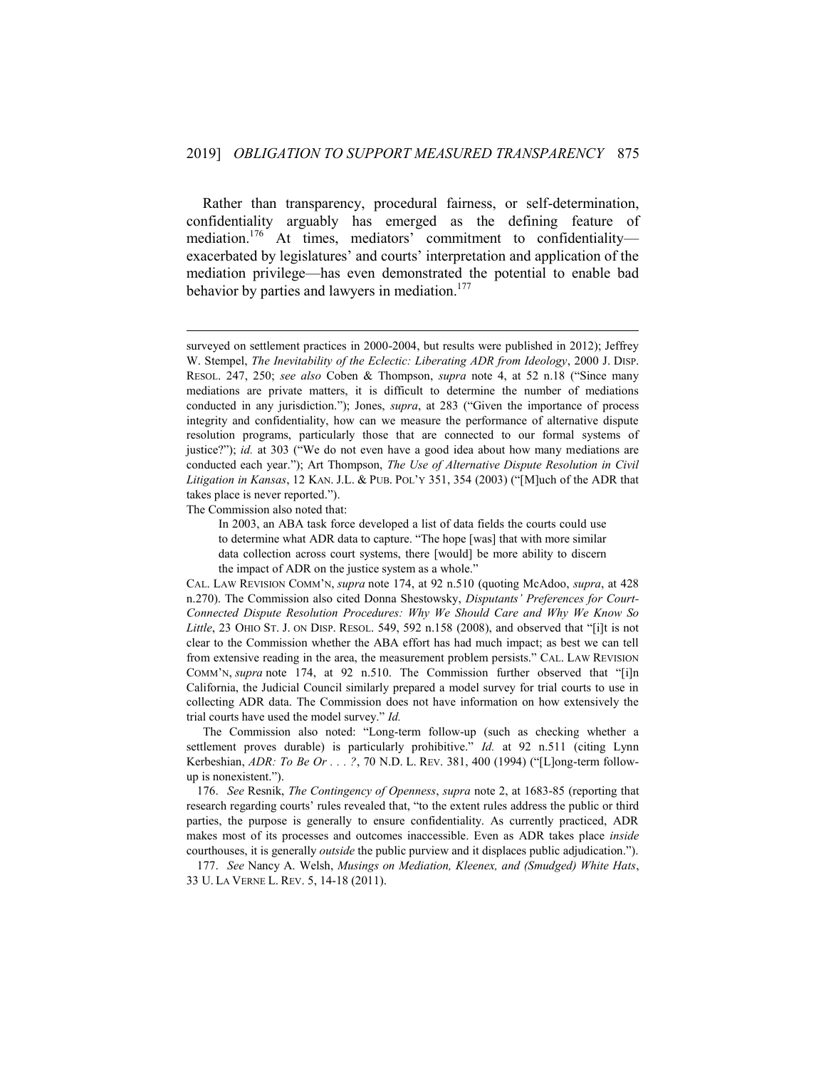Rather than transparency, procedural fairness, or self-determination, confidentiality arguably has emerged as the defining feature of mediation.[176] At times, mediators' commitment to confidentiality—exacerbated by legislatures' and courts' interpretation and application of the mediation privilege—has even demonstrated the potential to enable bad behavior by parties and lawyers in mediation.[177]

---

surveyed on settlement practices in 2000-2004, but results were published in 2012); Jeffrey W. Stempel, *The Inevitability of the Eclectic: Liberating ADR from Ideology*, 2000 J. DISP. RESOL. 247, 250; *see also* Coben & Thompson, *supra* note 4, at 52 n.18 ("Since many mediations are private matters, it is difficult to determine the number of mediations conducted in any jurisdiction."); Jones, *supra*, at 283 ("Given the importance of process integrity and confidentiality, how can we measure the performance of alternative dispute resolution programs, particularly those that are connected to our formal systems of justice?"); *id.* at 303 ("We do not even have a good idea about how many mediations are conducted each year."); Art Thompson, *The Use of Alternative Dispute Resolution in Civil Litigation in Kansas*, 12 KAN. J.L. & PUB. POL'Y 351, 354 (2003) ("[M]uch of the ADR that takes place is never reported.").

The Commission also noted that:

> In 2003, an ABA task force developed a list of data fields the courts could use to determine what ADR data to capture. "The hope [was] that with more similar data collection across court systems, there [would] be more ability to discern the impact of ADR on the justice system as a whole."

CAL. LAW REVISION COMM'N, *supra* note 174, at 92 n.510 (quoting McAdoo, *supra*, at 428 n.270). The Commission also cited Donna Shestowsky, *Disputants' Preferences for Court-Connected Dispute Resolution Procedures: Why We Should Care and Why We Know So Little*, 23 OHIO ST. J. ON DISP. RESOL. 549, 592 n.158 (2008), and observed that "[i]t is not clear to the Commission whether the ABA effort has had much impact; as best we can tell from extensive reading in the area, the measurement problem persists." CAL. LAW REVISION COMM'N, *supra* note 174, at 92 n.510. The Commission further observed that "[i]n California, the Judicial Council similarly prepared a model survey for trial courts to use in collecting ADR data. The Commission does not have information on how extensively the trial courts have used the model survey." *Id.*

The Commission also noted: "Long-term follow-up (such as checking whether a settlement proves durable) is particularly prohibitive." *Id.* at 92 n.511 (citing Lynn Kerbeshian, *ADR: To Be Or . . . ?*, 70 N.D. L. REV. 381, 400 (1994) ("[L]ong-term follow-up is nonexistent.").

176. *See* Resnik, *The Contingency of Openness*, *supra* note 2, at 1683-85 (reporting that research regarding courts' rules revealed that, "to the extent rules address the public or third parties, the purpose is generally to ensure confidentiality. As currently practiced, ADR makes most of its processes and outcomes inaccessible. Even as ADR takes place *inside* courthouses, it is generally *outside* the public purview and it displaces public adjudication.").

177. *See* Nancy A. Welsh, *Musings on Mediation, Kleenex, and (Smudged) White Hats*, 33 U. LA VERNE L. REV. 5, 14-18 (2011).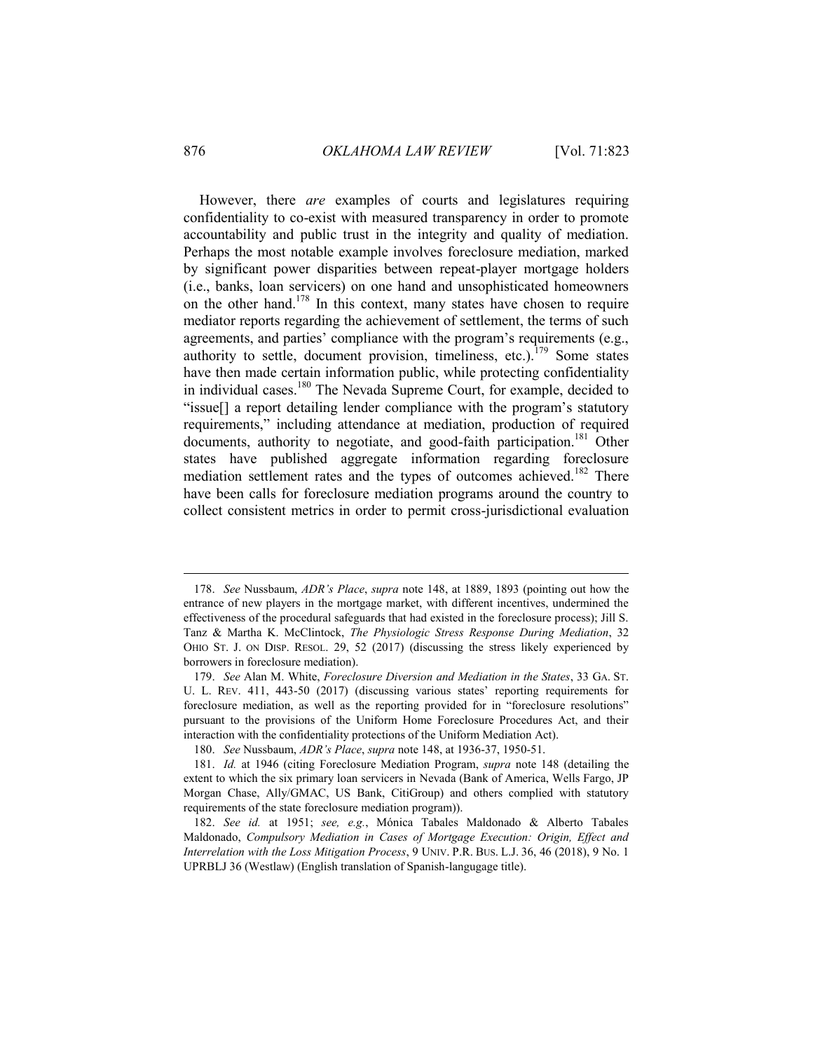However, there *are* examples of courts and legislatures requiring confidentiality to co-exist with measured transparency in order to promote accountability and public trust in the integrity and quality of mediation. Perhaps the most notable example involves foreclosure mediation, marked by significant power disparities between repeat-player mortgage holders (i.e., banks, loan servicers) on one hand and unsophisticated homeowners on the other hand.[178] In this context, many states have chosen to require mediator reports regarding the achievement of settlement, the terms of such agreements, and parties' compliance with the program's requirements (e.g., authority to settle, document provision, timeliness, etc.).[179] Some states have then made certain information public, while protecting confidentiality in individual cases.[180] The Nevada Supreme Court, for example, decided to "issue[] a report detailing lender compliance with the program's statutory requirements," including attendance at mediation, production of required documents, authority to negotiate, and good-faith participation.[181] Other states have published aggregate information regarding foreclosure mediation settlement rates and the types of outcomes achieved.[182] There have been calls for foreclosure mediation programs around the country to collect consistent metrics in order to permit cross-jurisdictional evaluation

---

178. *See* Nussbaum, *ADR's Place*, *supra* note 148, at 1889, 1893 (pointing out how the entrance of new players in the mortgage market, with different incentives, undermined the effectiveness of the procedural safeguards that had existed in the foreclosure process); Jill S. Tanz & Martha K. McClintock, *The Physiologic Stress Response During Mediation*, 32 OHIO ST. J. ON DISP. RESOL. 29, 52 (2017) (discussing the stress likely experienced by borrowers in foreclosure mediation).

179. *See* Alan M. White, *Foreclosure Diversion and Mediation in the States*, 33 GA. ST. U. L. REV. 411, 443-50 (2017) (discussing various states' reporting requirements for foreclosure mediation, as well as the reporting provided for in "foreclosure resolutions" pursuant to the provisions of the Uniform Home Foreclosure Procedures Act, and their interaction with the confidentiality protections of the Uniform Mediation Act).

180. *See* Nussbaum, *ADR's Place*, *supra* note 148, at 1936-37, 1950-51.

181. *Id.* at 1946 (citing Foreclosure Mediation Program, *supra* note 148 (detailing the extent to which the six primary loan servicers in Nevada (Bank of America, Wells Fargo, JP Morgan Chase, Ally/GMAC, US Bank, CitiGroup) and others complied with statutory requirements of the state foreclosure mediation program)).

182. *See id.* at 1951; *see, e.g.*, Mónica Tabales Maldonado & Alberto Tabales Maldonado, *Compulsory Mediation in Cases of Mortgage Execution: Origin, Effect and Interrelation with the Loss Mitigation Process*, 9 UNIV. P.R. BUS. L.J. 36, 46 (2018), 9 No. 1 UPRBLJ 36 (Westlaw) (English translation of Spanish-langugage title).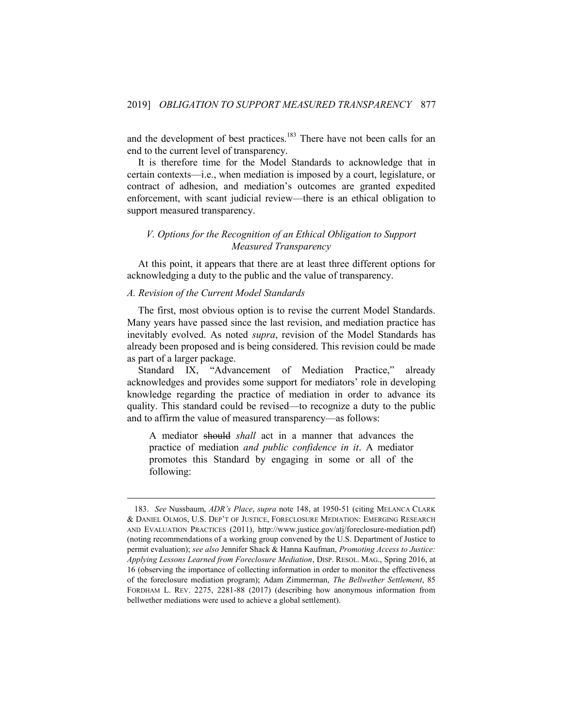and the development of best practices.[183] There have not been calls for an end to the current level of transparency.

It is therefore time for the Model Standards to acknowledge that in certain contexts—i.e., when mediation is imposed by a court, legislature, or contract of adhesion, and mediation's outcomes are granted expedited enforcement, with scant judicial review—there is an ethical obligation to support measured transparency.

## *V. Options for the Recognition of an Ethical Obligation to Support Measured Transparency*

At this point, it appears that there are at least three different options for acknowledging a duty to the public and the value of transparency.

### *A. Revision of the Current Model Standards*

The first, most obvious option is to revise the current Model Standards. Many years have passed since the last revision, and mediation practice has inevitably evolved. As noted *supra*, revision of the Model Standards has already been proposed and is being considered. This revision could be made as part of a larger package.

Standard IX, "Advancement of Mediation Practice," already acknowledges and provides some support for mediators' role in developing knowledge regarding the practice of mediation in order to advance its quality. This standard could be revised—to recognize a duty to the public and to affirm the value of measured transparency—as follows:

> A mediator ~~should~~ *shall* act in a manner that advances the practice of mediation *and public confidence in it*. A mediator promotes this Standard by engaging in some or all of the following:

---

183. *See* Nussbaum, *ADR's Place*, *supra* note 148, at 1950-51 (citing MELANCA CLARK & DANIEL OLMOS, U.S. DEP'T OF JUSTICE, FORECLOSURE MEDIATION: EMERGING RESEARCH AND EVALUATION PRACTICES (2011), http://www.justice.gov/atj/foreclosure-mediation.pdf) (noting recommendations of a working group convened by the U.S. Department of Justice to permit evaluation); *see also* Jennifer Shack & Hanna Kaufman, *Promoting Access to Justice: Applying Lessons Learned from Foreclosure Mediation*, DISP. RESOL. MAG., Spring 2016, at 16 (observing the importance of collecting information in order to monitor the effectiveness of the foreclosure mediation program); Adam Zimmerman, *The Bellwether Settlement*, 85 FORDHAM L. REV. 2275, 2281-88 (2017) (describing how anonymous information from bellwether mediations were used to achieve a global settlement).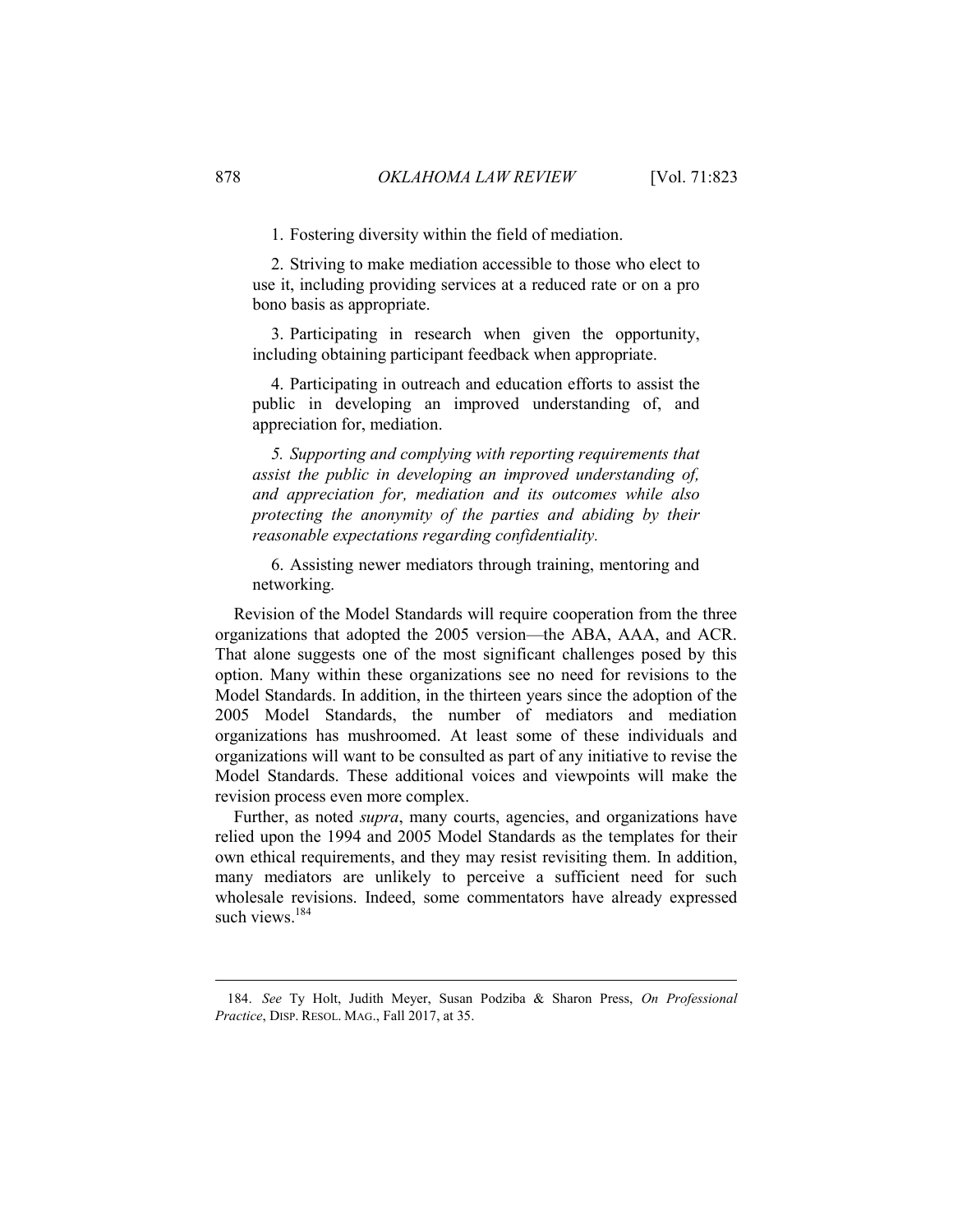1. Fostering diversity within the field of mediation.

2. Striving to make mediation accessible to those who elect to use it, including providing services at a reduced rate or on a pro bono basis as appropriate.

3. Participating in research when given the opportunity, including obtaining participant feedback when appropriate.

4. Participating in outreach and education efforts to assist the public in developing an improved understanding of, and appreciation for, mediation.

*5. Supporting and complying with reporting requirements that assist the public in developing an improved understanding of, and appreciation for, mediation and its outcomes while also protecting the anonymity of the parties and abiding by their reasonable expectations regarding confidentiality.*

6. Assisting newer mediators through training, mentoring and networking.

Revision of the Model Standards will require cooperation from the three organizations that adopted the 2005 version—the ABA, AAA, and ACR. That alone suggests one of the most significant challenges posed by this option. Many within these organizations see no need for revisions to the Model Standards. In addition, in the thirteen years since the adoption of the 2005 Model Standards, the number of mediators and mediation organizations has mushroomed. At least some of these individuals and organizations will want to be consulted as part of any initiative to revise the Model Standards. These additional voices and viewpoints will make the revision process even more complex.

Further, as noted *supra*, many courts, agencies, and organizations have relied upon the 1994 and 2005 Model Standards as the templates for their own ethical requirements, and they may resist revisiting them. In addition, many mediators are unlikely to perceive a sufficient need for such wholesale revisions. Indeed, some commentators have already expressed such views.[184]

---

184. *See* Ty Holt, Judith Meyer, Susan Podziba & Sharon Press, *On Professional Practice*, DISP. RESOL. MAG., Fall 2017, at 35.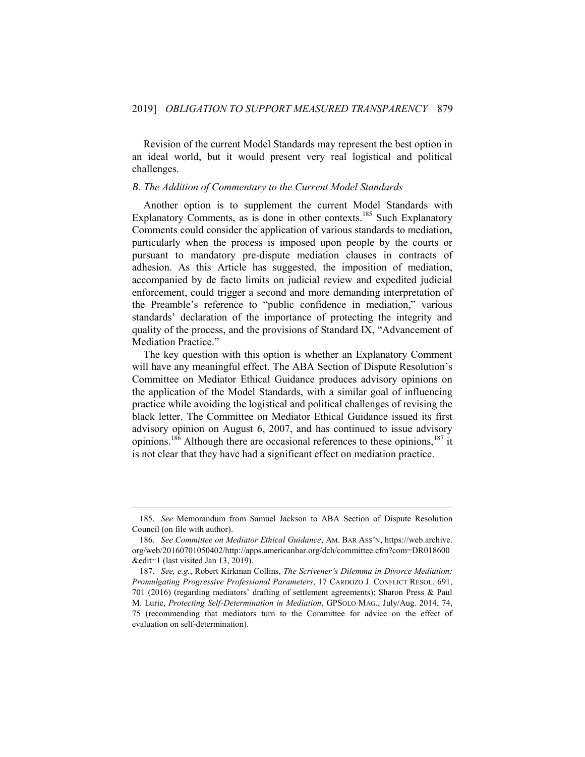Revision of the current Model Standards may represent the best option in an ideal world, but it would present very real logistical and political challenges.

### *B. The Addition of Commentary to the Current Model Standards*

Another option is to supplement the current Model Standards with Explanatory Comments, as is done in other contexts.[185] Such Explanatory Comments could consider the application of various standards to mediation, particularly when the process is imposed upon people by the courts or pursuant to mandatory pre-dispute mediation clauses in contracts of adhesion. As this Article has suggested, the imposition of mediation, accompanied by de facto limits on judicial review and expedited judicial enforcement, could trigger a second and more demanding interpretation of the Preamble's reference to "public confidence in mediation," various standards' declaration of the importance of protecting the integrity and quality of the process, and the provisions of Standard IX, "Advancement of Mediation Practice."

The key question with this option is whether an Explanatory Comment will have any meaningful effect. The ABA Section of Dispute Resolution's Committee on Mediator Ethical Guidance produces advisory opinions on the application of the Model Standards, with a similar goal of influencing practice while avoiding the logistical and political challenges of revising the black letter. The Committee on Mediator Ethical Guidance issued its first advisory opinion on August 6, 2007, and has continued to issue advisory opinions.[186] Although there are occasional references to these opinions,[187] it is not clear that they have had a significant effect on mediation practice.

---

185. *See* Memorandum from Samuel Jackson to ABA Section of Dispute Resolution Council (on file with author).

186. *See Committee on Mediator Ethical Guidance*, AM. BAR ASS'N, https://web.archive.org/web/20160701050402/http://apps.americanbar.org/dch/committee.cfm?com=DR018600&edit=1 (last visited Jan 13, 2019).

187. *See, e.g.*, Robert Kirkman Collins, *The Scrivener's Dilemma in Divorce Mediation: Promulgating Progressive Professional Parameters*, 17 CARDOZO J. CONFLICT RESOL. 691, 701 (2016) (regarding mediators' drafting of settlement agreements); Sharon Press & Paul M. Lurie, *Protecting Self-Determination in Mediation*, GPSOLO MAG., July/Aug. 2014, 74, 75 (recommending that mediators turn to the Committee for advice on the effect of evaluation on self-determination).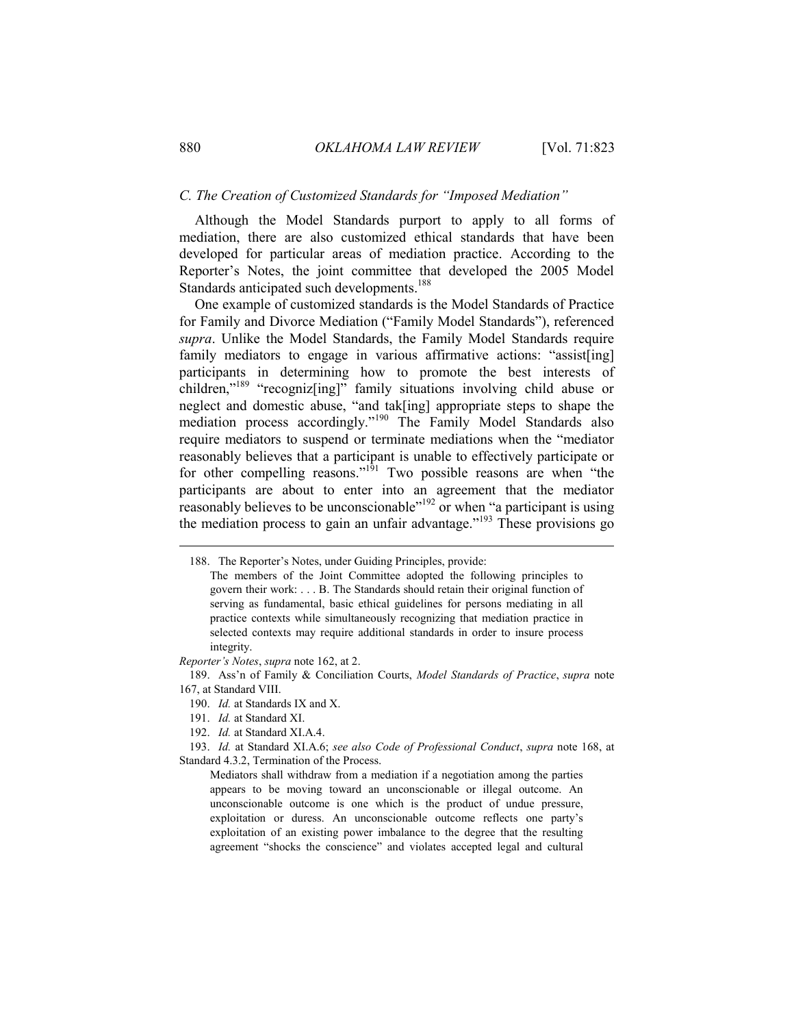### *C. The Creation of Customized Standards for "Imposed Mediation"*

Although the Model Standards purport to apply to all forms of mediation, there are also customized ethical standards that have been developed for particular areas of mediation practice. According to the Reporter's Notes, the joint committee that developed the 2005 Model Standards anticipated such developments.[188]

One example of customized standards is the Model Standards of Practice for Family and Divorce Mediation ("Family Model Standards"), referenced *supra*. Unlike the Model Standards, the Family Model Standards require family mediators to engage in various affirmative actions: "assist[ing] participants in determining how to promote the best interests of children,"[189] "recogniz[ing]" family situations involving child abuse or neglect and domestic abuse, "and tak[ing] appropriate steps to shape the mediation process accordingly."[190] The Family Model Standards also require mediators to suspend or terminate mediations when the "mediator reasonably believes that a participant is unable to effectively participate or for other compelling reasons."[191] Two possible reasons are when "the participants are about to enter into an agreement that the mediator reasonably believes to be unconscionable"[192] or when "a participant is using the mediation process to gain an unfair advantage."[193] These provisions go

---

188. The Reporter's Notes, under Guiding Principles, provide:

> The members of the Joint Committee adopted the following principles to govern their work: . . . B. The Standards should retain their original function of serving as fundamental, basic ethical guidelines for persons mediating in all practice contexts while simultaneously recognizing that mediation practice in selected contexts may require additional standards in order to insure process integrity.

*Reporter's Notes*, *supra* note 162, at 2.

189. Ass'n of Family & Conciliation Courts, *Model Standards of Practice*, *supra* note 167, at Standard VIII.

190. *Id.* at Standards IX and X.

191. *Id.* at Standard XI.

192. *Id.* at Standard XI.A.4.

193. *Id.* at Standard XI.A.6; *see also Code of Professional Conduct*, *supra* note 168, at Standard 4.3.2, Termination of the Process.

> Mediators shall withdraw from a mediation if a negotiation among the parties appears to be moving toward an unconscionable or illegal outcome. An unconscionable outcome is one which is the product of undue pressure, exploitation or duress. An unconscionable outcome reflects one party's exploitation of an existing power imbalance to the degree that the resulting agreement "shocks the conscience" and violates accepted legal and cultural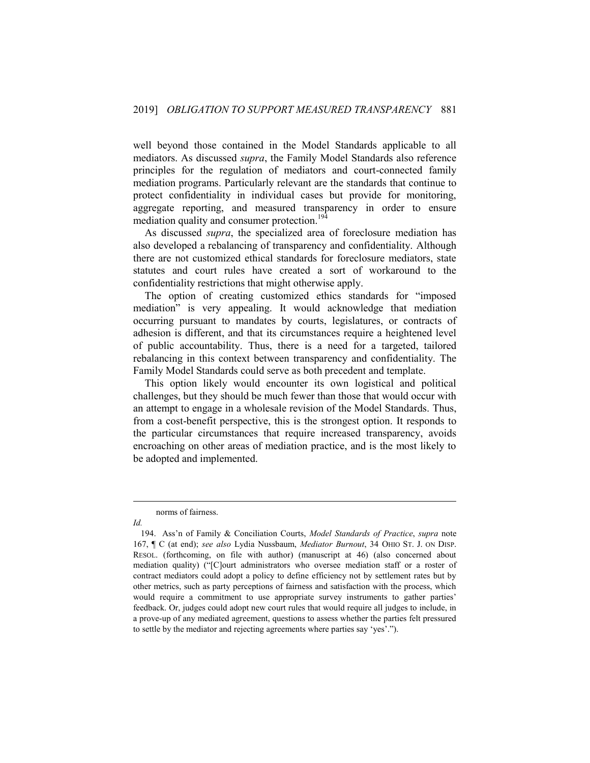well beyond those contained in the Model Standards applicable to all mediators. As discussed *supra*, the Family Model Standards also reference principles for the regulation of mediators and court-connected family mediation programs. Particularly relevant are the standards that continue to protect confidentiality in individual cases but provide for monitoring, aggregate reporting, and measured transparency in order to ensure mediation quality and consumer protection.[194]

As discussed *supra*, the specialized area of foreclosure mediation has also developed a rebalancing of transparency and confidentiality. Although there are not customized ethical standards for foreclosure mediators, state statutes and court rules have created a sort of workaround to the confidentiality restrictions that might otherwise apply.

The option of creating customized ethics standards for "imposed mediation" is very appealing. It would acknowledge that mediation occurring pursuant to mandates by courts, legislatures, or contracts of adhesion is different, and that its circumstances require a heightened level of public accountability. Thus, there is a need for a targeted, tailored rebalancing in this context between transparency and confidentiality. The Family Model Standards could serve as both precedent and template.

This option likely would encounter its own logistical and political challenges, but they should be much fewer than those that would occur with an attempt to engage in a wholesale revision of the Model Standards. Thus, from a cost-benefit perspective, this is the strongest option. It responds to the particular circumstances that require increased transparency, avoids encroaching on other areas of mediation practice, and is the most likely to be adopted and implemented.

---

norms of fairness.

*Id.*

194. Ass'n of Family & Conciliation Courts, *Model Standards of Practice*, *supra* note 167, ¶ C (at end); *see also* Lydia Nussbaum, *Mediator Burnout*, 34 OHIO ST. J. ON DISP. RESOL. (forthcoming, on file with author) (manuscript at 46) (also concerned about mediation quality) ("[C]ourt administrators who oversee mediation staff or a roster of contract mediators could adopt a policy to define efficiency not by settlement rates but by other metrics, such as party perceptions of fairness and satisfaction with the process, which would require a commitment to use appropriate survey instruments to gather parties' feedback. Or, judges could adopt new court rules that would require all judges to include, in a prove-up of any mediated agreement, questions to assess whether the parties felt pressured to settle by the mediator and rejecting agreements where parties say 'yes'.").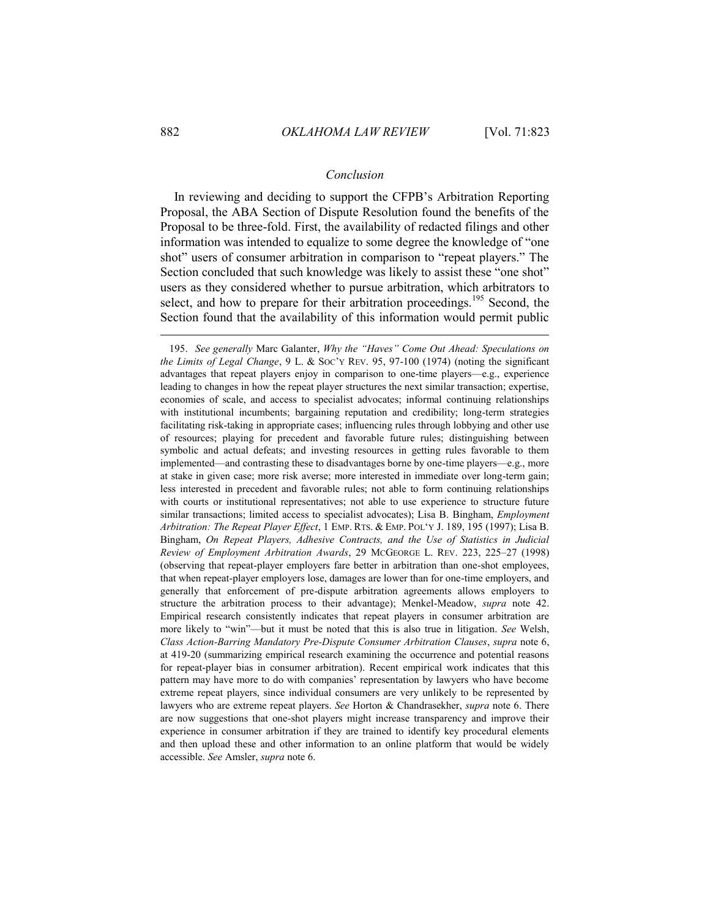## *Conclusion*

In reviewing and deciding to support the CFPB's Arbitration Reporting Proposal, the ABA Section of Dispute Resolution found the benefits of the Proposal to be three-fold. First, the availability of redacted filings and other information was intended to equalize to some degree the knowledge of "one shot" users of consumer arbitration in comparison to "repeat players." The Section concluded that such knowledge was likely to assist these "one shot" users as they considered whether to pursue arbitration, which arbitrators to select, and how to prepare for their arbitration proceedings.[195] Second, the Section found that the availability of this information would permit public

---

195. *See generally* Marc Galanter, *Why the "Haves" Come Out Ahead: Speculations on the Limits of Legal Change*, 9 L. & SOC'Y REV. 95, 97-100 (1974) (noting the significant advantages that repeat players enjoy in comparison to one-time players—e.g., experience leading to changes in how the repeat player structures the next similar transaction; expertise, economies of scale, and access to specialist advocates; informal continuing relationships with institutional incumbents; bargaining reputation and credibility; long-term strategies facilitating risk-taking in appropriate cases; influencing rules through lobbying and other use of resources; playing for precedent and favorable future rules; distinguishing between symbolic and actual defeats; and investing resources in getting rules favorable to them implemented—and contrasting these to disadvantages borne by one-time players—e.g., more at stake in given case; more risk averse; more interested in immediate over long-term gain; less interested in precedent and favorable rules; not able to form continuing relationships with courts or institutional representatives; not able to use experience to structure future similar transactions; limited access to specialist advocates); Lisa B. Bingham, *Employment Arbitration: The Repeat Player Effect*, 1 EMP. RTS. & EMP. POL'Y J. 189, 195 (1997); Lisa B. Bingham, *On Repeat Players, Adhesive Contracts, and the Use of Statistics in Judicial Review of Employment Arbitration Awards*, 29 MCGEORGE L. REV. 223, 225–27 (1998) (observing that repeat-player employers fare better in arbitration than one-shot employees, that when repeat-player employers lose, damages are lower than for one-time employers, and generally that enforcement of pre-dispute arbitration agreements allows employers to structure the arbitration process to their advantage); Menkel-Meadow, *supra* note 42. Empirical research consistently indicates that repeat players in consumer arbitration are more likely to "win"—but it must be noted that this is also true in litigation. *See* Welsh, *Class Action-Barring Mandatory Pre-Dispute Consumer Arbitration Clauses*, *supra* note 6, at 419-20 (summarizing empirical research examining the occurrence and potential reasons for repeat-player bias in consumer arbitration). Recent empirical work indicates that this pattern may have more to do with companies' representation by lawyers who have become extreme repeat players, since individual consumers are very unlikely to be represented by lawyers who are extreme repeat players. *See* Horton & Chandrasekher, *supra* note 6. There are now suggestions that one-shot players might increase transparency and improve their experience in consumer arbitration if they are trained to identify key procedural elements and then upload these and other information to an online platform that would be widely accessible. *See* Amsler, *supra* note 6.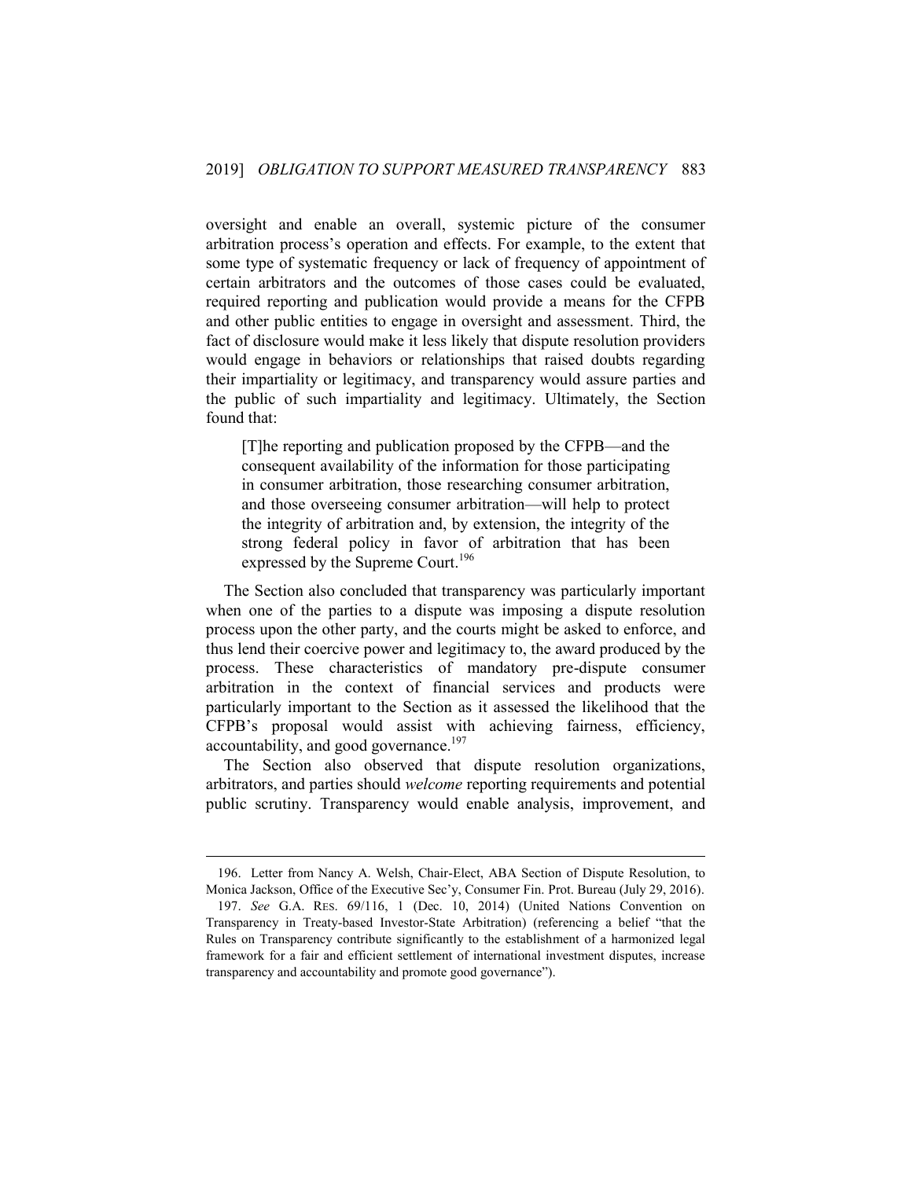oversight and enable an overall, systemic picture of the consumer arbitration process's operation and effects. For example, to the extent that some type of systematic frequency or lack of frequency of appointment of certain arbitrators and the outcomes of those cases could be evaluated, required reporting and publication would provide a means for the CFPB and other public entities to engage in oversight and assessment. Third, the fact of disclosure would make it less likely that dispute resolution providers would engage in behaviors or relationships that raised doubts regarding their impartiality or legitimacy, and transparency would assure parties and the public of such impartiality and legitimacy. Ultimately, the Section found that:

> [T]he reporting and publication proposed by the CFPB—and the consequent availability of the information for those participating in consumer arbitration, those researching consumer arbitration, and those overseeing consumer arbitration—will help to protect the integrity of arbitration and, by extension, the integrity of the strong federal policy in favor of arbitration that has been expressed by the Supreme Court.[196]

The Section also concluded that transparency was particularly important when one of the parties to a dispute was imposing a dispute resolution process upon the other party, and the courts might be asked to enforce, and thus lend their coercive power and legitimacy to, the award produced by the process. These characteristics of mandatory pre-dispute consumer arbitration in the context of financial services and products were particularly important to the Section as it assessed the likelihood that the CFPB's proposal would assist with achieving fairness, efficiency, accountability, and good governance.[197]

The Section also observed that dispute resolution organizations, arbitrators, and parties should *welcome* reporting requirements and potential public scrutiny. Transparency would enable analysis, improvement, and

---

196. Letter from Nancy A. Welsh, Chair-Elect, ABA Section of Dispute Resolution, to Monica Jackson, Office of the Executive Sec'y, Consumer Fin. Prot. Bureau (July 29, 2016).

197. *See* G.A. RES. 69/116, 1 (Dec. 10, 2014) (United Nations Convention on Transparency in Treaty-based Investor-State Arbitration) (referencing a belief "that the Rules on Transparency contribute significantly to the establishment of a harmonized legal framework for a fair and efficient settlement of international investment disputes, increase transparency and accountability and promote good governance").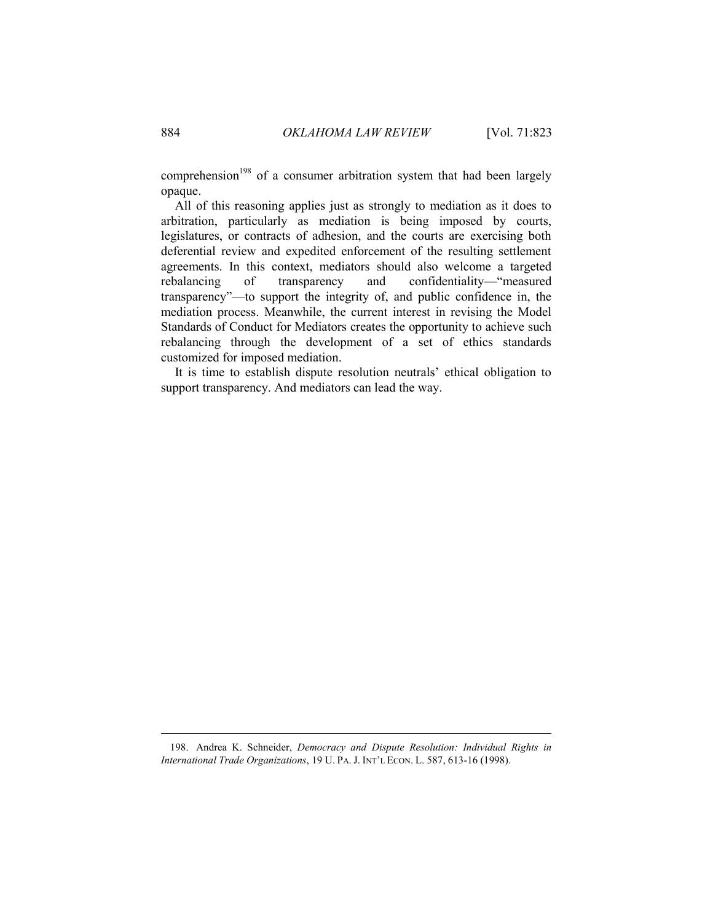comprehension[198] of a consumer arbitration system that had been largely opaque.

All of this reasoning applies just as strongly to mediation as it does to arbitration, particularly as mediation is being imposed by courts, legislatures, or contracts of adhesion, and the courts are exercising both deferential review and expedited enforcement of the resulting settlement agreements. In this context, mediators should also welcome a targeted rebalancing of transparency and confidentiality—"measured transparency"—to support the integrity of, and public confidence in, the mediation process. Meanwhile, the current interest in revising the Model Standards of Conduct for Mediators creates the opportunity to achieve such rebalancing through the development of a set of ethics standards customized for imposed mediation.

It is time to establish dispute resolution neutrals' ethical obligation to support transparency. And mediators can lead the way.

---

198. Andrea K. Schneider, *Democracy and Dispute Resolution: Individual Rights in International Trade Organizations*, 19 U. PA. J. INT'L ECON. L. 587, 613-16 (1998).